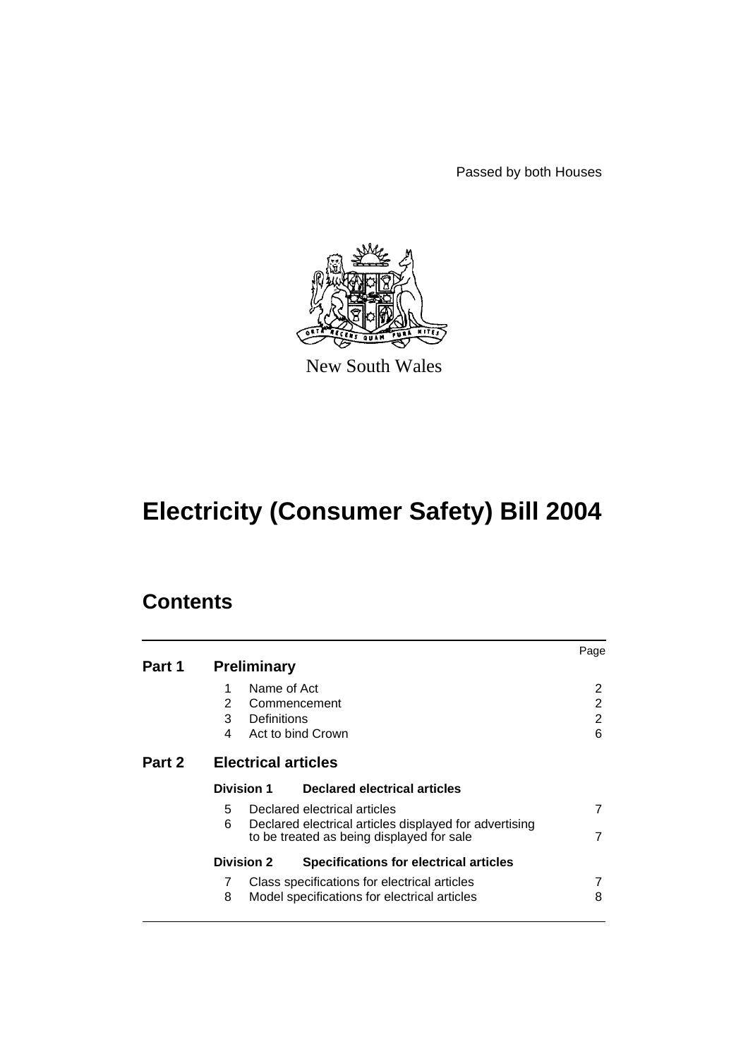Passed by both Houses

New South Wales

# Electricity (Consumer Safety) Bill 2004

## Contents

| | | | Page |
|---|---|---|---|
| **Part 1** | **Preliminary** | | |
| | 1 | Name of Act | 2 |
| | 2 | Commencement | 2 |
| | 3 | Definitions | 2 |
| | 4 | Act to bind Crown | 6 |
| **Part 2** | **Electrical articles** | | |
| | **Division 1** | **Declared electrical articles** | |
| | 5 | Declared electrical articles | 7 |
| | 6 | Declared electrical articles displayed for advertising to be treated as being displayed for sale | 7 |
| | **Division 2** | **Specifications for electrical articles** | |
| | 7 | Class specifications for electrical articles | 7 |
| | 8 | Model specifications for electrical articles | 8 |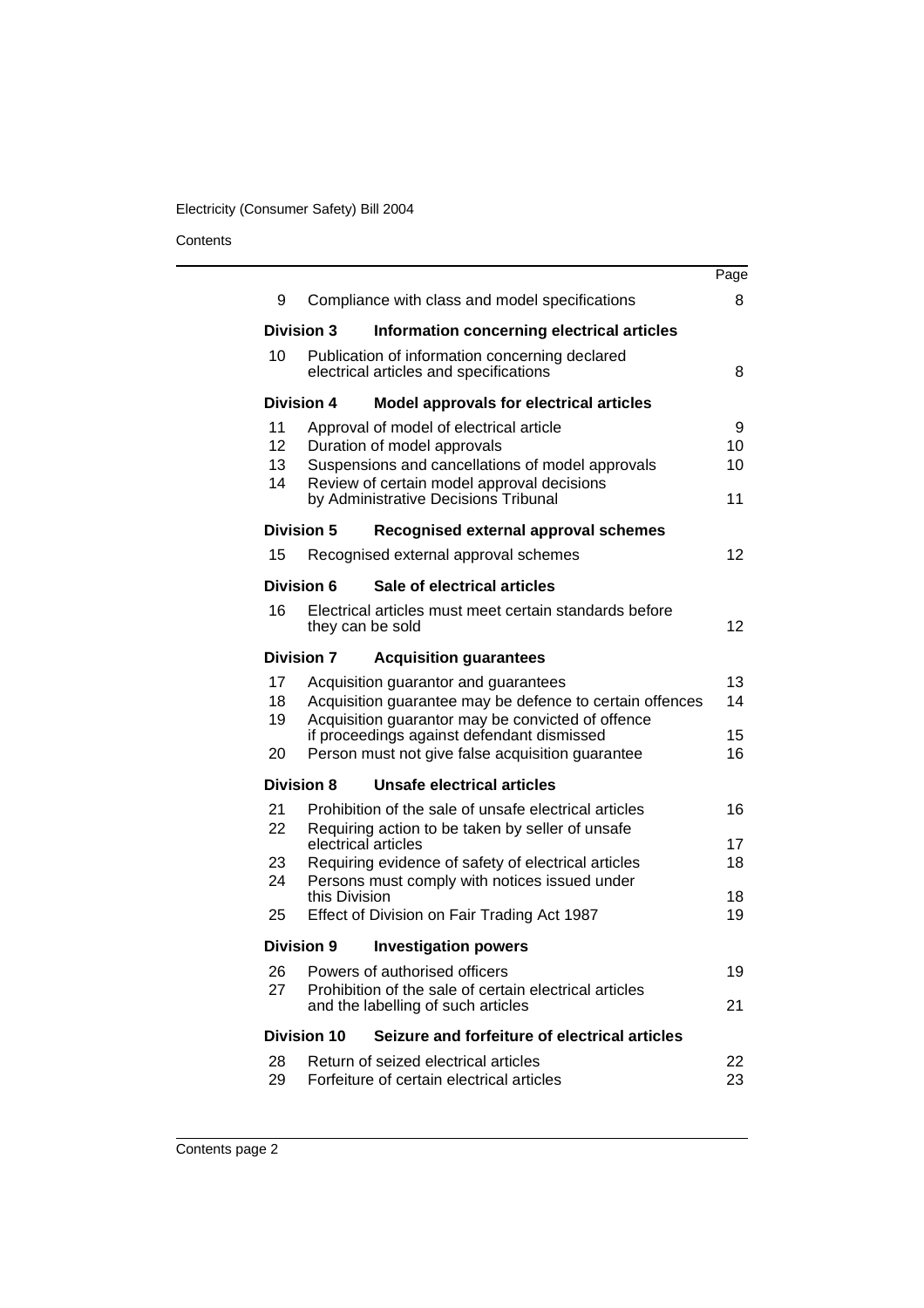Contents

| | | Page |
|---|---|---|
| 9 | Compliance with class and model specifications | 8 |
| **Division 3** | **Information concerning electrical articles** | |
| 10 | Publication of information concerning declared electrical articles and specifications | 8 |
| **Division 4** | **Model approvals for electrical articles** | |
| 11 | Approval of model of electrical article | 9 |
| 12 | Duration of model approvals | 10 |
| 13 | Suspensions and cancellations of model approvals | 10 |
| 14 | Review of certain model approval decisions by Administrative Decisions Tribunal | 11 |
| **Division 5** | **Recognised external approval schemes** | |
| 15 | Recognised external approval schemes | 12 |
| **Division 6** | **Sale of electrical articles** | |
| 16 | Electrical articles must meet certain standards before they can be sold | 12 |
| **Division 7** | **Acquisition guarantees** | |
| 17 | Acquisition guarantor and guarantees | 13 |
| 18 | Acquisition guarantee may be defence to certain offences | 14 |
| 19 | Acquisition guarantor may be convicted of offence if proceedings against defendant dismissed | 15 |
| 20 | Person must not give false acquisition guarantee | 16 |
| **Division 8** | **Unsafe electrical articles** | |
| 21 | Prohibition of the sale of unsafe electrical articles | 16 |
| 22 | Requiring action to be taken by seller of unsafe electrical articles | 17 |
| 23 | Requiring evidence of safety of electrical articles | 18 |
| 24 | Persons must comply with notices issued under this Division | 18 |
| 25 | Effect of Division on Fair Trading Act 1987 | 19 |
| **Division 9** | **Investigation powers** | |
| 26 | Powers of authorised officers | 19 |
| 27 | Prohibition of the sale of certain electrical articles and the labelling of such articles | 21 |
| **Division 10** | **Seizure and forfeiture of electrical articles** | |
| 28 | Return of seized electrical articles | 22 |
| 29 | Forfeiture of certain electrical articles | 23 |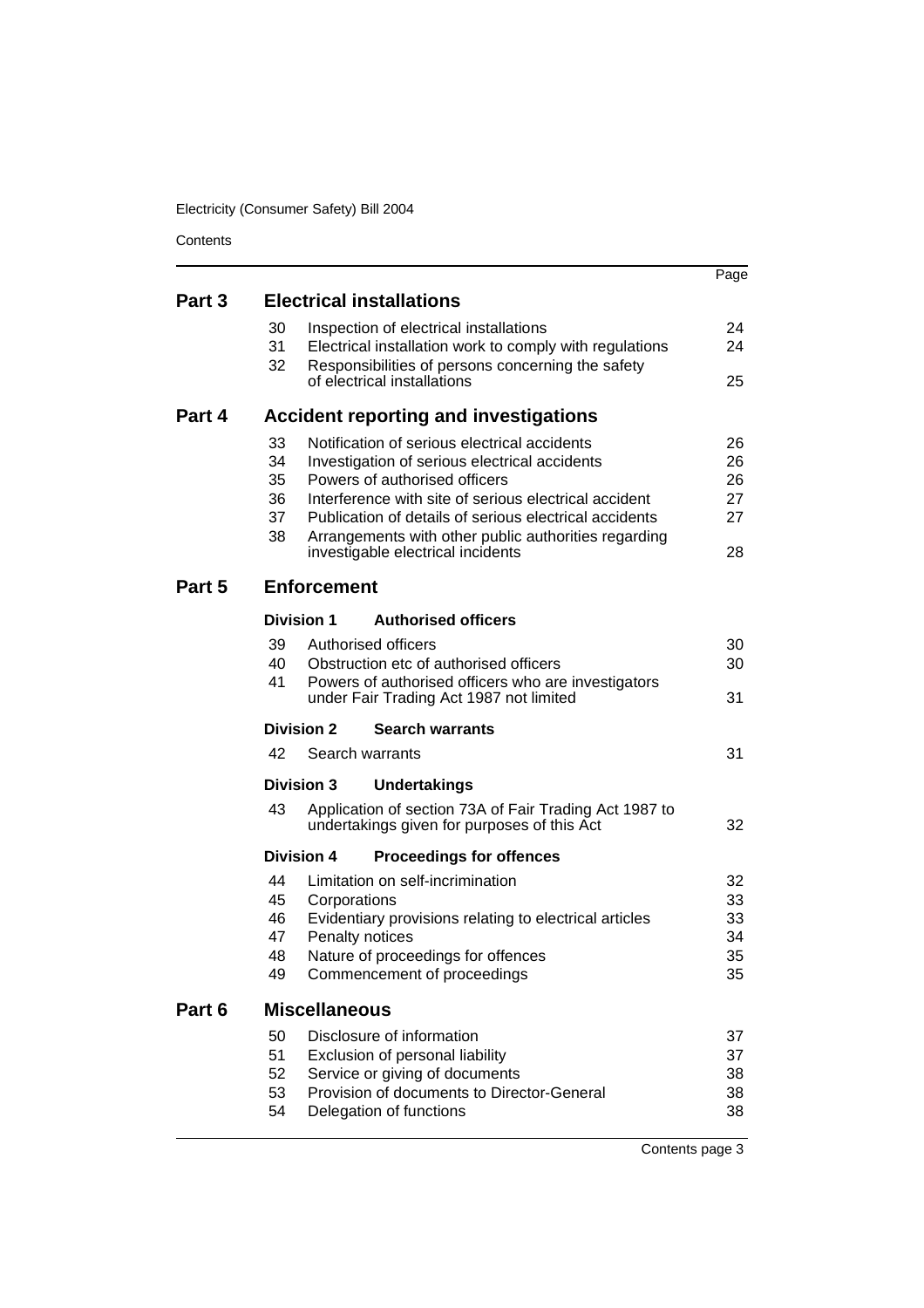| | | | Page |
|---|---|---|---|
| **Part 3** | **Electrical installations** | | |
| | 30 | Inspection of electrical installations | 24 |
| | 31 | Electrical installation work to comply with regulations | 24 |
| | 32 | Responsibilities of persons concerning the safety of electrical installations | 25 |
| **Part 4** | **Accident reporting and investigations** | | |
| | 33 | Notification of serious electrical accidents | 26 |
| | 34 | Investigation of serious electrical accidents | 26 |
| | 35 | Powers of authorised officers | 26 |
| | 36 | Interference with site of serious electrical accident | 27 |
| | 37 | Publication of details of serious electrical accidents | 27 |
| | 38 | Arrangements with other public authorities regarding investigable electrical incidents | 28 |
| **Part 5** | **Enforcement** | | |
| | **Division 1** | **Authorised officers** | |
| | 39 | Authorised officers | 30 |
| | 40 | Obstruction etc of authorised officers | 30 |
| | 41 | Powers of authorised officers who are investigators under Fair Trading Act 1987 not limited | 31 |
| | **Division 2** | **Search warrants** | |
| | 42 | Search warrants | 31 |
| | **Division 3** | **Undertakings** | |
| | 43 | Application of section 73A of Fair Trading Act 1987 to undertakings given for purposes of this Act | 32 |
| | **Division 4** | **Proceedings for offences** | |
| | 44 | Limitation on self-incrimination | 32 |
| | 45 | Corporations | 33 |
| | 46 | Evidentiary provisions relating to electrical articles | 33 |
| | 47 | Penalty notices | 34 |
| | 48 | Nature of proceedings for offences | 35 |
| | 49 | Commencement of proceedings | 35 |
| **Part 6** | **Miscellaneous** | | |
| | 50 | Disclosure of information | 37 |
| | 51 | Exclusion of personal liability | 37 |
| | 52 | Service or giving of documents | 38 |
| | 53 | Provision of documents to Director-General | 38 |
| | 54 | Delegation of functions | 38 |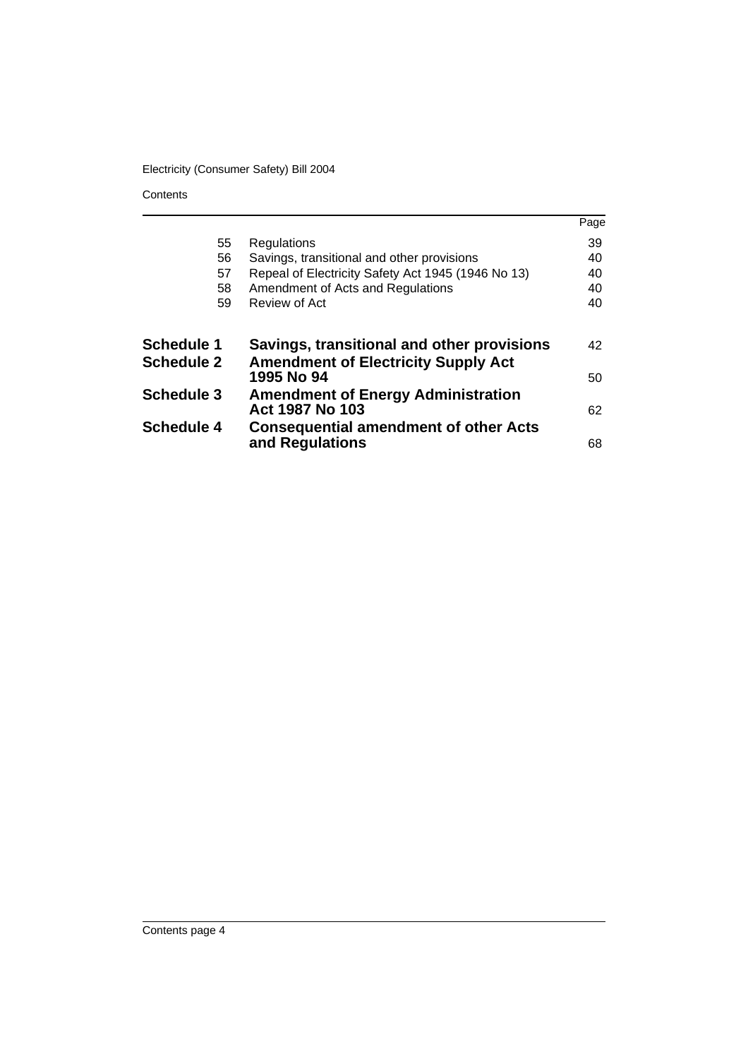| | | Page |
|---|---|---|
| 55 | Regulations | 39 |
| 56 | Savings, transitional and other provisions | 40 |
| 57 | Repeal of Electricity Safety Act 1945 (1946 No 13) | 40 |
| 58 | Amendment of Acts and Regulations | 40 |
| 59 | Review of Act | 40 |
| **Schedule 1** | **Savings, transitional and other provisions** | 42 |
| **Schedule 2** | **Amendment of Electricity Supply Act 1995 No 94** | 50 |
| **Schedule 3** | **Amendment of Energy Administration Act 1987 No 103** | 62 |
| **Schedule 4** | **Consequential amendment of other Acts and Regulations** | 68 |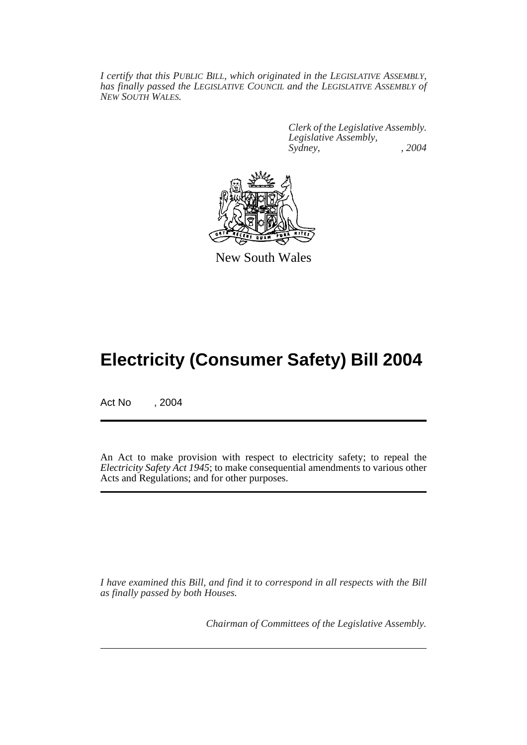*I certify that this PUBLIC BILL, which originated in the LEGISLATIVE ASSEMBLY, has finally passed the LEGISLATIVE COUNCIL and the LEGISLATIVE ASSEMBLY of NEW SOUTH WALES.*

*Clerk of the Legislative Assembly.*
*Legislative Assembly,*
*Sydney, , 2004*

New South Wales

# Electricity (Consumer Safety) Bill 2004

Act No , 2004

An Act to make provision with respect to electricity safety; to repeal the *Electricity Safety Act 1945*; to make consequential amendments to various other Acts and Regulations; and for other purposes.

*I have examined this Bill, and find it to correspond in all respects with the Bill as finally passed by both Houses.*

*Chairman of Committees of the Legislative Assembly.*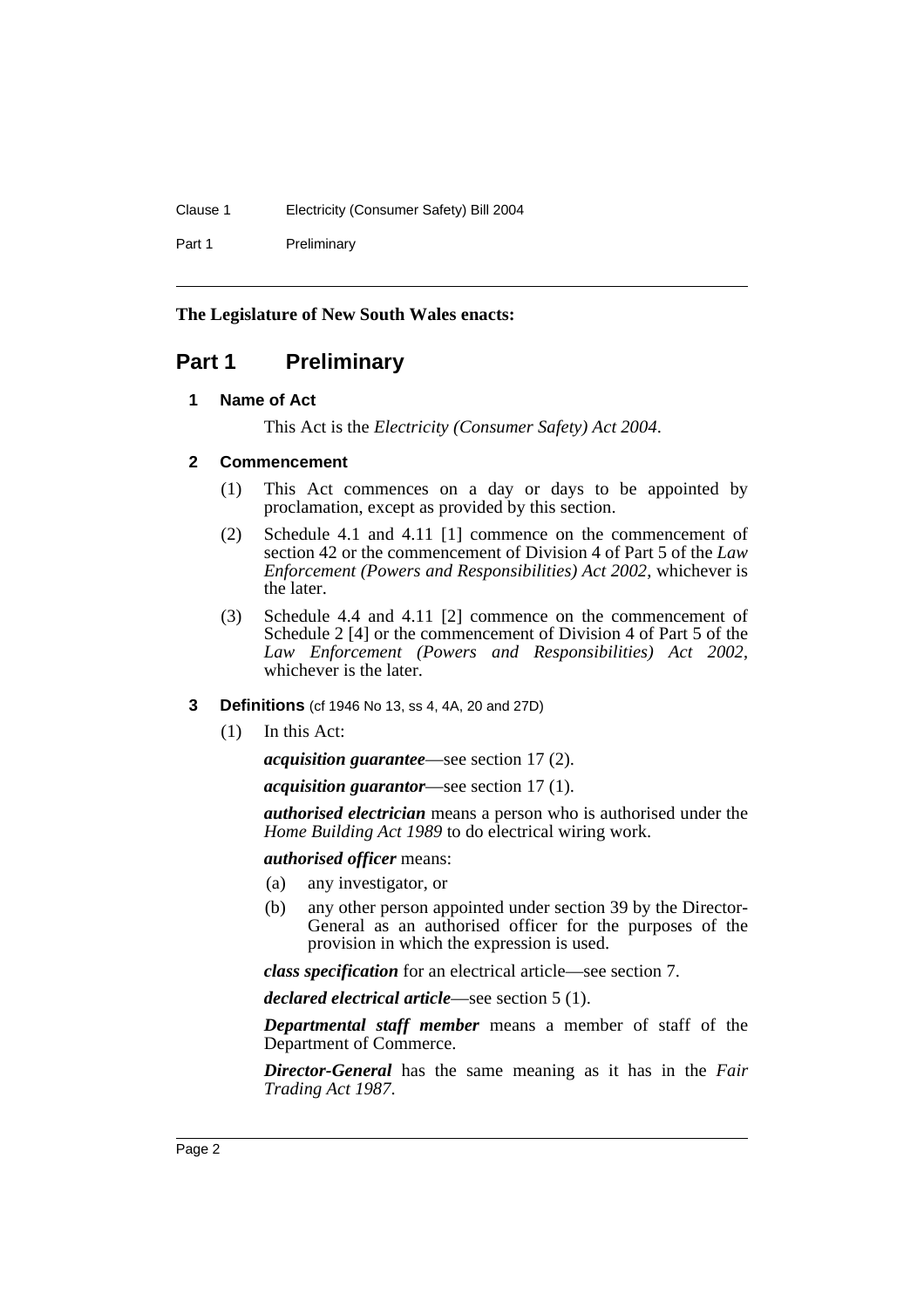**The Legislature of New South Wales enacts:**

# Part 1 Preliminary

### 1 Name of Act

This Act is the *Electricity (Consumer Safety) Act 2004*.

### 2 Commencement

(1) This Act commences on a day or days to be appointed by proclamation, except as provided by this section.

(2) Schedule 4.1 and 4.11 [1] commence on the commencement of section 42 or the commencement of Division 4 of Part 5 of the *Law Enforcement (Powers and Responsibilities) Act 2002*, whichever is the later.

(3) Schedule 4.4 and 4.11 [2] commence on the commencement of Schedule 2 [4] or the commencement of Division 4 of Part 5 of the *Law Enforcement (Powers and Responsibilities) Act 2002*, whichever is the later.

### 3 Definitions (cf 1946 No 13, ss 4, 4A, 20 and 27D)

(1) In this Act:

***acquisition guarantee***—see section 17 (2).

***acquisition guarantor***—see section 17 (1).

***authorised electrician*** means a person who is authorised under the *Home Building Act 1989* to do electrical wiring work.

***authorised officer*** means:

(a) any investigator, or

(b) any other person appointed under section 39 by the Director-General as an authorised officer for the purposes of the provision in which the expression is used.

***class specification*** for an electrical article—see section 7.

***declared electrical article***—see section 5 (1).

***Departmental staff member*** means a member of staff of the Department of Commerce.

***Director-General*** has the same meaning as it has in the *Fair Trading Act 1987*.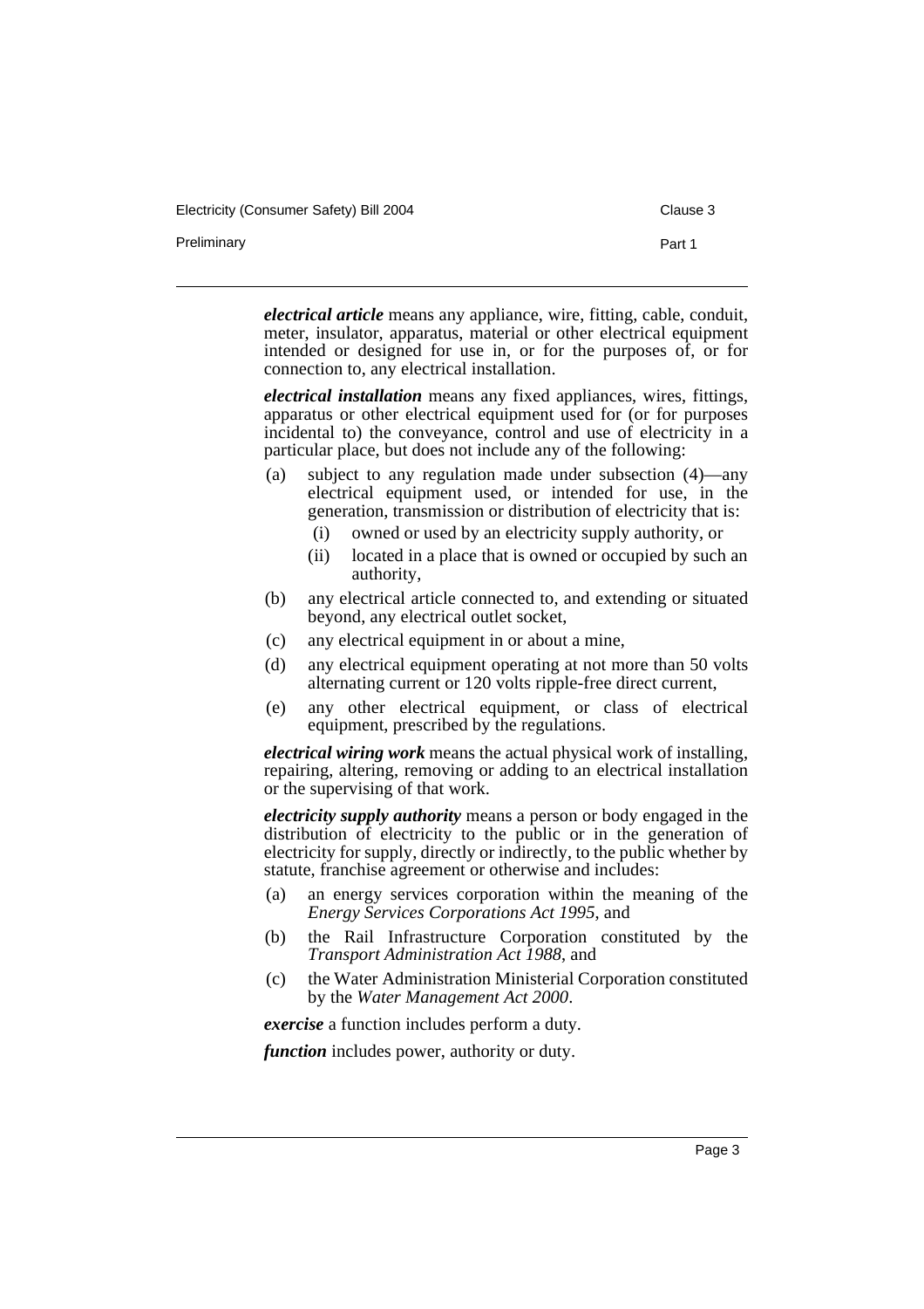***electrical article*** means any appliance, wire, fitting, cable, conduit, meter, insulator, apparatus, material or other electrical equipment intended or designed for use in, or for the purposes of, or for connection to, any electrical installation.

***electrical installation*** means any fixed appliances, wires, fittings, apparatus or other electrical equipment used for (or for purposes incidental to) the conveyance, control and use of electricity in a particular place, but does not include any of the following:

(a) subject to any regulation made under subsection (4)—any electrical equipment used, or intended for use, in the generation, transmission or distribution of electricity that is:

  (i) owned or used by an electricity supply authority, or

  (ii) located in a place that is owned or occupied by such an authority,

(b) any electrical article connected to, and extending or situated beyond, any electrical outlet socket,

(c) any electrical equipment in or about a mine,

(d) any electrical equipment operating at not more than 50 volts alternating current or 120 volts ripple-free direct current,

(e) any other electrical equipment, or class of electrical equipment, prescribed by the regulations.

***electrical wiring work*** means the actual physical work of installing, repairing, altering, removing or adding to an electrical installation or the supervising of that work.

***electricity supply authority*** means a person or body engaged in the distribution of electricity to the public or in the generation of electricity for supply, directly or indirectly, to the public whether by statute, franchise agreement or otherwise and includes:

(a) an energy services corporation within the meaning of the *Energy Services Corporations Act 1995*, and

(b) the Rail Infrastructure Corporation constituted by the *Transport Administration Act 1988*, and

(c) the Water Administration Ministerial Corporation constituted by the *Water Management Act 2000*.

***exercise*** a function includes perform a duty.

***function*** includes power, authority or duty.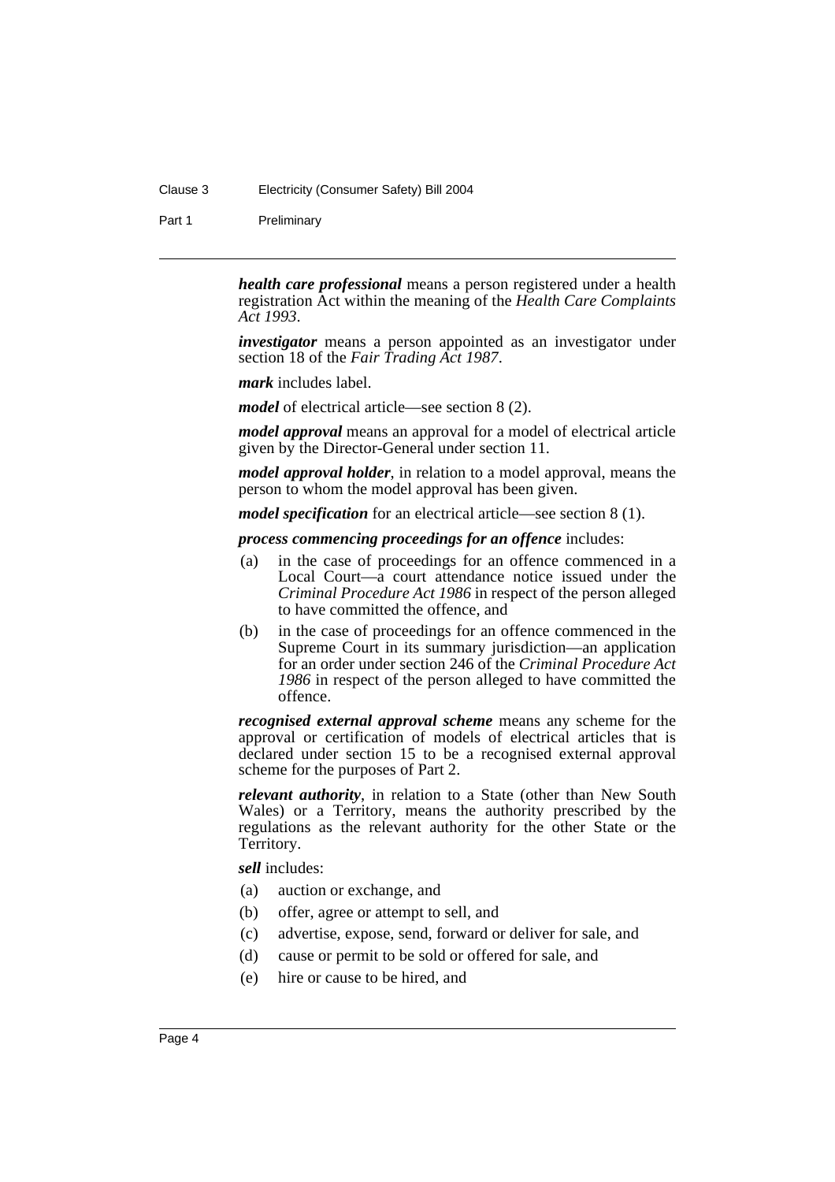***health care professional*** means a person registered under a health registration Act within the meaning of the *Health Care Complaints Act 1993*.

***investigator*** means a person appointed as an investigator under section 18 of the *Fair Trading Act 1987*.

***mark*** includes label.

***model*** of electrical article—see section 8 (2).

***model approval*** means an approval for a model of electrical article given by the Director-General under section 11.

***model approval holder***, in relation to a model approval, means the person to whom the model approval has been given.

***model specification*** for an electrical article—see section 8 (1).

***process commencing proceedings for an offence*** includes:

- (a) in the case of proceedings for an offence commenced in a Local Court—a court attendance notice issued under the *Criminal Procedure Act 1986* in respect of the person alleged to have committed the offence, and
- (b) in the case of proceedings for an offence commenced in the Supreme Court in its summary jurisdiction—an application for an order under section 246 of the *Criminal Procedure Act 1986* in respect of the person alleged to have committed the offence.

***recognised external approval scheme*** means any scheme for the approval or certification of models of electrical articles that is declared under section 15 to be a recognised external approval scheme for the purposes of Part 2.

***relevant authority***, in relation to a State (other than New South Wales) or a Territory, means the authority prescribed by the regulations as the relevant authority for the other State or the Territory.

***sell*** includes:

- (a) auction or exchange, and
- (b) offer, agree or attempt to sell, and
- (c) advertise, expose, send, forward or deliver for sale, and
- (d) cause or permit to be sold or offered for sale, and
- (e) hire or cause to be hired, and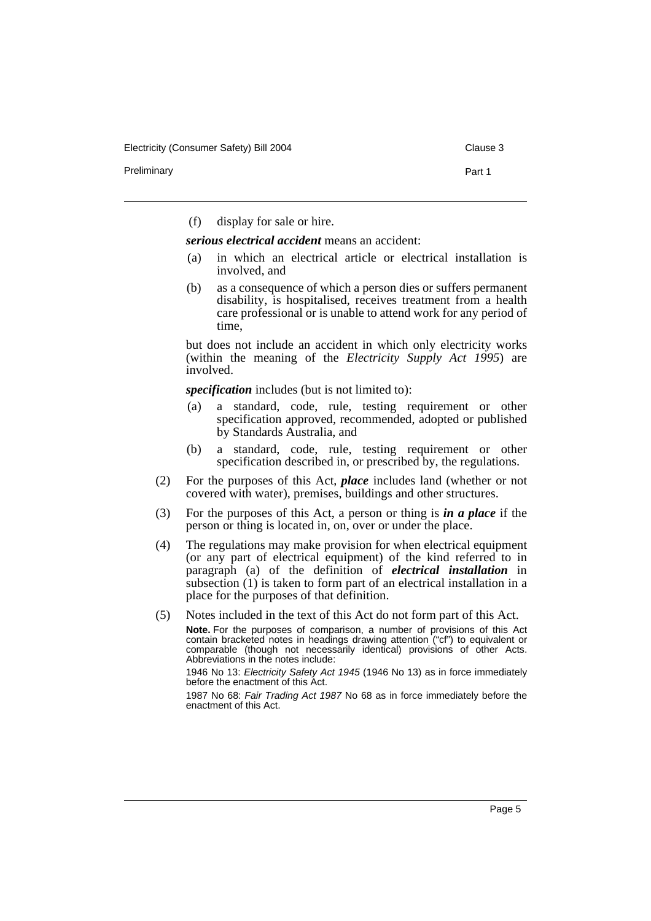(f) display for sale or hire.

***serious electrical accident*** means an accident:

(a) in which an electrical article or electrical installation is involved, and

(b) as a consequence of which a person dies or suffers permanent disability, is hospitalised, receives treatment from a health care professional or is unable to attend work for any period of time,

but does not include an accident in which only electricity works (within the meaning of the *Electricity Supply Act 1995*) are involved.

***specification*** includes (but is not limited to):

(a) a standard, code, rule, testing requirement or other specification approved, recommended, adopted or published by Standards Australia, and

(b) a standard, code, rule, testing requirement or other specification described in, or prescribed by, the regulations.

(2) For the purposes of this Act, ***place*** includes land (whether or not covered with water), premises, buildings and other structures.

(3) For the purposes of this Act, a person or thing is ***in a place*** if the person or thing is located in, on, over or under the place.

(4) The regulations may make provision for when electrical equipment (or any part of electrical equipment) of the kind referred to in paragraph (a) of the definition of ***electrical installation*** in subsection (1) is taken to form part of an electrical installation in a place for the purposes of that definition.

(5) Notes included in the text of this Act do not form part of this Act.

**Note.** For the purposes of comparison, a number of provisions of this Act contain bracketed notes in headings drawing attention ("cf") to equivalent or comparable (though not necessarily identical) provisions of other Acts. Abbreviations in the notes include:

1946 No 13: *Electricity Safety Act 1945* (1946 No 13) as in force immediately before the enactment of this Act.

1987 No 68: *Fair Trading Act 1987* No 68 as in force immediately before the enactment of this Act.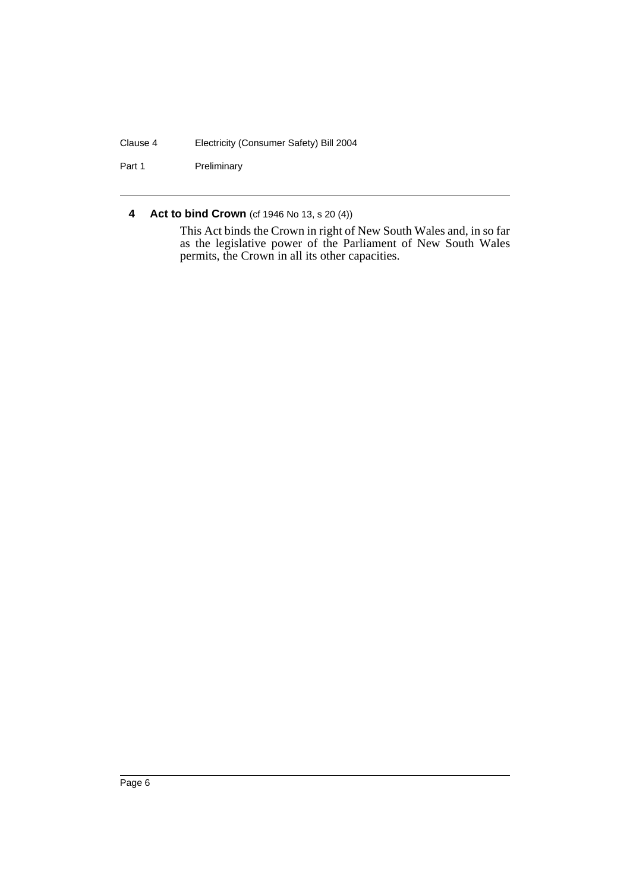### 4 Act to bind Crown (cf 1946 No 13, s 20 (4))

This Act binds the Crown in right of New South Wales and, in so far as the legislative power of the Parliament of New South Wales permits, the Crown in all its other capacities.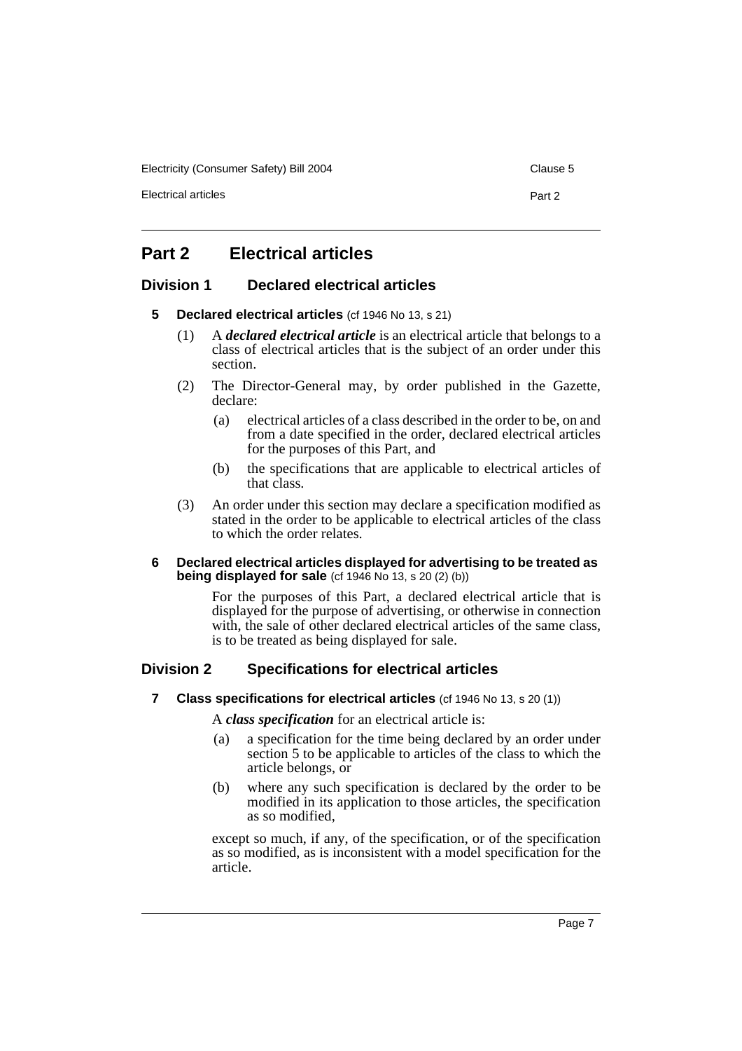# Part 2 Electrical articles

## Division 1 Declared electrical articles

### 5 Declared electrical articles (cf 1946 No 13, s 21)

(1) A ***declared electrical article*** is an electrical article that belongs to a class of electrical articles that is the subject of an order under this section.

(2) The Director-General may, by order published in the Gazette, declare:

- (a) electrical articles of a class described in the order to be, on and from a date specified in the order, declared electrical articles for the purposes of this Part, and
- (b) the specifications that are applicable to electrical articles of that class.

(3) An order under this section may declare a specification modified as stated in the order to be applicable to electrical articles of the class to which the order relates.

### 6 Declared electrical articles displayed for advertising to be treated as being displayed for sale (cf 1946 No 13, s 20 (2) (b))

For the purposes of this Part, a declared electrical article that is displayed for the purpose of advertising, or otherwise in connection with, the sale of other declared electrical articles of the same class, is to be treated as being displayed for sale.

## Division 2 Specifications for electrical articles

### 7 Class specifications for electrical articles (cf 1946 No 13, s 20 (1))

A ***class specification*** for an electrical article is:

- (a) a specification for the time being declared by an order under section 5 to be applicable to articles of the class to which the article belongs, or
- (b) where any such specification is declared by the order to be modified in its application to those articles, the specification as so modified,

except so much, if any, of the specification, or of the specification as so modified, as is inconsistent with a model specification for the article.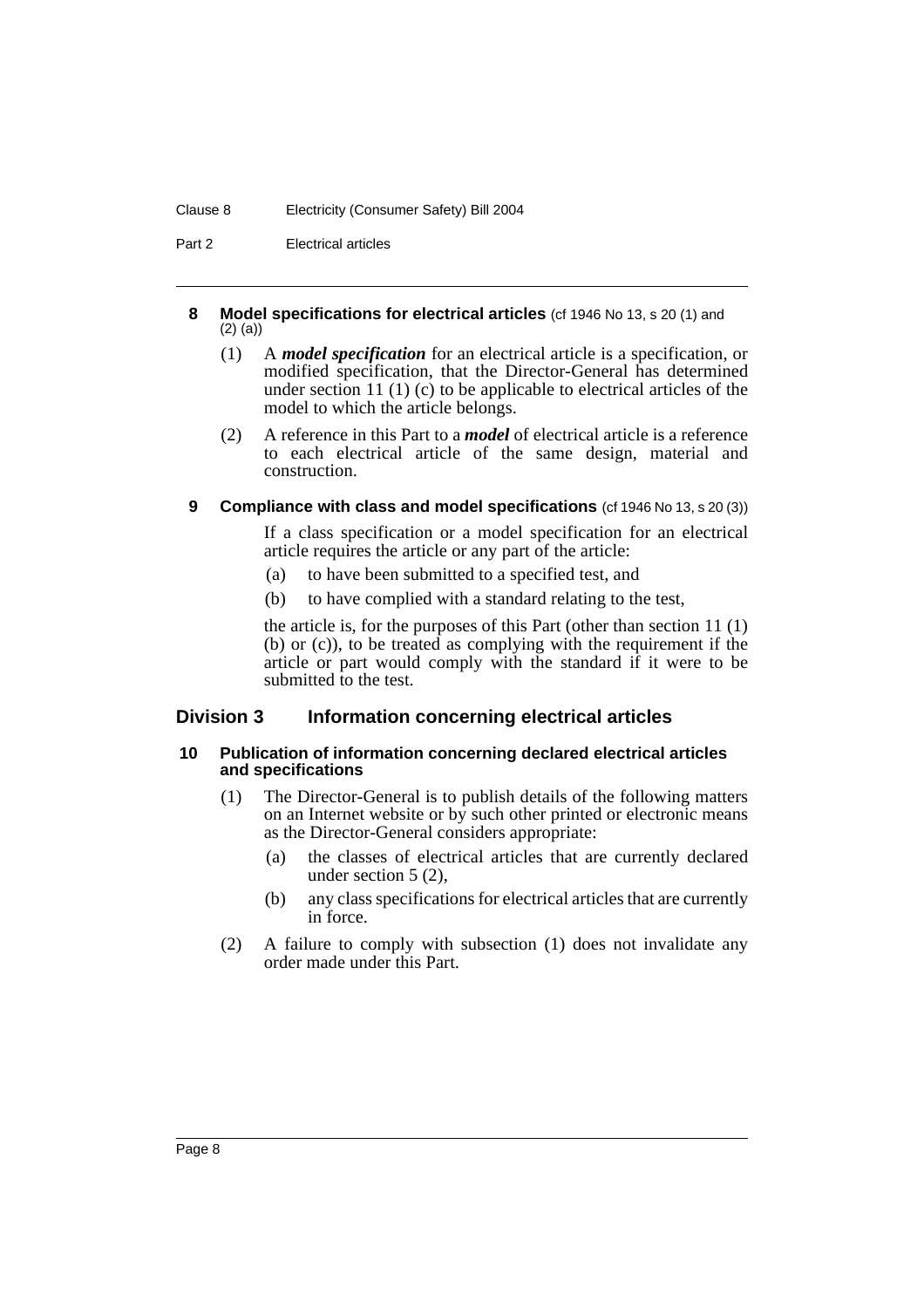**8 Model specifications for electrical articles** (cf 1946 No 13, s 20 (1) and (2) (a))

(1) A ***model specification*** for an electrical article is a specification, or modified specification, that the Director-General has determined under section 11 (1) (c) to be applicable to electrical articles of the model to which the article belongs.

(2) A reference in this Part to a ***model*** of electrical article is a reference to each electrical article of the same design, material and construction.

**9 Compliance with class and model specifications** (cf 1946 No 13, s 20 (3))

If a class specification or a model specification for an electrical article requires the article or any part of the article:

(a) to have been submitted to a specified test, and

(b) to have complied with a standard relating to the test,

the article is, for the purposes of this Part (other than section 11 (1) (b) or (c)), to be treated as complying with the requirement if the article or part would comply with the standard if it were to be submitted to the test.

## Division 3 Information concerning electrical articles

**10 Publication of information concerning declared electrical articles and specifications**

(1) The Director-General is to publish details of the following matters on an Internet website or by such other printed or electronic means as the Director-General considers appropriate:

(a) the classes of electrical articles that are currently declared under section 5 (2),

(b) any class specifications for electrical articles that are currently in force.

(2) A failure to comply with subsection (1) does not invalidate any order made under this Part.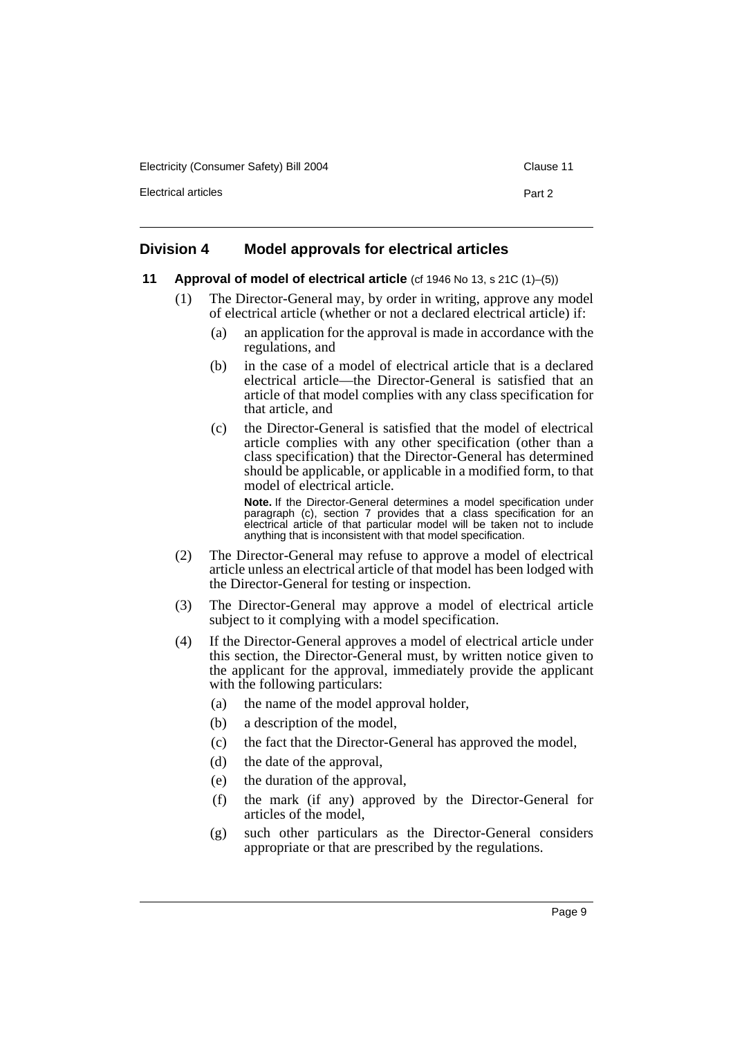## Division 4 Model approvals for electrical articles

### 11 Approval of model of electrical article (cf 1946 No 13, s 21C (1)–(5))

(1) The Director-General may, by order in writing, approve any model of electrical article (whether or not a declared electrical article) if:

(a) an application for the approval is made in accordance with the regulations, and

(b) in the case of a model of electrical article that is a declared electrical article—the Director-General is satisfied that an article of that model complies with any class specification for that article, and

(c) the Director-General is satisfied that the model of electrical article complies with any other specification (other than a class specification) that the Director-General has determined should be applicable, or applicable in a modified form, to that model of electrical article.

**Note.** If the Director-General determines a model specification under paragraph (c), section 7 provides that a class specification for an electrical article of that particular model will be taken not to include anything that is inconsistent with that model specification.

(2) The Director-General may refuse to approve a model of electrical article unless an electrical article of that model has been lodged with the Director-General for testing or inspection.

(3) The Director-General may approve a model of electrical article subject to it complying with a model specification.

(4) If the Director-General approves a model of electrical article under this section, the Director-General must, by written notice given to the applicant for the approval, immediately provide the applicant with the following particulars:

(a) the name of the model approval holder,

(b) a description of the model,

(c) the fact that the Director-General has approved the model,

(d) the date of the approval,

(e) the duration of the approval,

(f) the mark (if any) approved by the Director-General for articles of the model,

(g) such other particulars as the Director-General considers appropriate or that are prescribed by the regulations.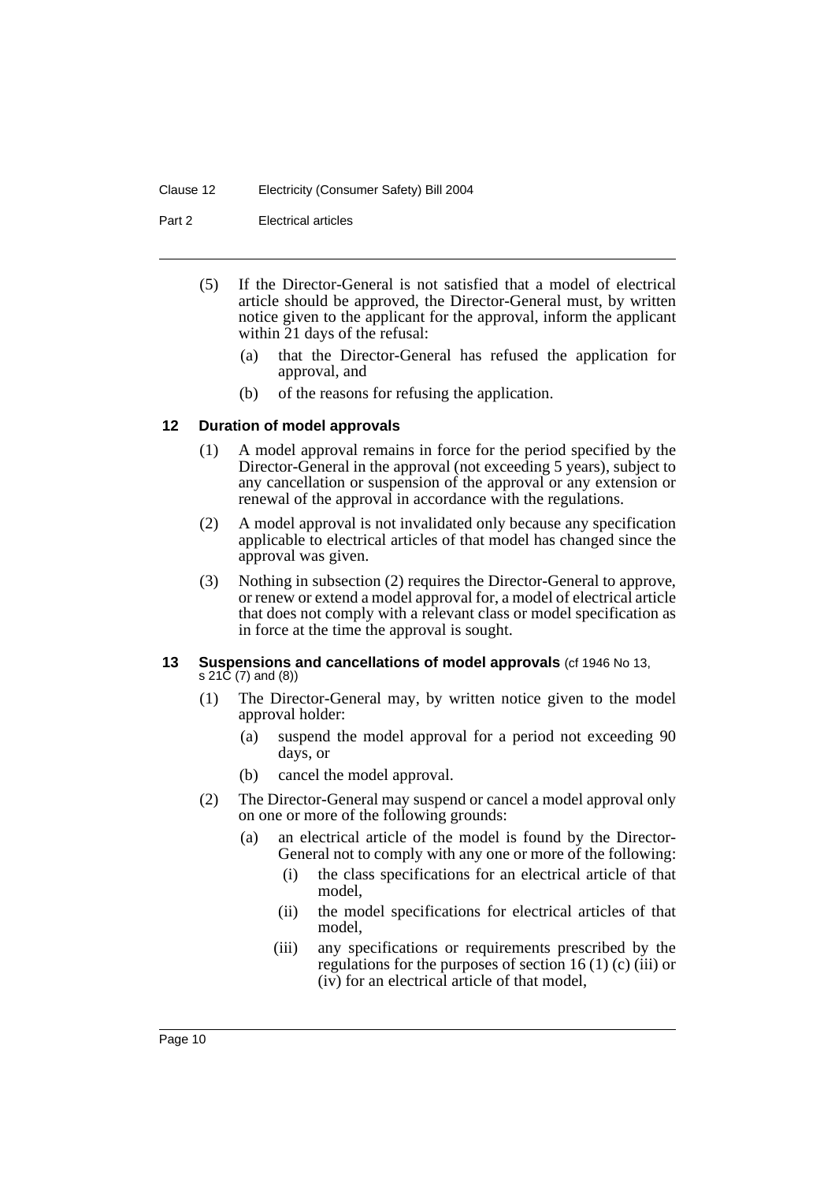(5) If the Director-General is not satisfied that a model of electrical article should be approved, the Director-General must, by written notice given to the applicant for the approval, inform the applicant within 21 days of the refusal:

- (a) that the Director-General has refused the application for approval, and
- (b) of the reasons for refusing the application.

### 12 Duration of model approvals

(1) A model approval remains in force for the period specified by the Director-General in the approval (not exceeding 5 years), subject to any cancellation or suspension of the approval or any extension or renewal of the approval in accordance with the regulations.

(2) A model approval is not invalidated only because any specification applicable to electrical articles of that model has changed since the approval was given.

(3) Nothing in subsection (2) requires the Director-General to approve, or renew or extend a model approval for, a model of electrical article that does not comply with a relevant class or model specification as in force at the time the approval is sought.

### 13 Suspensions and cancellations of model approvals (cf 1946 No 13, s 21C (7) and (8))

(1) The Director-General may, by written notice given to the model approval holder:

- (a) suspend the model approval for a period not exceeding 90 days, or
- (b) cancel the model approval.

(2) The Director-General may suspend or cancel a model approval only on one or more of the following grounds:

- (a) an electrical article of the model is found by the Director-General not to comply with any one or more of the following:
  - (i) the class specifications for an electrical article of that model,
  - (ii) the model specifications for electrical articles of that model,
  - (iii) any specifications or requirements prescribed by the regulations for the purposes of section 16 (1) (c) (iii) or (iv) for an electrical article of that model,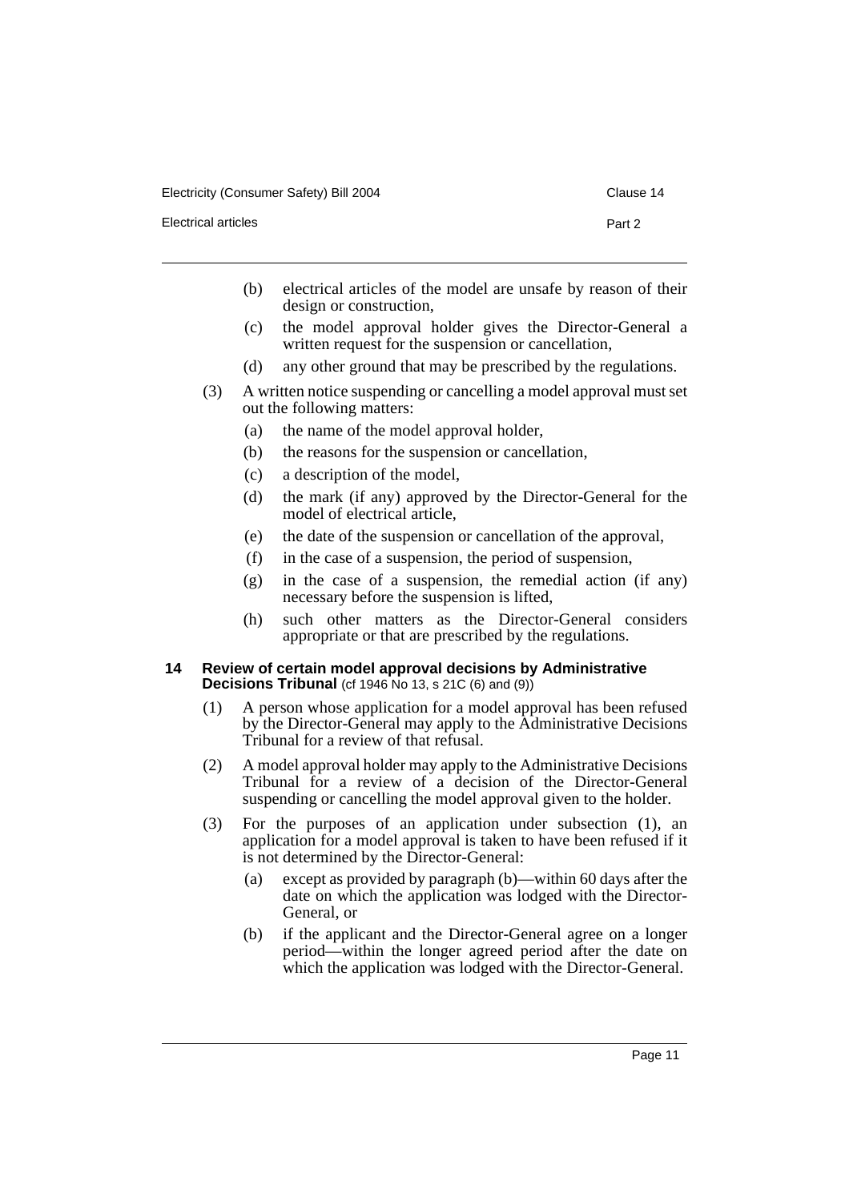(b) electrical articles of the model are unsafe by reason of their design or construction,

(c) the model approval holder gives the Director-General a written request for the suspension or cancellation,

(d) any other ground that may be prescribed by the regulations.

(3) A written notice suspending or cancelling a model approval must set out the following matters:

(a) the name of the model approval holder,

(b) the reasons for the suspension or cancellation,

(c) a description of the model,

(d) the mark (if any) approved by the Director-General for the model of electrical article,

(e) the date of the suspension or cancellation of the approval,

(f) in the case of a suspension, the period of suspension,

(g) in the case of a suspension, the remedial action (if any) necessary before the suspension is lifted,

(h) such other matters as the Director-General considers appropriate or that are prescribed by the regulations.

### 14 Review of certain model approval decisions by Administrative Decisions Tribunal (cf 1946 No 13, s 21C (6) and (9))

(1) A person whose application for a model approval has been refused by the Director-General may apply to the Administrative Decisions Tribunal for a review of that refusal.

(2) A model approval holder may apply to the Administrative Decisions Tribunal for a review of a decision of the Director-General suspending or cancelling the model approval given to the holder.

(3) For the purposes of an application under subsection (1), an application for a model approval is taken to have been refused if it is not determined by the Director-General:

(a) except as provided by paragraph (b)—within 60 days after the date on which the application was lodged with the Director-General, or

(b) if the applicant and the Director-General agree on a longer period—within the longer agreed period after the date on which the application was lodged with the Director-General.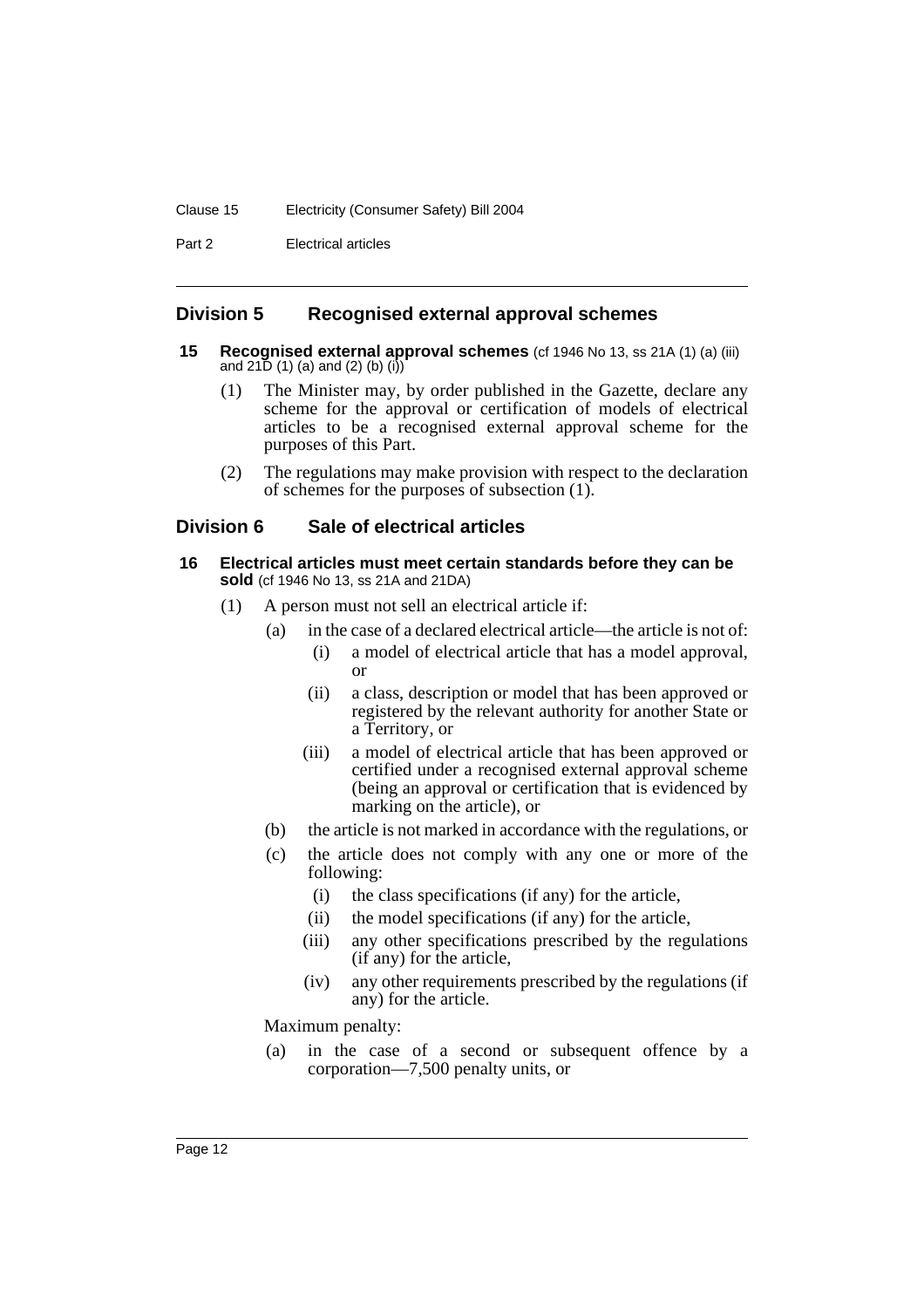## Division 5 Recognised external approval schemes

### 15 Recognised external approval schemes (cf 1946 No 13, ss 21A (1) (a) (iii) and 21D (1) (a) and (2) (b) (i))

(1) The Minister may, by order published in the Gazette, declare any scheme for the approval or certification of models of electrical articles to be a recognised external approval scheme for the purposes of this Part.

(2) The regulations may make provision with respect to the declaration of schemes for the purposes of subsection (1).

## Division 6 Sale of electrical articles

### 16 Electrical articles must meet certain standards before they can be sold (cf 1946 No 13, ss 21A and 21DA)

(1) A person must not sell an electrical article if:

- (a) in the case of a declared electrical article—the article is not of:
  - (i) a model of electrical article that has a model approval, or
  - (ii) a class, description or model that has been approved or registered by the relevant authority for another State or a Territory, or
  - (iii) a model of electrical article that has been approved or certified under a recognised external approval scheme (being an approval or certification that is evidenced by marking on the article), or
- (b) the article is not marked in accordance with the regulations, or
- (c) the article does not comply with any one or more of the following:
  - (i) the class specifications (if any) for the article,
  - (ii) the model specifications (if any) for the article,
  - (iii) any other specifications prescribed by the regulations (if any) for the article,
  - (iv) any other requirements prescribed by the regulations (if any) for the article.

Maximum penalty:

- (a) in the case of a second or subsequent offence by a corporation—7,500 penalty units, or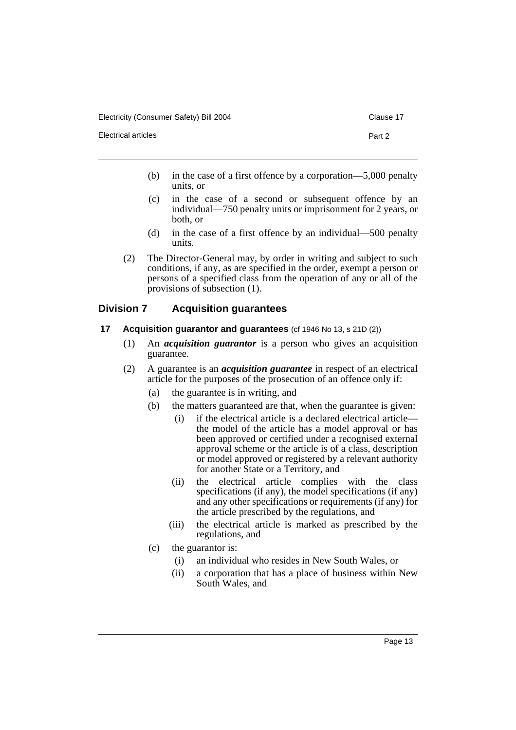(b) in the case of a first offence by a corporation—5,000 penalty units, or

(c) in the case of a second or subsequent offence by an individual—750 penalty units or imprisonment for 2 years, or both, or

(d) in the case of a first offence by an individual—500 penalty units.

(2) The Director-General may, by order in writing and subject to such conditions, if any, as are specified in the order, exempt a person or persons of a specified class from the operation of any or all of the provisions of subsection (1).

## Division 7 Acquisition guarantees

### 17 Acquisition guarantor and guarantees (cf 1946 No 13, s 21D (2))

(1) An ***acquisition guarantor*** is a person who gives an acquisition guarantee.

(2) A guarantee is an ***acquisition guarantee*** in respect of an electrical article for the purposes of the prosecution of an offence only if:

(a) the guarantee is in writing, and

(b) the matters guaranteed are that, when the guarantee is given:

(i) if the electrical article is a declared electrical article—the model of the article has a model approval or has been approved or certified under a recognised external approval scheme or the article is of a class, description or model approved or registered by a relevant authority for another State or a Territory, and

(ii) the electrical article complies with the class specifications (if any), the model specifications (if any) and any other specifications or requirements (if any) for the article prescribed by the regulations, and

(iii) the electrical article is marked as prescribed by the regulations, and

(c) the guarantor is:

(i) an individual who resides in New South Wales, or

(ii) a corporation that has a place of business within New South Wales, and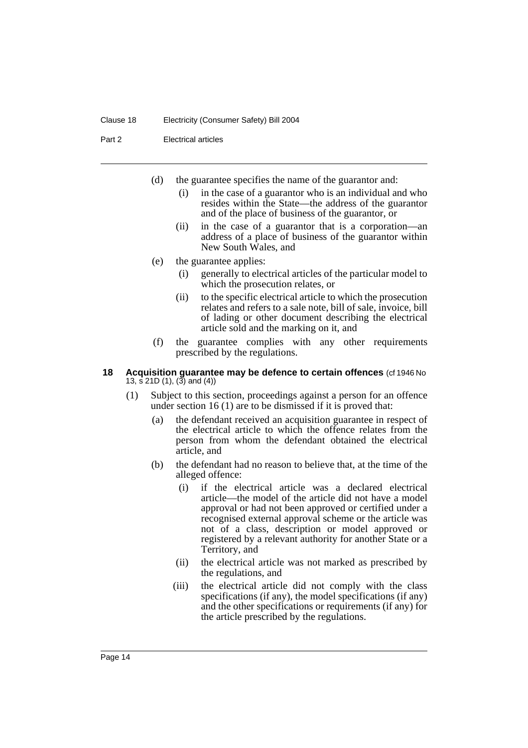(d) the guarantee specifies the name of the guarantor and:

    (i) in the case of a guarantor who is an individual and who resides within the State—the address of the guarantor and of the place of business of the guarantor, or

    (ii) in the case of a guarantor that is a corporation—an address of a place of business of the guarantor within New South Wales, and

(e) the guarantee applies:

    (i) generally to electrical articles of the particular model to which the prosecution relates, or

    (ii) to the specific electrical article to which the prosecution relates and refers to a sale note, bill of sale, invoice, bill of lading or other document describing the electrical article sold and the marking on it, and

(f) the guarantee complies with any other requirements prescribed by the regulations.

### 18 Acquisition guarantee may be defence to certain offences (cf 1946 No 13, s 21D (1), (3) and (4))

(1) Subject to this section, proceedings against a person for an offence under section 16 (1) are to be dismissed if it is proved that:

(a) the defendant received an acquisition guarantee in respect of the electrical article to which the offence relates from the person from whom the defendant obtained the electrical article, and

(b) the defendant had no reason to believe that, at the time of the alleged offence:

    (i) if the electrical article was a declared electrical article—the model of the article did not have a model approval or had not been approved or certified under a recognised external approval scheme or the article was not of a class, description or model approved or registered by a relevant authority for another State or a Territory, and

    (ii) the electrical article was not marked as prescribed by the regulations, and

    (iii) the electrical article did not comply with the class specifications (if any), the model specifications (if any) and the other specifications or requirements (if any) for the article prescribed by the regulations.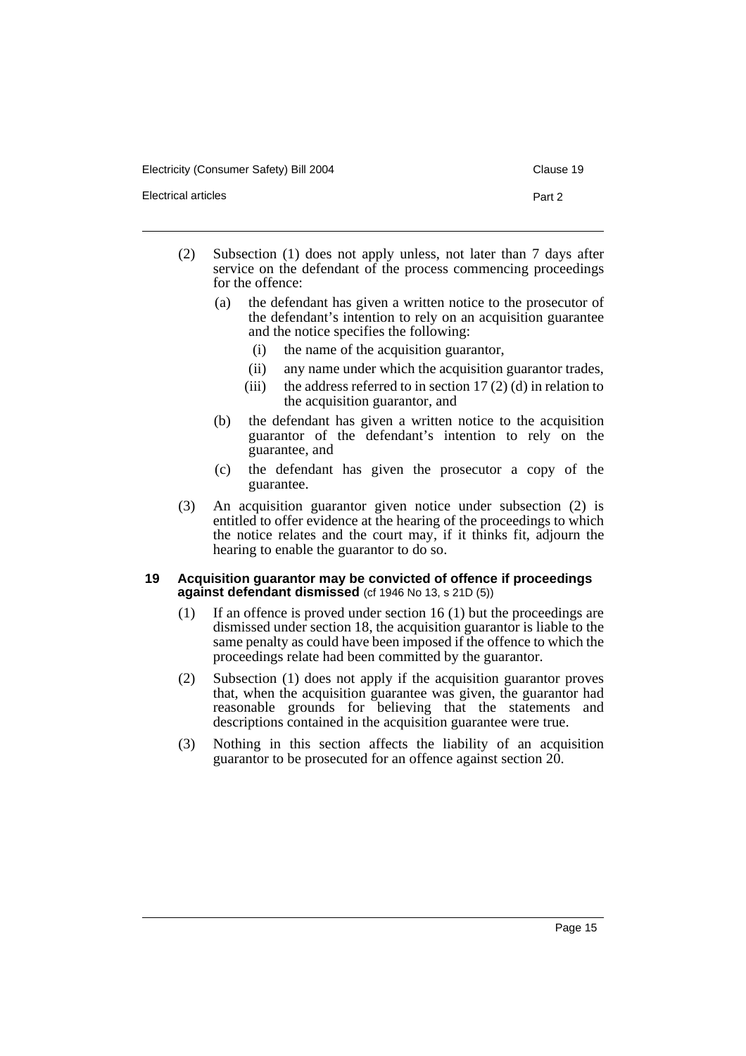(2) Subsection (1) does not apply unless, not later than 7 days after service on the defendant of the process commencing proceedings for the offence:

(a) the defendant has given a written notice to the prosecutor of the defendant's intention to rely on an acquisition guarantee and the notice specifies the following:

(i) the name of the acquisition guarantor,

(ii) any name under which the acquisition guarantor trades,

(iii) the address referred to in section 17 (2) (d) in relation to the acquisition guarantor, and

(b) the defendant has given a written notice to the acquisition guarantor of the defendant's intention to rely on the guarantee, and

(c) the defendant has given the prosecutor a copy of the guarantee.

(3) An acquisition guarantor given notice under subsection (2) is entitled to offer evidence at the hearing of the proceedings to which the notice relates and the court may, if it thinks fit, adjourn the hearing to enable the guarantor to do so.

### 19 Acquisition guarantor may be convicted of offence if proceedings against defendant dismissed (cf 1946 No 13, s 21D (5))

(1) If an offence is proved under section 16 (1) but the proceedings are dismissed under section 18, the acquisition guarantor is liable to the same penalty as could have been imposed if the offence to which the proceedings relate had been committed by the guarantor.

(2) Subsection (1) does not apply if the acquisition guarantor proves that, when the acquisition guarantee was given, the guarantor had reasonable grounds for believing that the statements and descriptions contained in the acquisition guarantee were true.

(3) Nothing in this section affects the liability of an acquisition guarantor to be prosecuted for an offence against section 20.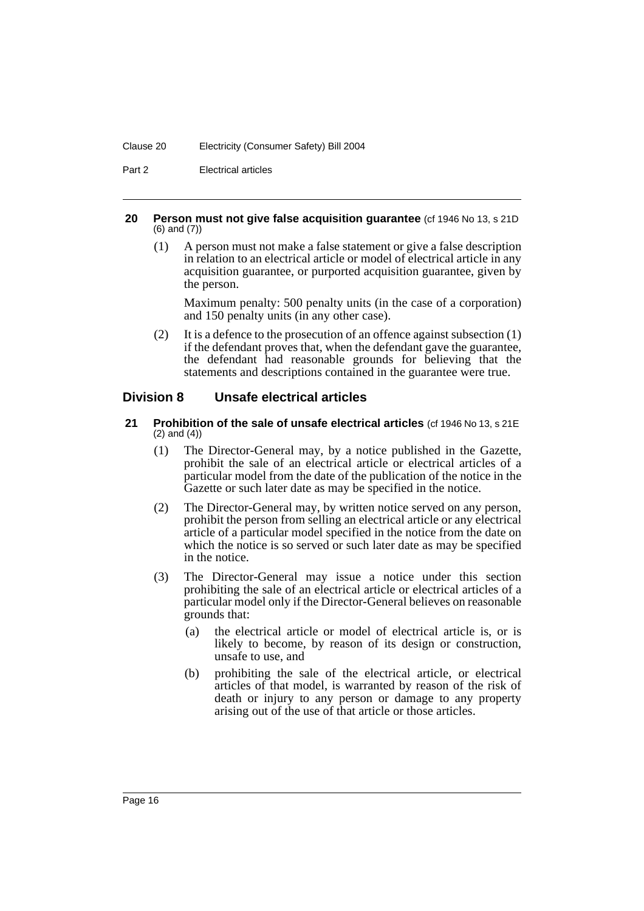#### 20 Person must not give false acquisition guarantee (cf 1946 No 13, s 21D (6) and (7))

(1) A person must not make a false statement or give a false description in relation to an electrical article or model of electrical article in any acquisition guarantee, or purported acquisition guarantee, given by the person.

Maximum penalty: 500 penalty units (in the case of a corporation) and 150 penalty units (in any other case).

(2) It is a defence to the prosecution of an offence against subsection (1) if the defendant proves that, when the defendant gave the guarantee, the defendant had reasonable grounds for believing that the statements and descriptions contained in the guarantee were true.

### Division 8 Unsafe electrical articles

#### 21 Prohibition of the sale of unsafe electrical articles (cf 1946 No 13, s 21E (2) and (4))

(1) The Director-General may, by a notice published in the Gazette, prohibit the sale of an electrical article or electrical articles of a particular model from the date of the publication of the notice in the Gazette or such later date as may be specified in the notice.

(2) The Director-General may, by written notice served on any person, prohibit the person from selling an electrical article or any electrical article of a particular model specified in the notice from the date on which the notice is so served or such later date as may be specified in the notice.

(3) The Director-General may issue a notice under this section prohibiting the sale of an electrical article or electrical articles of a particular model only if the Director-General believes on reasonable grounds that:

(a) the electrical article or model of electrical article is, or is likely to become, by reason of its design or construction, unsafe to use, and

(b) prohibiting the sale of the electrical article, or electrical articles of that model, is warranted by reason of the risk of death or injury to any person or damage to any property arising out of the use of that article or those articles.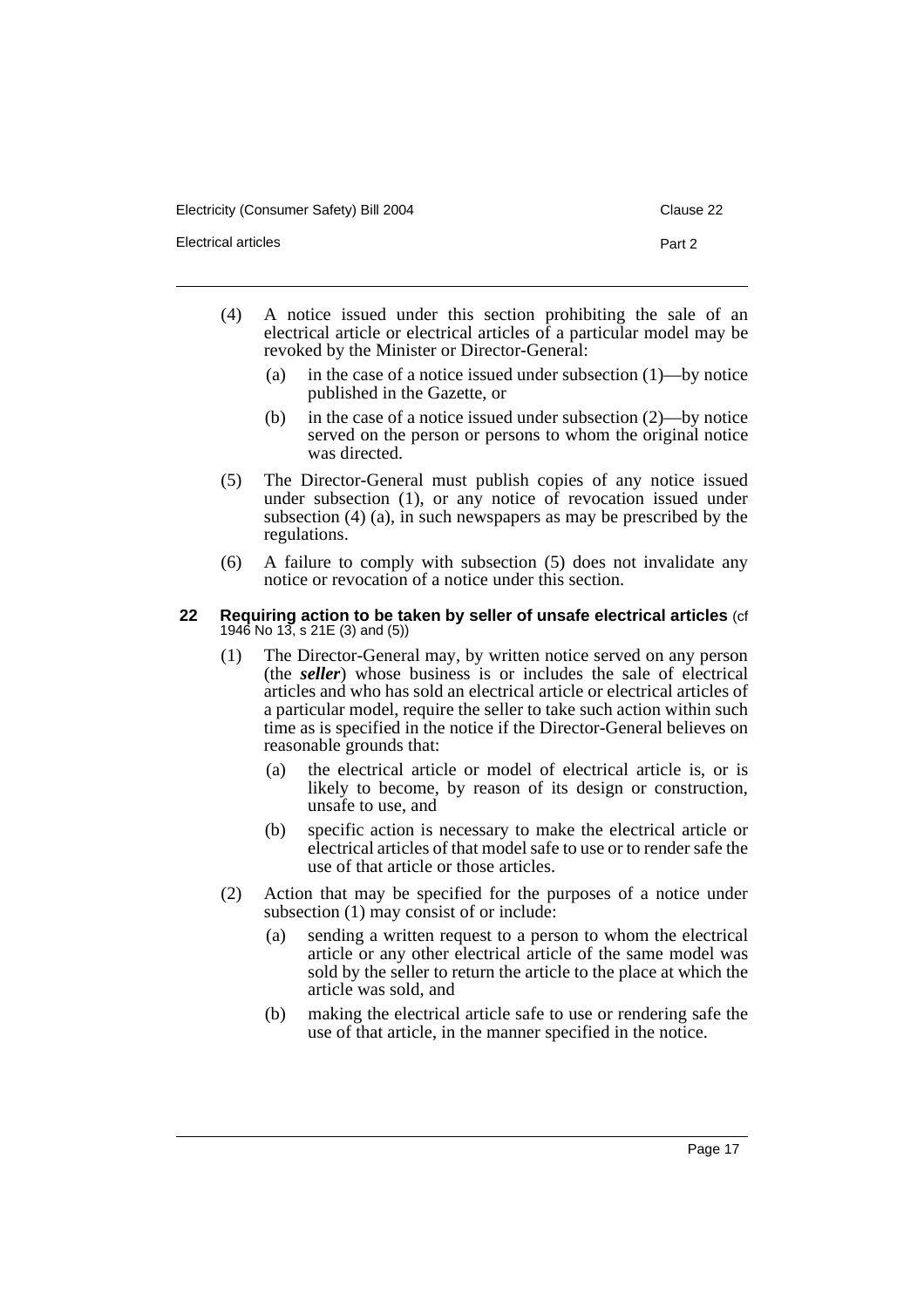(4) A notice issued under this section prohibiting the sale of an electrical article or electrical articles of a particular model may be revoked by the Minister or Director-General:

  (a) in the case of a notice issued under subsection (1)—by notice published in the Gazette, or

  (b) in the case of a notice issued under subsection (2)—by notice served on the person or persons to whom the original notice was directed.

(5) The Director-General must publish copies of any notice issued under subsection (1), or any notice of revocation issued under subsection (4) (a), in such newspapers as may be prescribed by the regulations.

(6) A failure to comply with subsection (5) does not invalidate any notice or revocation of a notice under this section.

### 22 Requiring action to be taken by seller of unsafe electrical articles (cf 1946 No 13, s 21E (3) and (5))

(1) The Director-General may, by written notice served on any person (the ***seller***) whose business is or includes the sale of electrical articles and who has sold an electrical article or electrical articles of a particular model, require the seller to take such action within such time as is specified in the notice if the Director-General believes on reasonable grounds that:

  (a) the electrical article or model of electrical article is, or is likely to become, by reason of its design or construction, unsafe to use, and

  (b) specific action is necessary to make the electrical article or electrical articles of that model safe to use or to render safe the use of that article or those articles.

(2) Action that may be specified for the purposes of a notice under subsection (1) may consist of or include:

  (a) sending a written request to a person to whom the electrical article or any other electrical article of the same model was sold by the seller to return the article to the place at which the article was sold, and

  (b) making the electrical article safe to use or rendering safe the use of that article, in the manner specified in the notice.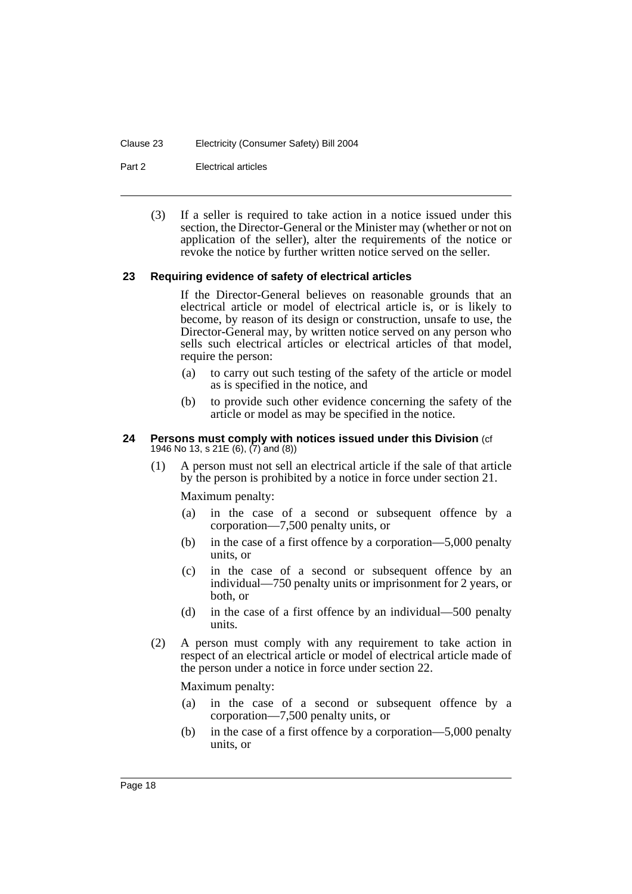(3) If a seller is required to take action in a notice issued under this section, the Director-General or the Minister may (whether or not on application of the seller), alter the requirements of the notice or revoke the notice by further written notice served on the seller.

### 23 Requiring evidence of safety of electrical articles

If the Director-General believes on reasonable grounds that an electrical article or model of electrical article is, or is likely to become, by reason of its design or construction, unsafe to use, the Director-General may, by written notice served on any person who sells such electrical articles or electrical articles of that model, require the person:

(a) to carry out such testing of the safety of the article or model as is specified in the notice, and

(b) to provide such other evidence concerning the safety of the article or model as may be specified in the notice.

### 24 Persons must comply with notices issued under this Division (cf 1946 No 13, s 21E (6), (7) and (8))

(1) A person must not sell an electrical article if the sale of that article by the person is prohibited by a notice in force under section 21.

Maximum penalty:

(a) in the case of a second or subsequent offence by a corporation—7,500 penalty units, or

(b) in the case of a first offence by a corporation—5,000 penalty units, or

(c) in the case of a second or subsequent offence by an individual—750 penalty units or imprisonment for 2 years, or both, or

(d) in the case of a first offence by an individual—500 penalty units.

(2) A person must comply with any requirement to take action in respect of an electrical article or model of electrical article made of the person under a notice in force under section 22.

Maximum penalty:

(a) in the case of a second or subsequent offence by a corporation—7,500 penalty units, or

(b) in the case of a first offence by a corporation—5,000 penalty units, or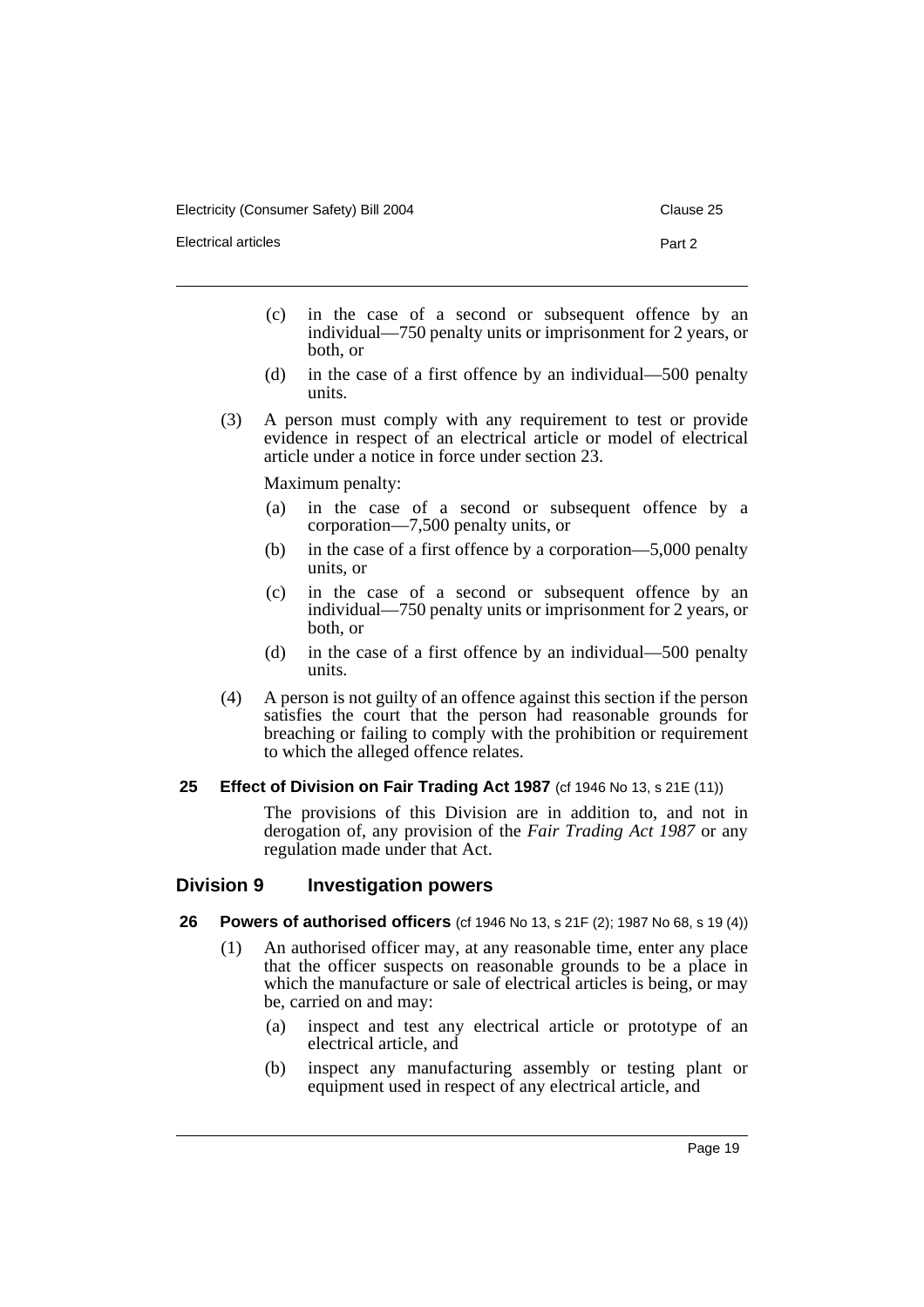(c) in the case of a second or subsequent offence by an individual—750 penalty units or imprisonment for 2 years, or both, or

(d) in the case of a first offence by an individual—500 penalty units.

(3) A person must comply with any requirement to test or provide evidence in respect of an electrical article or model of electrical article under a notice in force under section 23.

Maximum penalty:

(a) in the case of a second or subsequent offence by a corporation—7,500 penalty units, or

(b) in the case of a first offence by a corporation—5,000 penalty units, or

(c) in the case of a second or subsequent offence by an individual—750 penalty units or imprisonment for 2 years, or both, or

(d) in the case of a first offence by an individual—500 penalty units.

(4) A person is not guilty of an offence against this section if the person satisfies the court that the person had reasonable grounds for breaching or failing to comply with the prohibition or requirement to which the alleged offence relates.

### 25 Effect of Division on Fair Trading Act 1987 (cf 1946 No 13, s 21E (11))

The provisions of this Division are in addition to, and not in derogation of, any provision of the *Fair Trading Act 1987* or any regulation made under that Act.

## Division 9 Investigation powers

### 26 Powers of authorised officers (cf 1946 No 13, s 21F (2); 1987 No 68, s 19 (4))

(1) An authorised officer may, at any reasonable time, enter any place that the officer suspects on reasonable grounds to be a place in which the manufacture or sale of electrical articles is being, or may be, carried on and may:

(a) inspect and test any electrical article or prototype of an electrical article, and

(b) inspect any manufacturing assembly or testing plant or equipment used in respect of any electrical article, and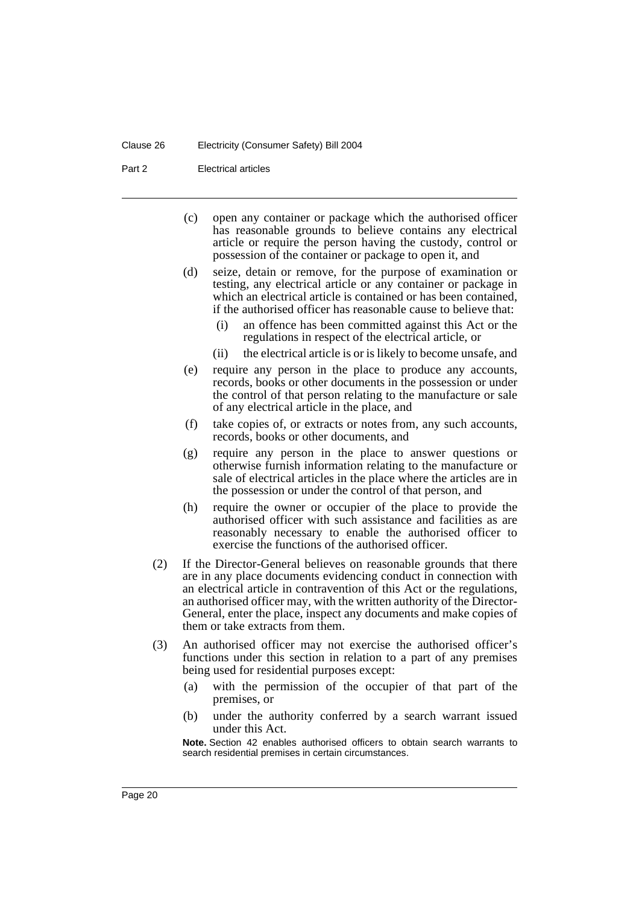(c) open any container or package which the authorised officer has reasonable grounds to believe contains any electrical article or require the person having the custody, control or possession of the container or package to open it, and

(d) seize, detain or remove, for the purpose of examination or testing, any electrical article or any container or package in which an electrical article is contained or has been contained, if the authorised officer has reasonable cause to believe that:

   (i) an offence has been committed against this Act or the regulations in respect of the electrical article, or

   (ii) the electrical article is or is likely to become unsafe, and

(e) require any person in the place to produce any accounts, records, books or other documents in the possession or under the control of that person relating to the manufacture or sale of any electrical article in the place, and

(f) take copies of, or extracts or notes from, any such accounts, records, books or other documents, and

(g) require any person in the place to answer questions or otherwise furnish information relating to the manufacture or sale of electrical articles in the place where the articles are in the possession or under the control of that person, and

(h) require the owner or occupier of the place to provide the authorised officer with such assistance and facilities as are reasonably necessary to enable the authorised officer to exercise the functions of the authorised officer.

(2) If the Director-General believes on reasonable grounds that there are in any place documents evidencing conduct in connection with an electrical article in contravention of this Act or the regulations, an authorised officer may, with the written authority of the Director-General, enter the place, inspect any documents and make copies of them or take extracts from them.

(3) An authorised officer may not exercise the authorised officer's functions under this section in relation to a part of any premises being used for residential purposes except:

   (a) with the permission of the occupier of that part of the premises, or

   (b) under the authority conferred by a search warrant issued under this Act.

**Note.** Section 42 enables authorised officers to obtain search warrants to search residential premises in certain circumstances.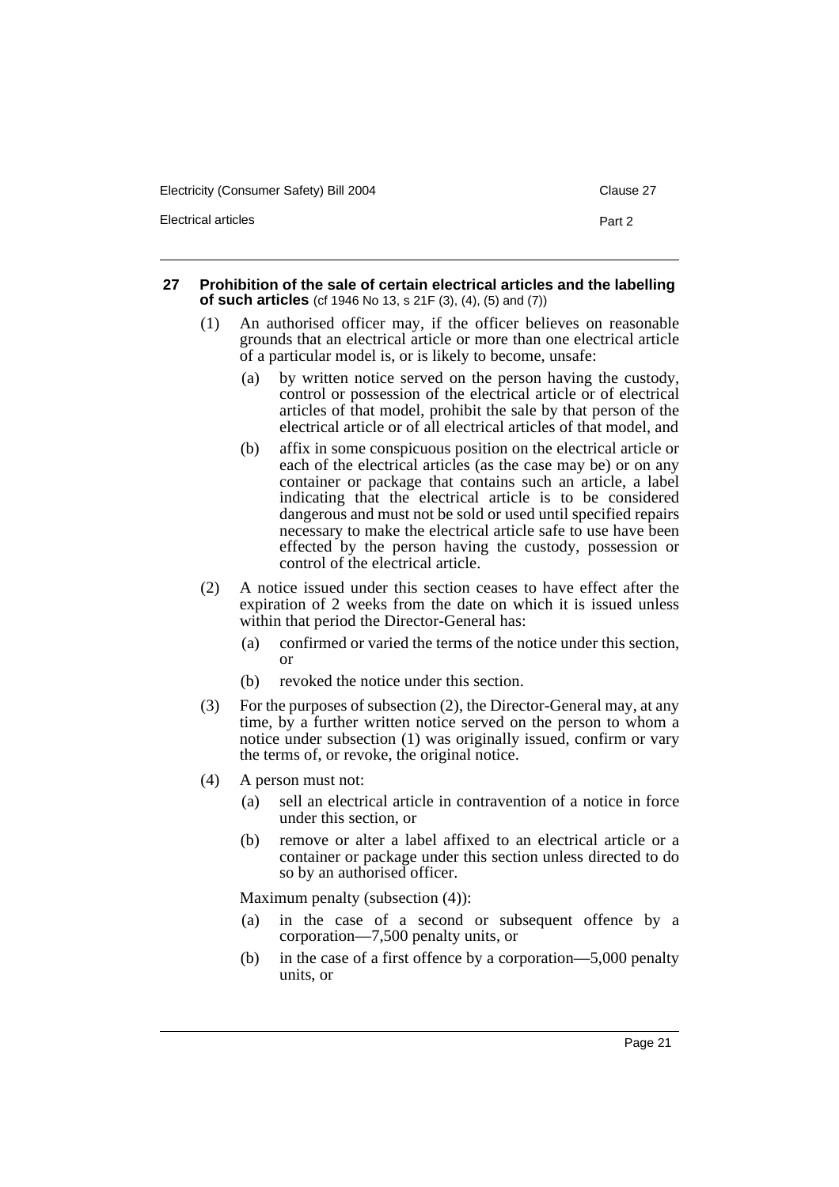**27 Prohibition of the sale of certain electrical articles and the labelling of such articles** (cf 1946 No 13, s 21F (3), (4), (5) and (7))

(1) An authorised officer may, if the officer believes on reasonable grounds that an electrical article or more than one electrical article of a particular model is, or is likely to become, unsafe:

(a) by written notice served on the person having the custody, control or possession of the electrical article or of electrical articles of that model, prohibit the sale by that person of the electrical article or of all electrical articles of that model, and

(b) affix in some conspicuous position on the electrical article or each of the electrical articles (as the case may be) or on any container or package that contains such an article, a label indicating that the electrical article is to be considered dangerous and must not be sold or used until specified repairs necessary to make the electrical article safe to use have been effected by the person having the custody, possession or control of the electrical article.

(2) A notice issued under this section ceases to have effect after the expiration of 2 weeks from the date on which it is issued unless within that period the Director-General has:

(a) confirmed or varied the terms of the notice under this section, or

(b) revoked the notice under this section.

(3) For the purposes of subsection (2), the Director-General may, at any time, by a further written notice served on the person to whom a notice under subsection (1) was originally issued, confirm or vary the terms of, or revoke, the original notice.

(4) A person must not:

(a) sell an electrical article in contravention of a notice in force under this section, or

(b) remove or alter a label affixed to an electrical article or a container or package under this section unless directed to do so by an authorised officer.

Maximum penalty (subsection (4)):

(a) in the case of a second or subsequent offence by a corporation—7,500 penalty units, or

(b) in the case of a first offence by a corporation—5,000 penalty units, or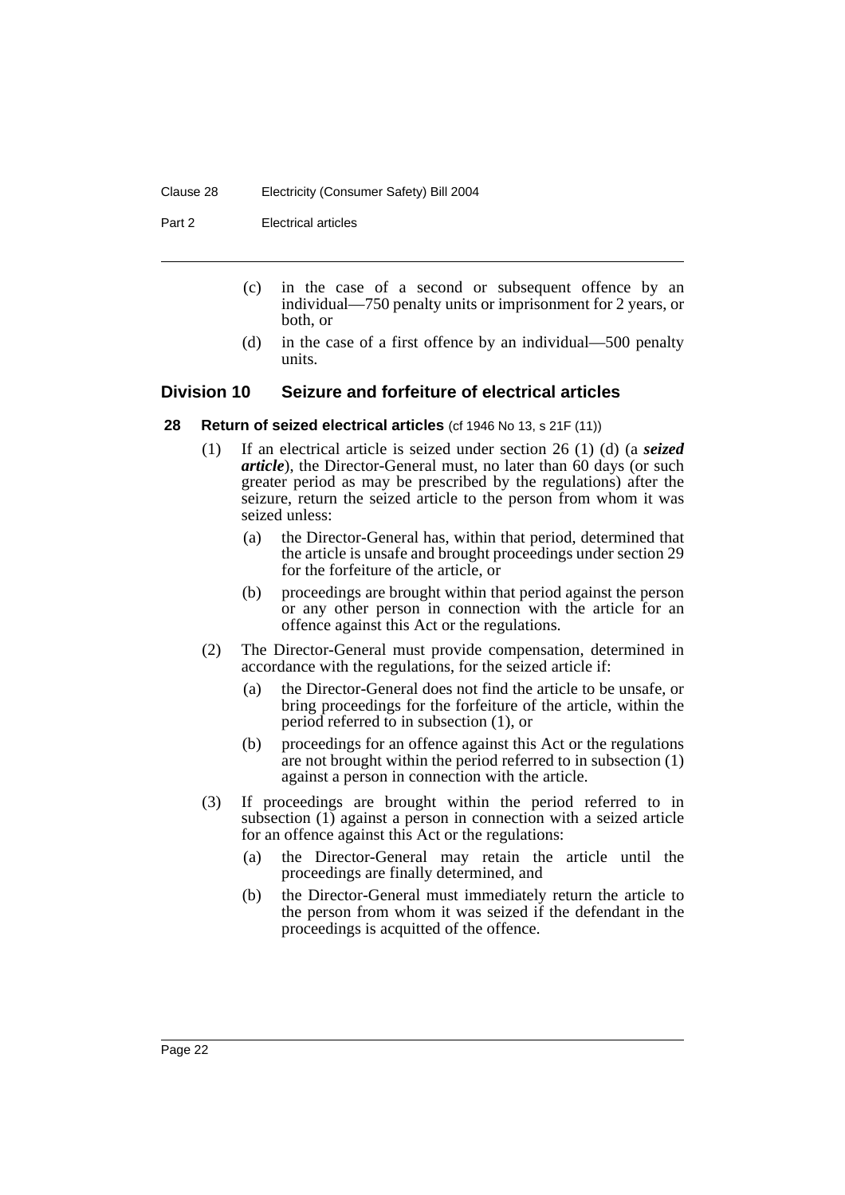(c) in the case of a second or subsequent offence by an individual—750 penalty units or imprisonment for 2 years, or both, or

(d) in the case of a first offence by an individual—500 penalty units.

## Division 10 Seizure and forfeiture of electrical articles

### 28 Return of seized electrical articles (cf 1946 No 13, s 21F (11))

(1) If an electrical article is seized under section 26 (1) (d) (a ***seized article***), the Director-General must, no later than 60 days (or such greater period as may be prescribed by the regulations) after the seizure, return the seized article to the person from whom it was seized unless:

(a) the Director-General has, within that period, determined that the article is unsafe and brought proceedings under section 29 for the forfeiture of the article, or

(b) proceedings are brought within that period against the person or any other person in connection with the article for an offence against this Act or the regulations.

(2) The Director-General must provide compensation, determined in accordance with the regulations, for the seized article if:

(a) the Director-General does not find the article to be unsafe, or bring proceedings for the forfeiture of the article, within the period referred to in subsection (1), or

(b) proceedings for an offence against this Act or the regulations are not brought within the period referred to in subsection (1) against a person in connection with the article.

(3) If proceedings are brought within the period referred to in subsection (1) against a person in connection with a seized article for an offence against this Act or the regulations:

(a) the Director-General may retain the article until the proceedings are finally determined, and

(b) the Director-General must immediately return the article to the person from whom it was seized if the defendant in the proceedings is acquitted of the offence.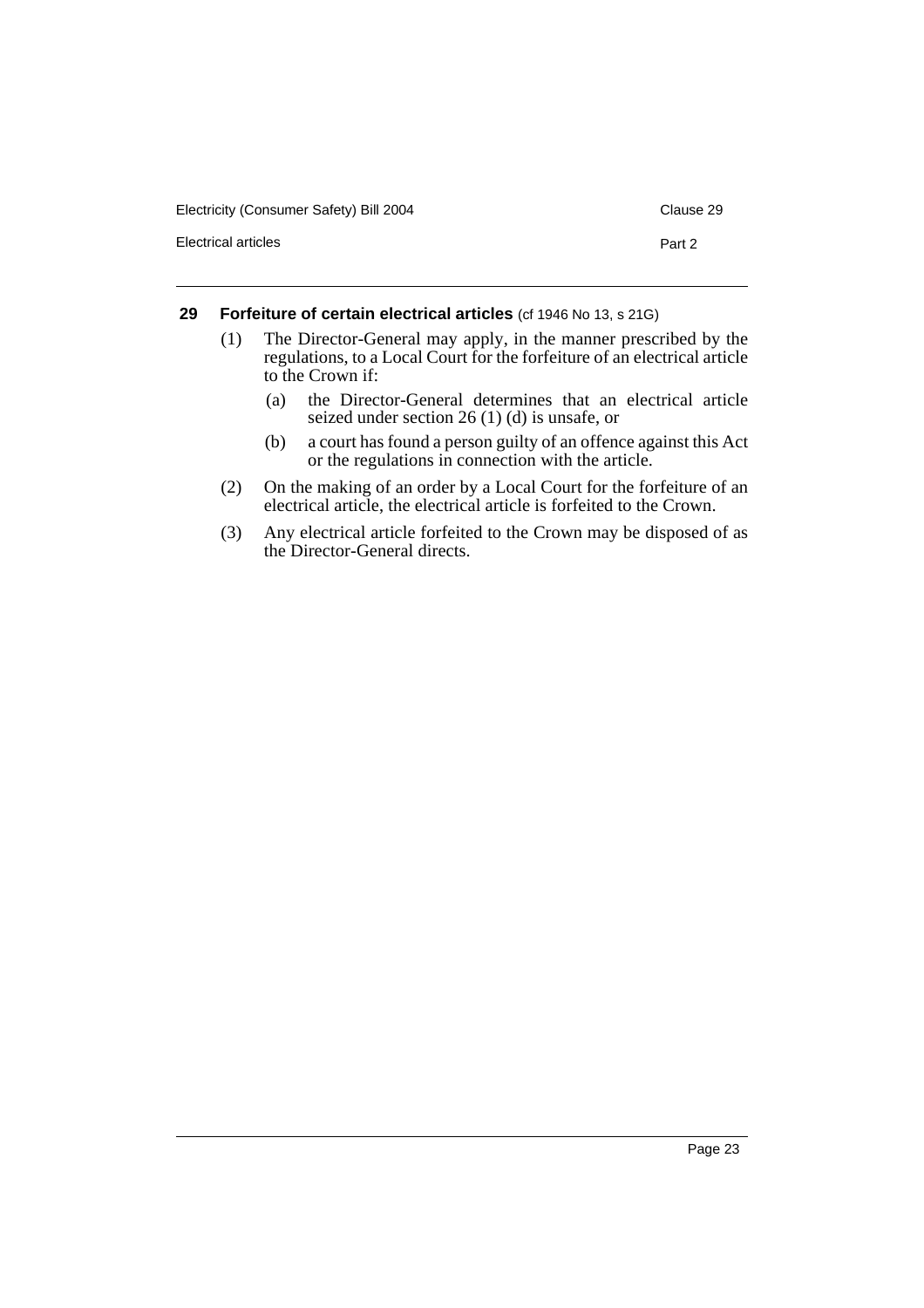## 29 Forfeiture of certain electrical articles (cf 1946 No 13, s 21G)

(1) The Director-General may apply, in the manner prescribed by the regulations, to a Local Court for the forfeiture of an electrical article to the Crown if:

(a) the Director-General determines that an electrical article seized under section 26 (1) (d) is unsafe, or

(b) a court has found a person guilty of an offence against this Act or the regulations in connection with the article.

(2) On the making of an order by a Local Court for the forfeiture of an electrical article, the electrical article is forfeited to the Crown.

(3) Any electrical article forfeited to the Crown may be disposed of as the Director-General directs.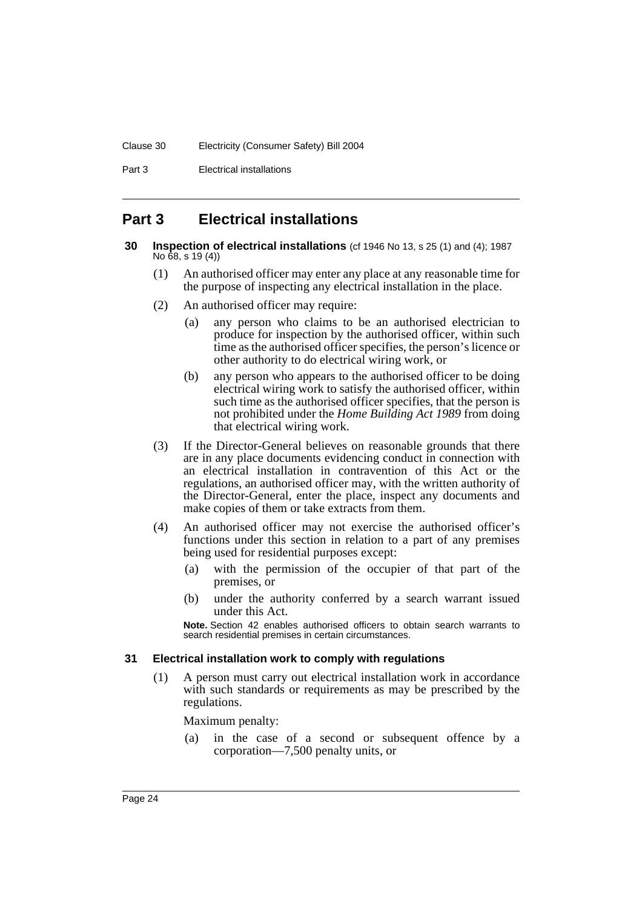# Part 3 Electrical installations

### 30 Inspection of electrical installations (cf 1946 No 13, s 25 (1) and (4); 1987 No 68, s 19 (4))

(1) An authorised officer may enter any place at any reasonable time for the purpose of inspecting any electrical installation in the place.

(2) An authorised officer may require:

- (a) any person who claims to be an authorised electrician to produce for inspection by the authorised officer, within such time as the authorised officer specifies, the person's licence or other authority to do electrical wiring work, or
- (b) any person who appears to the authorised officer to be doing electrical wiring work to satisfy the authorised officer, within such time as the authorised officer specifies, that the person is not prohibited under the *Home Building Act 1989* from doing that electrical wiring work.

(3) If the Director-General believes on reasonable grounds that there are in any place documents evidencing conduct in connection with an electrical installation in contravention of this Act or the regulations, an authorised officer may, with the written authority of the Director-General, enter the place, inspect any documents and make copies of them or take extracts from them.

(4) An authorised officer may not exercise the authorised officer's functions under this section in relation to a part of any premises being used for residential purposes except:

- (a) with the permission of the occupier of that part of the premises, or
- (b) under the authority conferred by a search warrant issued under this Act.

**Note.** Section 42 enables authorised officers to obtain search warrants to search residential premises in certain circumstances.

### 31 Electrical installation work to comply with regulations

(1) A person must carry out electrical installation work in accordance with such standards or requirements as may be prescribed by the regulations.

Maximum penalty:

- (a) in the case of a second or subsequent offence by a corporation—7,500 penalty units, or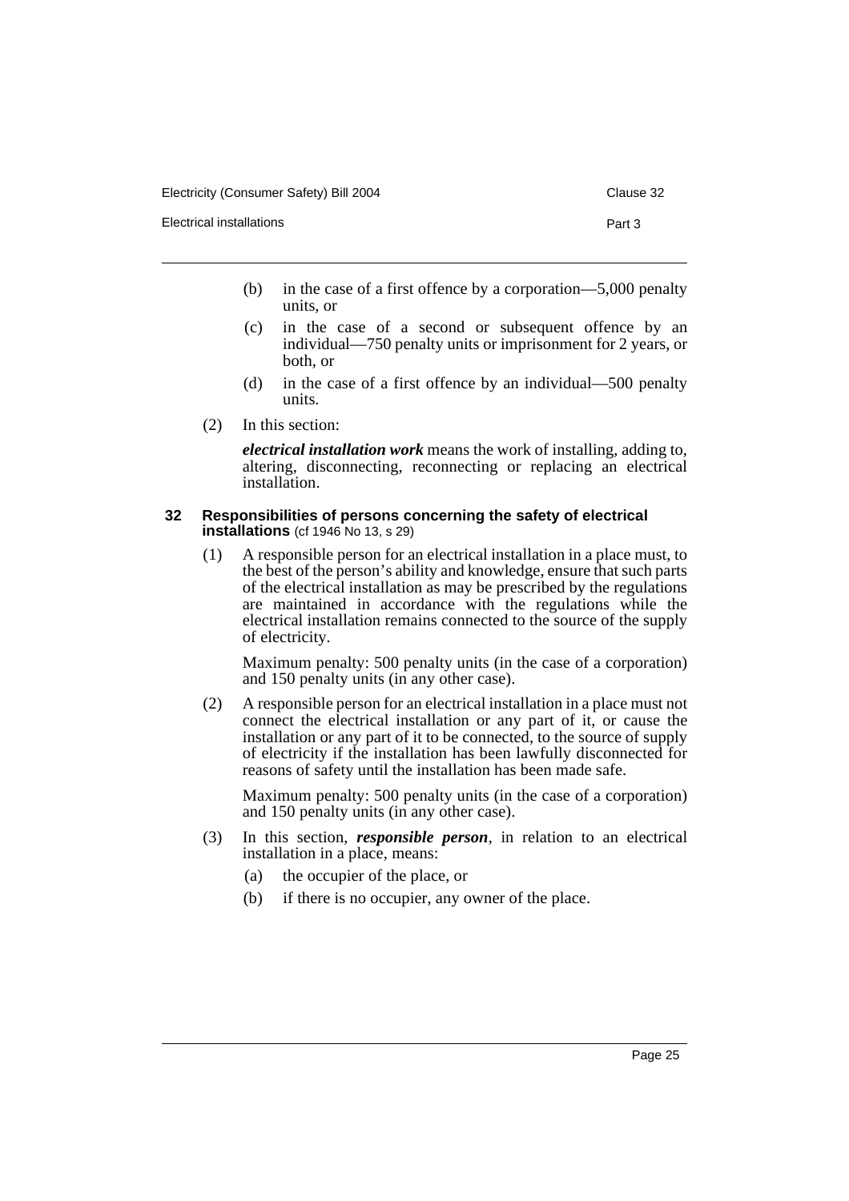(b) in the case of a first offence by a corporation—5,000 penalty units, or

(c) in the case of a second or subsequent offence by an individual—750 penalty units or imprisonment for 2 years, or both, or

(d) in the case of a first offence by an individual—500 penalty units.

(2) In this section:

***electrical installation work*** means the work of installing, adding to, altering, disconnecting, reconnecting or replacing an electrical installation.

### 32 Responsibilities of persons concerning the safety of electrical installations (cf 1946 No 13, s 29)

(1) A responsible person for an electrical installation in a place must, to the best of the person's ability and knowledge, ensure that such parts of the electrical installation as may be prescribed by the regulations are maintained in accordance with the regulations while the electrical installation remains connected to the source of the supply of electricity.

Maximum penalty: 500 penalty units (in the case of a corporation) and 150 penalty units (in any other case).

(2) A responsible person for an electrical installation in a place must not connect the electrical installation or any part of it, or cause the installation or any part of it to be connected, to the source of supply of electricity if the installation has been lawfully disconnected for reasons of safety until the installation has been made safe.

Maximum penalty: 500 penalty units (in the case of a corporation) and 150 penalty units (in any other case).

(3) In this section, ***responsible person***, in relation to an electrical installation in a place, means:

(a) the occupier of the place, or

(b) if there is no occupier, any owner of the place.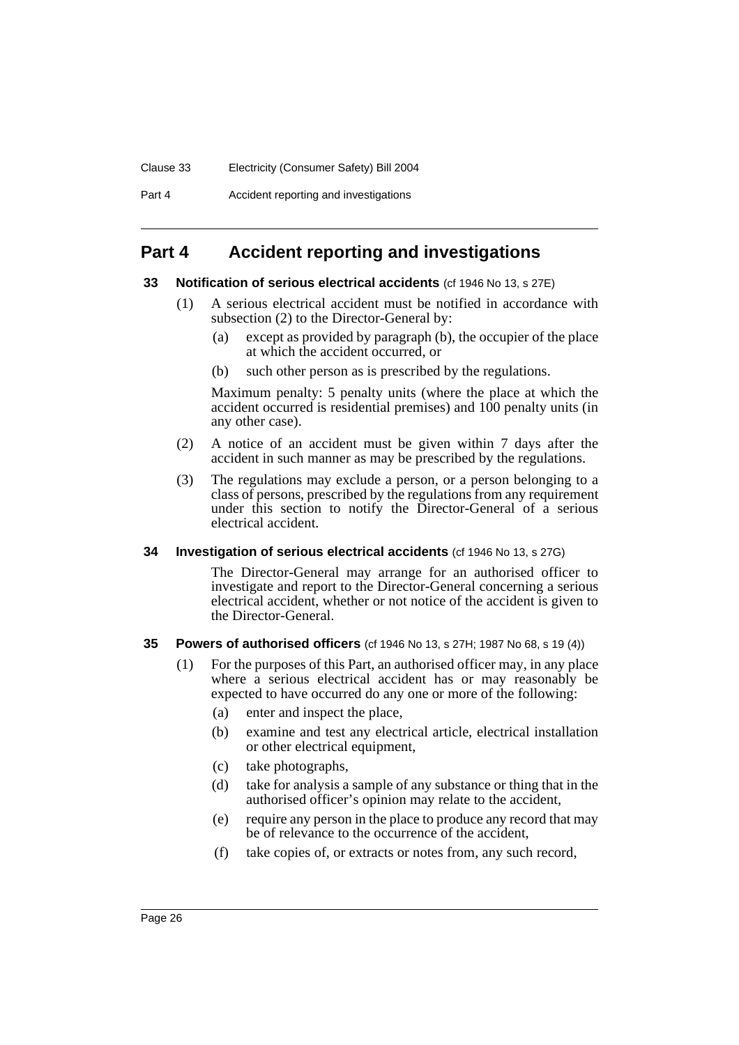## Part 4 Accident reporting and investigations

### 33 Notification of serious electrical accidents (cf 1946 No 13, s 27E)

(1) A serious electrical accident must be notified in accordance with subsection (2) to the Director-General by:

(a) except as provided by paragraph (b), the occupier of the place at which the accident occurred, or

(b) such other person as is prescribed by the regulations.

Maximum penalty: 5 penalty units (where the place at which the accident occurred is residential premises) and 100 penalty units (in any other case).

(2) A notice of an accident must be given within 7 days after the accident in such manner as may be prescribed by the regulations.

(3) The regulations may exclude a person, or a person belonging to a class of persons, prescribed by the regulations from any requirement under this section to notify the Director-General of a serious electrical accident.

### 34 Investigation of serious electrical accidents (cf 1946 No 13, s 27G)

The Director-General may arrange for an authorised officer to investigate and report to the Director-General concerning a serious electrical accident, whether or not notice of the accident is given to the Director-General.

### 35 Powers of authorised officers (cf 1946 No 13, s 27H; 1987 No 68, s 19 (4))

(1) For the purposes of this Part, an authorised officer may, in any place where a serious electrical accident has or may reasonably be expected to have occurred do any one or more of the following:

(a) enter and inspect the place,

(b) examine and test any electrical article, electrical installation or other electrical equipment,

(c) take photographs,

(d) take for analysis a sample of any substance or thing that in the authorised officer's opinion may relate to the accident,

(e) require any person in the place to produce any record that may be of relevance to the occurrence of the accident,

(f) take copies of, or extracts or notes from, any such record,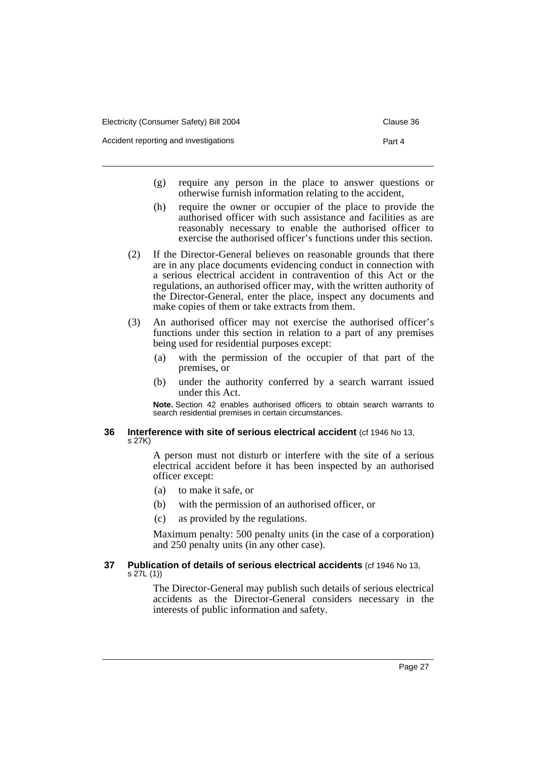(g) require any person in the place to answer questions or otherwise furnish information relating to the accident,

(h) require the owner or occupier of the place to provide the authorised officer with such assistance and facilities as are reasonably necessary to enable the authorised officer to exercise the authorised officer's functions under this section.

(2) If the Director-General believes on reasonable grounds that there are in any place documents evidencing conduct in connection with a serious electrical accident in contravention of this Act or the regulations, an authorised officer may, with the written authority of the Director-General, enter the place, inspect any documents and make copies of them or take extracts from them.

(3) An authorised officer may not exercise the authorised officer's functions under this section in relation to a part of any premises being used for residential purposes except:

(a) with the permission of the occupier of that part of the premises, or

(b) under the authority conferred by a search warrant issued under this Act.

**Note.** Section 42 enables authorised officers to obtain search warrants to search residential premises in certain circumstances.

### 36 Interference with site of serious electrical accident (cf 1946 No 13, s 27K)

A person must not disturb or interfere with the site of a serious electrical accident before it has been inspected by an authorised officer except:

(a) to make it safe, or

(b) with the permission of an authorised officer, or

(c) as provided by the regulations.

Maximum penalty: 500 penalty units (in the case of a corporation) and 250 penalty units (in any other case).

### 37 Publication of details of serious electrical accidents (cf 1946 No 13, s 27L (1))

The Director-General may publish such details of serious electrical accidents as the Director-General considers necessary in the interests of public information and safety.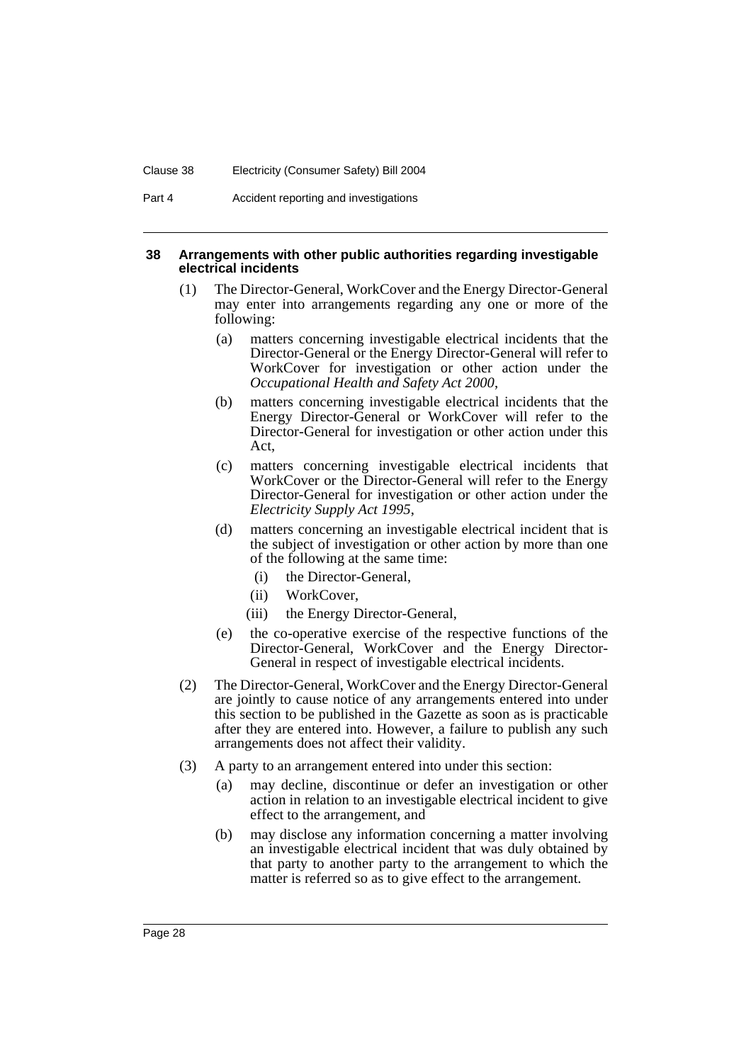### 38 Arrangements with other public authorities regarding investigable electrical incidents

(1) The Director-General, WorkCover and the Energy Director-General may enter into arrangements regarding any one or more of the following:

   (a) matters concerning investigable electrical incidents that the Director-General or the Energy Director-General will refer to WorkCover for investigation or other action under the *Occupational Health and Safety Act 2000*,

   (b) matters concerning investigable electrical incidents that the Energy Director-General or WorkCover will refer to the Director-General for investigation or other action under this Act,

   (c) matters concerning investigable electrical incidents that WorkCover or the Director-General will refer to the Energy Director-General for investigation or other action under the *Electricity Supply Act 1995*,

   (d) matters concerning an investigable electrical incident that is the subject of investigation or other action by more than one of the following at the same time:

      (i) the Director-General,

      (ii) WorkCover,

      (iii) the Energy Director-General,

   (e) the co-operative exercise of the respective functions of the Director-General, WorkCover and the Energy Director-General in respect of investigable electrical incidents.

(2) The Director-General, WorkCover and the Energy Director-General are jointly to cause notice of any arrangements entered into under this section to be published in the Gazette as soon as is practicable after they are entered into. However, a failure to publish any such arrangements does not affect their validity.

(3) A party to an arrangement entered into under this section:

   (a) may decline, discontinue or defer an investigation or other action in relation to an investigable electrical incident to give effect to the arrangement, and

   (b) may disclose any information concerning a matter involving an investigable electrical incident that was duly obtained by that party to another party to the arrangement to which the matter is referred so as to give effect to the arrangement.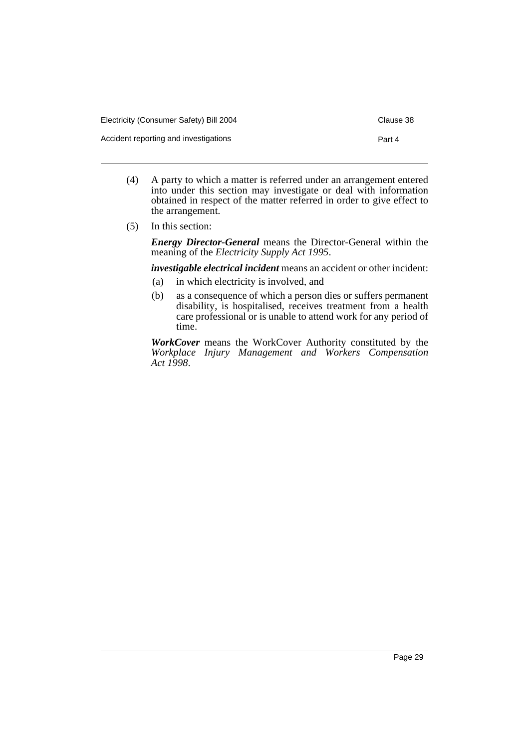(4) A party to which a matter is referred under an arrangement entered into under this section may investigate or deal with information obtained in respect of the matter referred in order to give effect to the arrangement.

(5) In this section:

***Energy Director-General*** means the Director-General within the meaning of the *Electricity Supply Act 1995*.

***investigable electrical incident*** means an accident or other incident:

- (a) in which electricity is involved, and
- (b) as a consequence of which a person dies or suffers permanent disability, is hospitalised, receives treatment from a health care professional or is unable to attend work for any period of time.

***WorkCover*** means the WorkCover Authority constituted by the *Workplace Injury Management and Workers Compensation Act 1998*.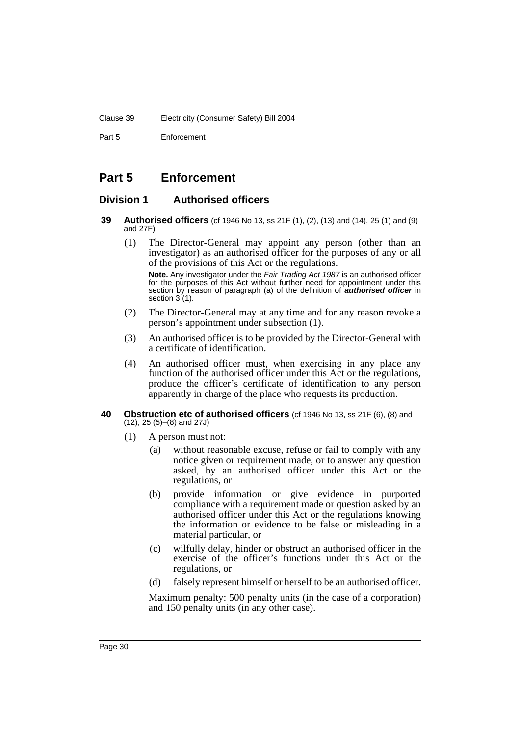# Part 5 Enforcement

## Division 1 Authorised officers

### 39 Authorised officers (cf 1946 No 13, ss 21F (1), (2), (13) and (14), 25 (1) and (9) and 27F)

(1) The Director-General may appoint any person (other than an investigator) as an authorised officer for the purposes of any or all of the provisions of this Act or the regulations.

**Note.** Any investigator under the *Fair Trading Act 1987* is an authorised officer for the purposes of this Act without further need for appointment under this section by reason of paragraph (a) of the definition of ***authorised officer*** in section 3 (1).

(2) The Director-General may at any time and for any reason revoke a person's appointment under subsection (1).

(3) An authorised officer is to be provided by the Director-General with a certificate of identification.

(4) An authorised officer must, when exercising in any place any function of the authorised officer under this Act or the regulations, produce the officer's certificate of identification to any person apparently in charge of the place who requests its production.

### 40 Obstruction etc of authorised officers (cf 1946 No 13, ss 21F (6), (8) and (12), 25 (5)–(8) and 27J)

(1) A person must not:

- (a) without reasonable excuse, refuse or fail to comply with any notice given or requirement made, or to answer any question asked, by an authorised officer under this Act or the regulations, or
- (b) provide information or give evidence in purported compliance with a requirement made or question asked by an authorised officer under this Act or the regulations knowing the information or evidence to be false or misleading in a material particular, or
- (c) wilfully delay, hinder or obstruct an authorised officer in the exercise of the officer's functions under this Act or the regulations, or
- (d) falsely represent himself or herself to be an authorised officer.

Maximum penalty: 500 penalty units (in the case of a corporation) and 150 penalty units (in any other case).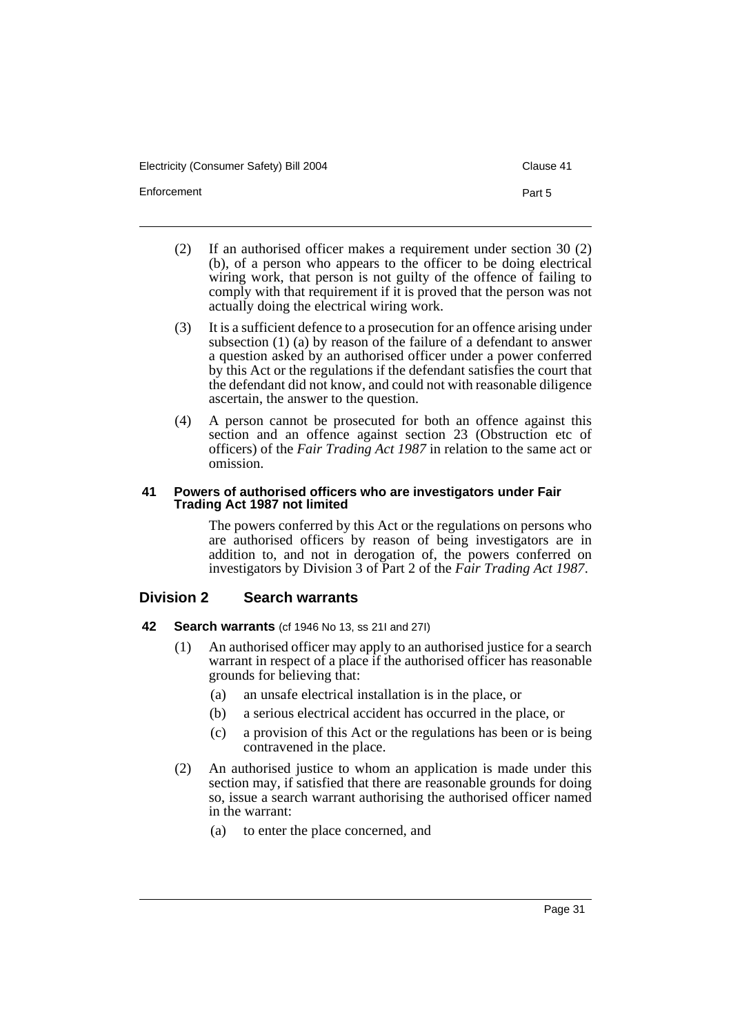(2) If an authorised officer makes a requirement under section 30 (2) (b), of a person who appears to the officer to be doing electrical wiring work, that person is not guilty of the offence of failing to comply with that requirement if it is proved that the person was not actually doing the electrical wiring work.

(3) It is a sufficient defence to a prosecution for an offence arising under subsection (1) (a) by reason of the failure of a defendant to answer a question asked by an authorised officer under a power conferred by this Act or the regulations if the defendant satisfies the court that the defendant did not know, and could not with reasonable diligence ascertain, the answer to the question.

(4) A person cannot be prosecuted for both an offence against this section and an offence against section 23 (Obstruction etc of officers) of the *Fair Trading Act 1987* in relation to the same act or omission.

### 41 Powers of authorised officers who are investigators under Fair Trading Act 1987 not limited

The powers conferred by this Act or the regulations on persons who are authorised officers by reason of being investigators are in addition to, and not in derogation of, the powers conferred on investigators by Division 3 of Part 2 of the *Fair Trading Act 1987*.

## Division 2 Search warrants

### 42 Search warrants (cf 1946 No 13, ss 21I and 27I)

(1) An authorised officer may apply to an authorised justice for a search warrant in respect of a place if the authorised officer has reasonable grounds for believing that:

- (a) an unsafe electrical installation is in the place, or
- (b) a serious electrical accident has occurred in the place, or
- (c) a provision of this Act or the regulations has been or is being contravened in the place.

(2) An authorised justice to whom an application is made under this section may, if satisfied that there are reasonable grounds for doing so, issue a search warrant authorising the authorised officer named in the warrant:

- (a) to enter the place concerned, and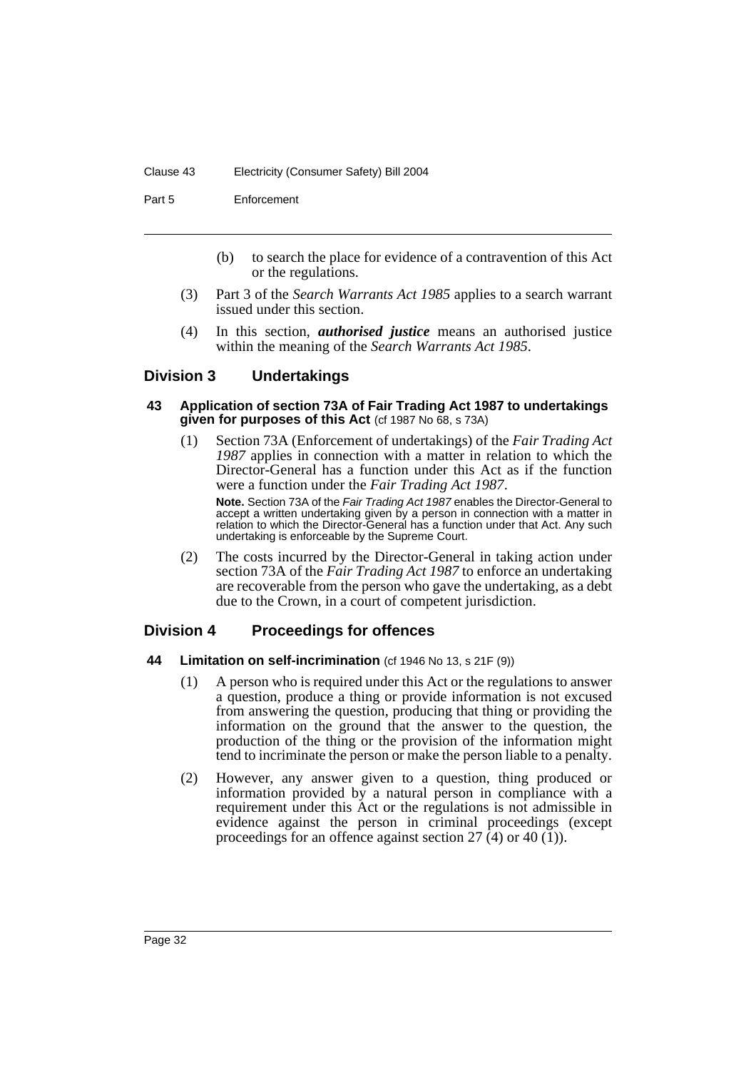(b) to search the place for evidence of a contravention of this Act or the regulations.

(3) Part 3 of the *Search Warrants Act 1985* applies to a search warrant issued under this section.

(4) In this section, ***authorised justice*** means an authorised justice within the meaning of the *Search Warrants Act 1985*.

## Division 3 Undertakings

### 43 Application of section 73A of Fair Trading Act 1987 to undertakings given for purposes of this Act (cf 1987 No 68, s 73A)

(1) Section 73A (Enforcement of undertakings) of the *Fair Trading Act 1987* applies in connection with a matter in relation to which the Director-General has a function under this Act as if the function were a function under the *Fair Trading Act 1987*.

**Note.** Section 73A of the *Fair Trading Act 1987* enables the Director-General to accept a written undertaking given by a person in connection with a matter in relation to which the Director-General has a function under that Act. Any such undertaking is enforceable by the Supreme Court.

(2) The costs incurred by the Director-General in taking action under section 73A of the *Fair Trading Act 1987* to enforce an undertaking are recoverable from the person who gave the undertaking, as a debt due to the Crown, in a court of competent jurisdiction.

## Division 4 Proceedings for offences

### 44 Limitation on self-incrimination (cf 1946 No 13, s 21F (9))

(1) A person who is required under this Act or the regulations to answer a question, produce a thing or provide information is not excused from answering the question, producing that thing or providing the information on the ground that the answer to the question, the production of the thing or the provision of the information might tend to incriminate the person or make the person liable to a penalty.

(2) However, any answer given to a question, thing produced or information provided by a natural person in compliance with a requirement under this Act or the regulations is not admissible in evidence against the person in criminal proceedings (except proceedings for an offence against section 27 (4) or 40 (1)).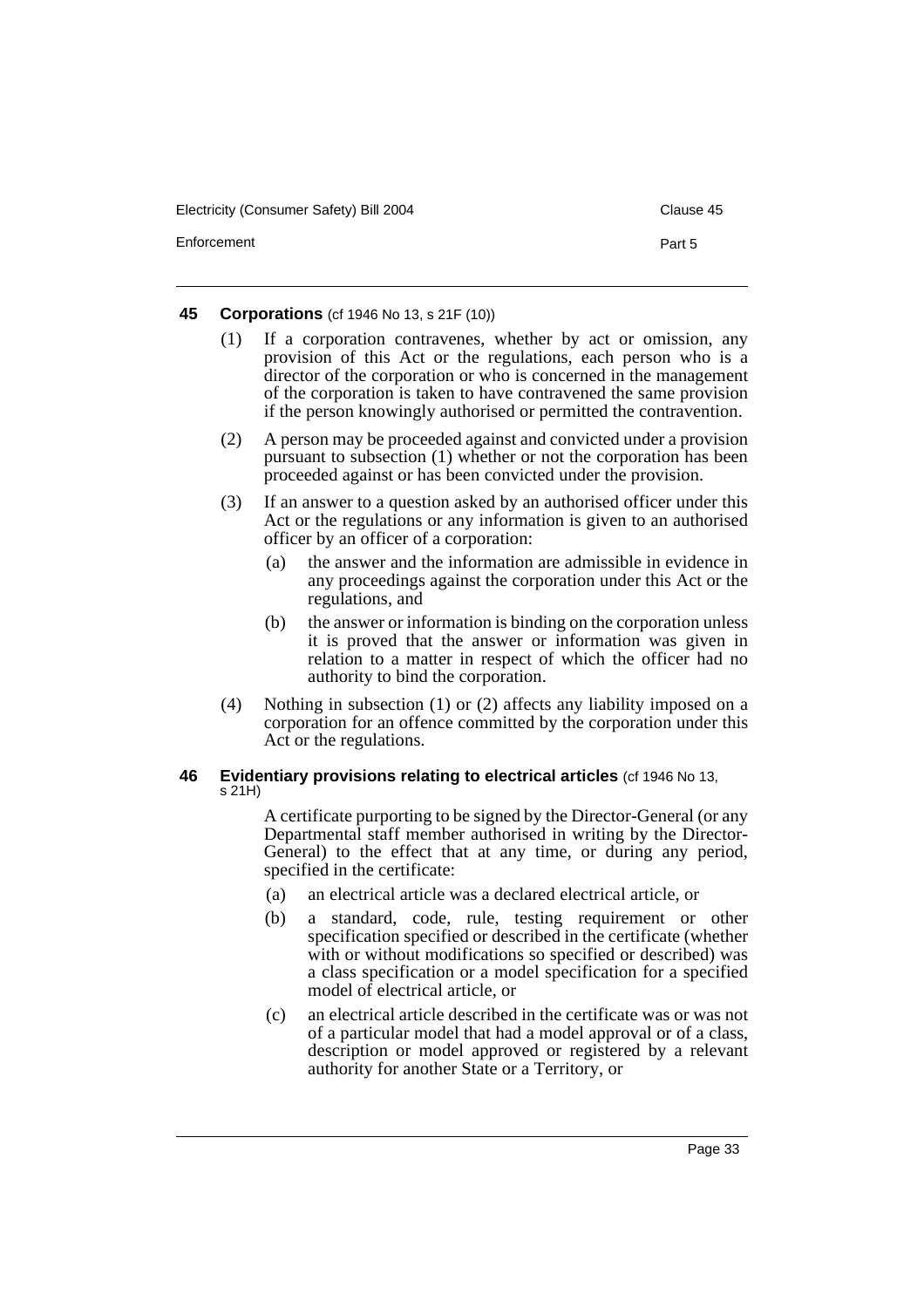#### 45 Corporations (cf 1946 No 13, s 21F (10))

(1) If a corporation contravenes, whether by act or omission, any provision of this Act or the regulations, each person who is a director of the corporation or who is concerned in the management of the corporation is taken to have contravened the same provision if the person knowingly authorised or permitted the contravention.

(2) A person may be proceeded against and convicted under a provision pursuant to subsection (1) whether or not the corporation has been proceeded against or has been convicted under the provision.

(3) If an answer to a question asked by an authorised officer under this Act or the regulations or any information is given to an authorised officer by an officer of a corporation:

- (a) the answer and the information are admissible in evidence in any proceedings against the corporation under this Act or the regulations, and
- (b) the answer or information is binding on the corporation unless it is proved that the answer or information was given in relation to a matter in respect of which the officer had no authority to bind the corporation.

(4) Nothing in subsection (1) or (2) affects any liability imposed on a corporation for an offence committed by the corporation under this Act or the regulations.

#### 46 Evidentiary provisions relating to electrical articles (cf 1946 No 13, s 21H)

A certificate purporting to be signed by the Director-General (or any Departmental staff member authorised in writing by the Director-General) to the effect that at any time, or during any period, specified in the certificate:

- (a) an electrical article was a declared electrical article, or
- (b) a standard, code, rule, testing requirement or other specification specified or described in the certificate (whether with or without modifications so specified or described) was a class specification or a model specification for a specified model of electrical article, or
- (c) an electrical article described in the certificate was or was not of a particular model that had a model approval or of a class, description or model approved or registered by a relevant authority for another State or a Territory, or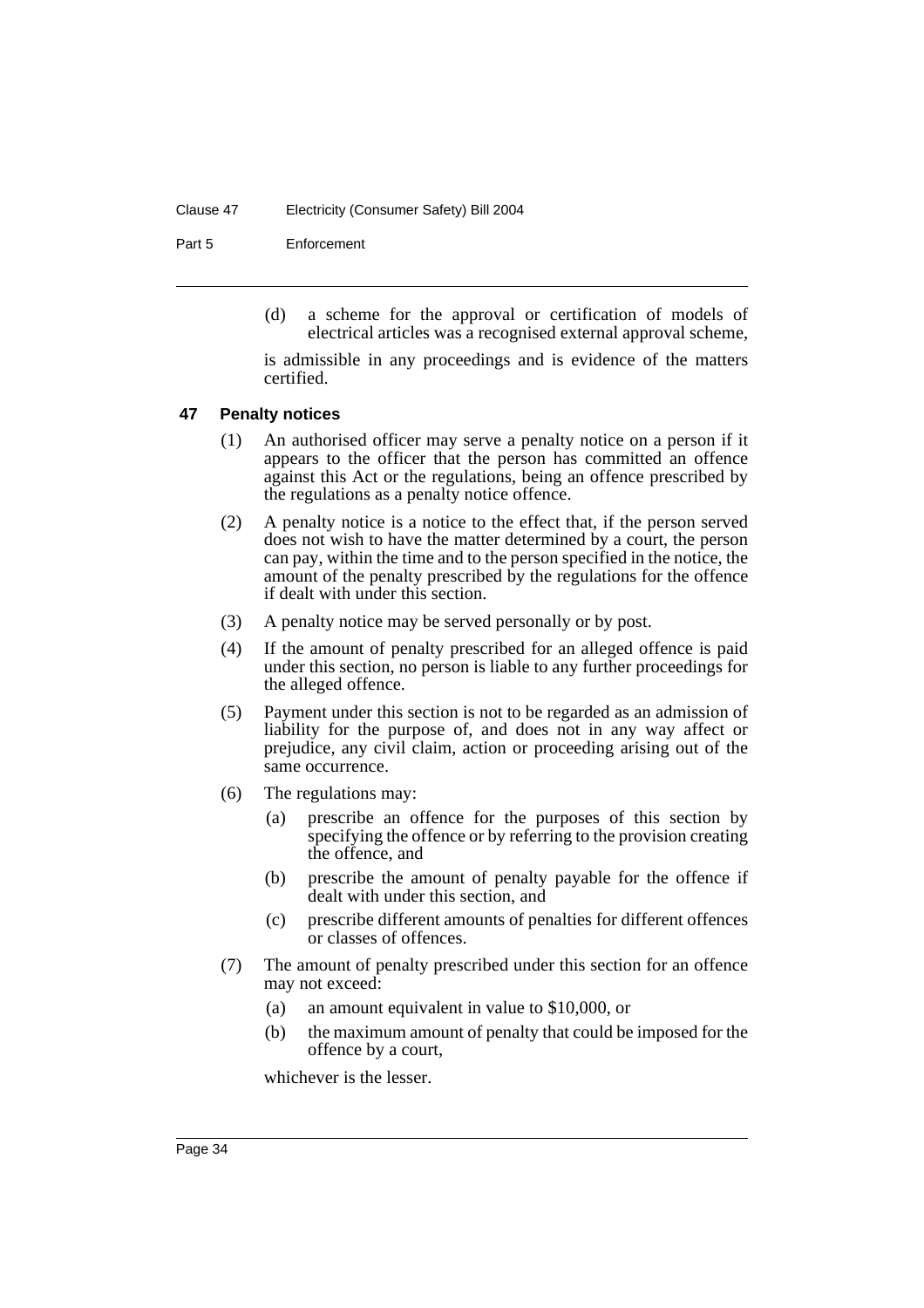(d) a scheme for the approval or certification of models of electrical articles was a recognised external approval scheme,

is admissible in any proceedings and is evidence of the matters certified.

### 47 Penalty notices

(1) An authorised officer may serve a penalty notice on a person if it appears to the officer that the person has committed an offence against this Act or the regulations, being an offence prescribed by the regulations as a penalty notice offence.

(2) A penalty notice is a notice to the effect that, if the person served does not wish to have the matter determined by a court, the person can pay, within the time and to the person specified in the notice, the amount of the penalty prescribed by the regulations for the offence if dealt with under this section.

(3) A penalty notice may be served personally or by post.

(4) If the amount of penalty prescribed for an alleged offence is paid under this section, no person is liable to any further proceedings for the alleged offence.

(5) Payment under this section is not to be regarded as an admission of liability for the purpose of, and does not in any way affect or prejudice, any civil claim, action or proceeding arising out of the same occurrence.

(6) The regulations may:

(a) prescribe an offence for the purposes of this section by specifying the offence or by referring to the provision creating the offence, and

(b) prescribe the amount of penalty payable for the offence if dealt with under this section, and

(c) prescribe different amounts of penalties for different offences or classes of offences.

(7) The amount of penalty prescribed under this section for an offence may not exceed:

(a) an amount equivalent in value to $10,000, or

(b) the maximum amount of penalty that could be imposed for the offence by a court,

whichever is the lesser.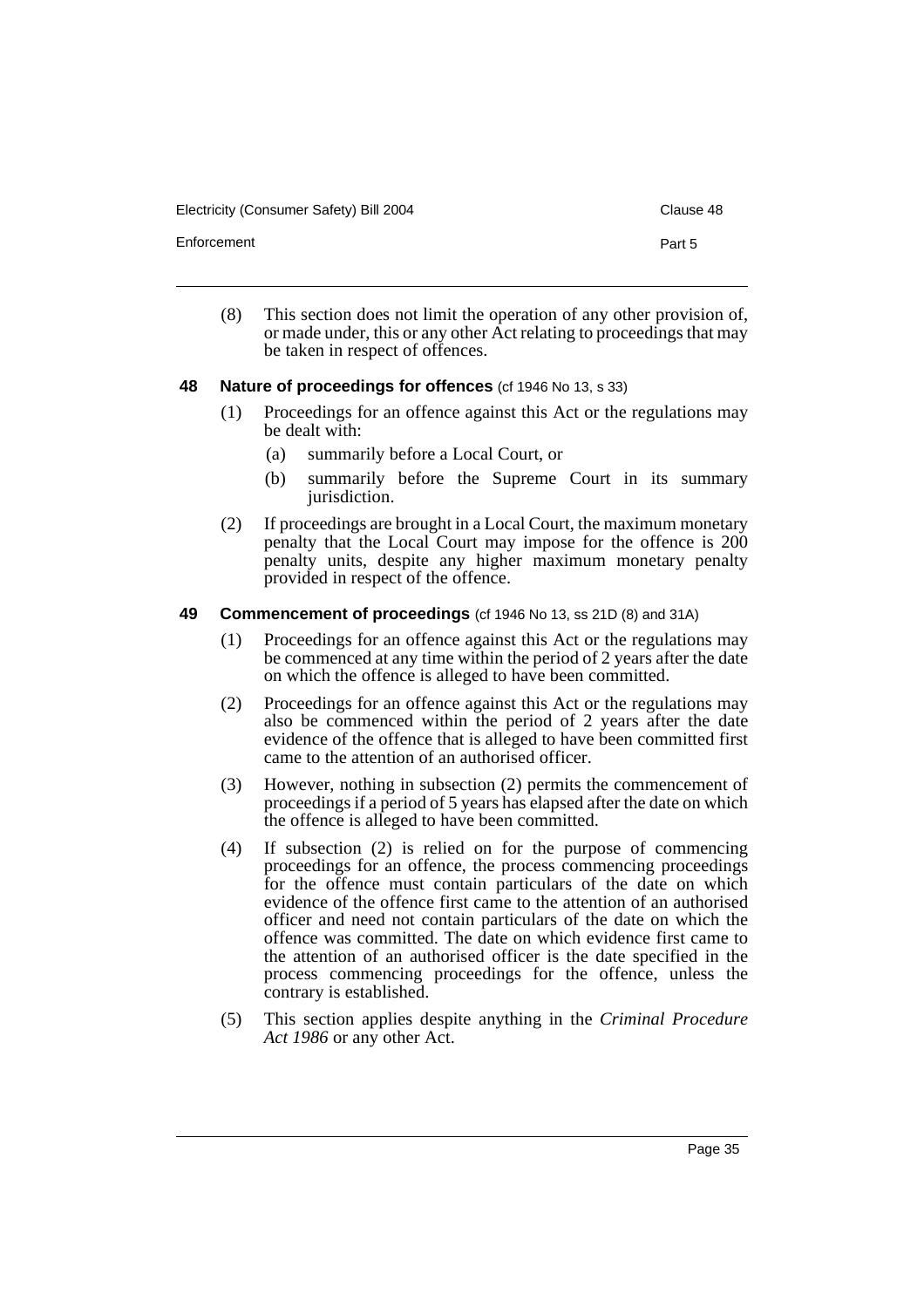(8) This section does not limit the operation of any other provision of, or made under, this or any other Act relating to proceedings that may be taken in respect of offences.

### 48 Nature of proceedings for offences (cf 1946 No 13, s 33)

(1) Proceedings for an offence against this Act or the regulations may be dealt with:

- (a) summarily before a Local Court, or
- (b) summarily before the Supreme Court in its summary jurisdiction.

(2) If proceedings are brought in a Local Court, the maximum monetary penalty that the Local Court may impose for the offence is 200 penalty units, despite any higher maximum monetary penalty provided in respect of the offence.

### 49 Commencement of proceedings (cf 1946 No 13, ss 21D (8) and 31A)

(1) Proceedings for an offence against this Act or the regulations may be commenced at any time within the period of 2 years after the date on which the offence is alleged to have been committed.

(2) Proceedings for an offence against this Act or the regulations may also be commenced within the period of 2 years after the date evidence of the offence that is alleged to have been committed first came to the attention of an authorised officer.

(3) However, nothing in subsection (2) permits the commencement of proceedings if a period of 5 years has elapsed after the date on which the offence is alleged to have been committed.

(4) If subsection (2) is relied on for the purpose of commencing proceedings for an offence, the process commencing proceedings for the offence must contain particulars of the date on which evidence of the offence first came to the attention of an authorised officer and need not contain particulars of the date on which the offence was committed. The date on which evidence first came to the attention of an authorised officer is the date specified in the process commencing proceedings for the offence, unless the contrary is established.

(5) This section applies despite anything in the *Criminal Procedure Act 1986* or any other Act.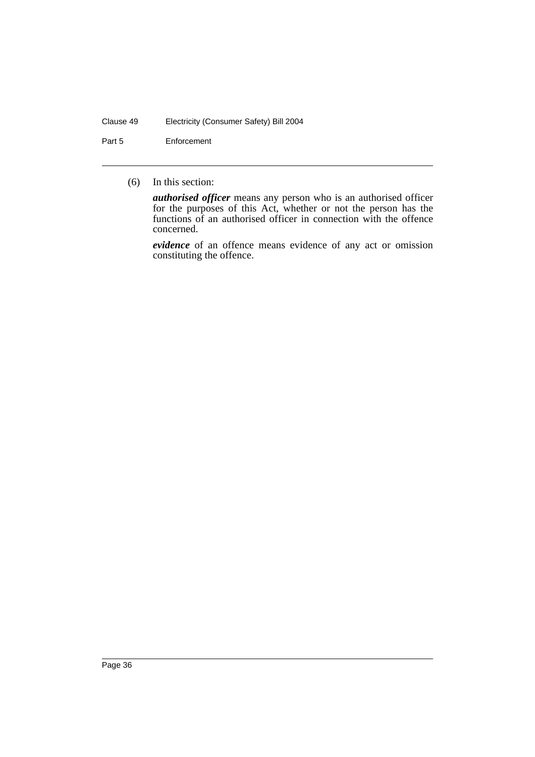(6) In this section:

***authorised officer*** means any person who is an authorised officer for the purposes of this Act, whether or not the person has the functions of an authorised officer in connection with the offence concerned.

***evidence*** of an offence means evidence of any act or omission constituting the offence.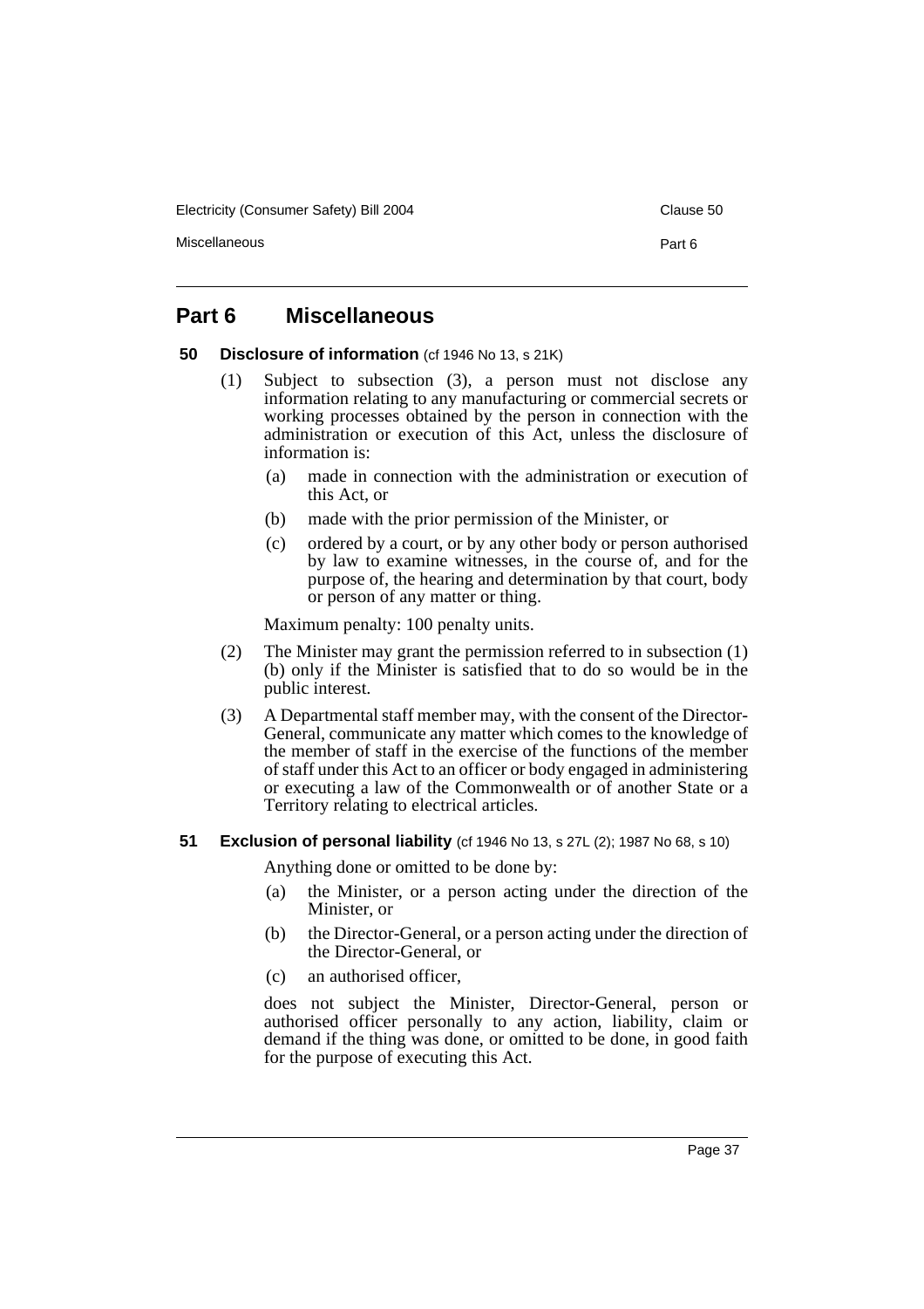## Part 6 Miscellaneous

### 50 Disclosure of information (cf 1946 No 13, s 21K)

(1) Subject to subsection (3), a person must not disclose any information relating to any manufacturing or commercial secrets or working processes obtained by the person in connection with the administration or execution of this Act, unless the disclosure of information is:

- (a) made in connection with the administration or execution of this Act, or
- (b) made with the prior permission of the Minister, or
- (c) ordered by a court, or by any other body or person authorised by law to examine witnesses, in the course of, and for the purpose of, the hearing and determination by that court, body or person of any matter or thing.

Maximum penalty: 100 penalty units.

(2) The Minister may grant the permission referred to in subsection (1) (b) only if the Minister is satisfied that to do so would be in the public interest.

(3) A Departmental staff member may, with the consent of the Director-General, communicate any matter which comes to the knowledge of the member of staff in the exercise of the functions of the member of staff under this Act to an officer or body engaged in administering or executing a law of the Commonwealth or of another State or a Territory relating to electrical articles.

### 51 Exclusion of personal liability (cf 1946 No 13, s 27L (2); 1987 No 68, s 10)

Anything done or omitted to be done by:

- (a) the Minister, or a person acting under the direction of the Minister, or
- (b) the Director-General, or a person acting under the direction of the Director-General, or
- (c) an authorised officer,

does not subject the Minister, Director-General, person or authorised officer personally to any action, liability, claim or demand if the thing was done, or omitted to be done, in good faith for the purpose of executing this Act.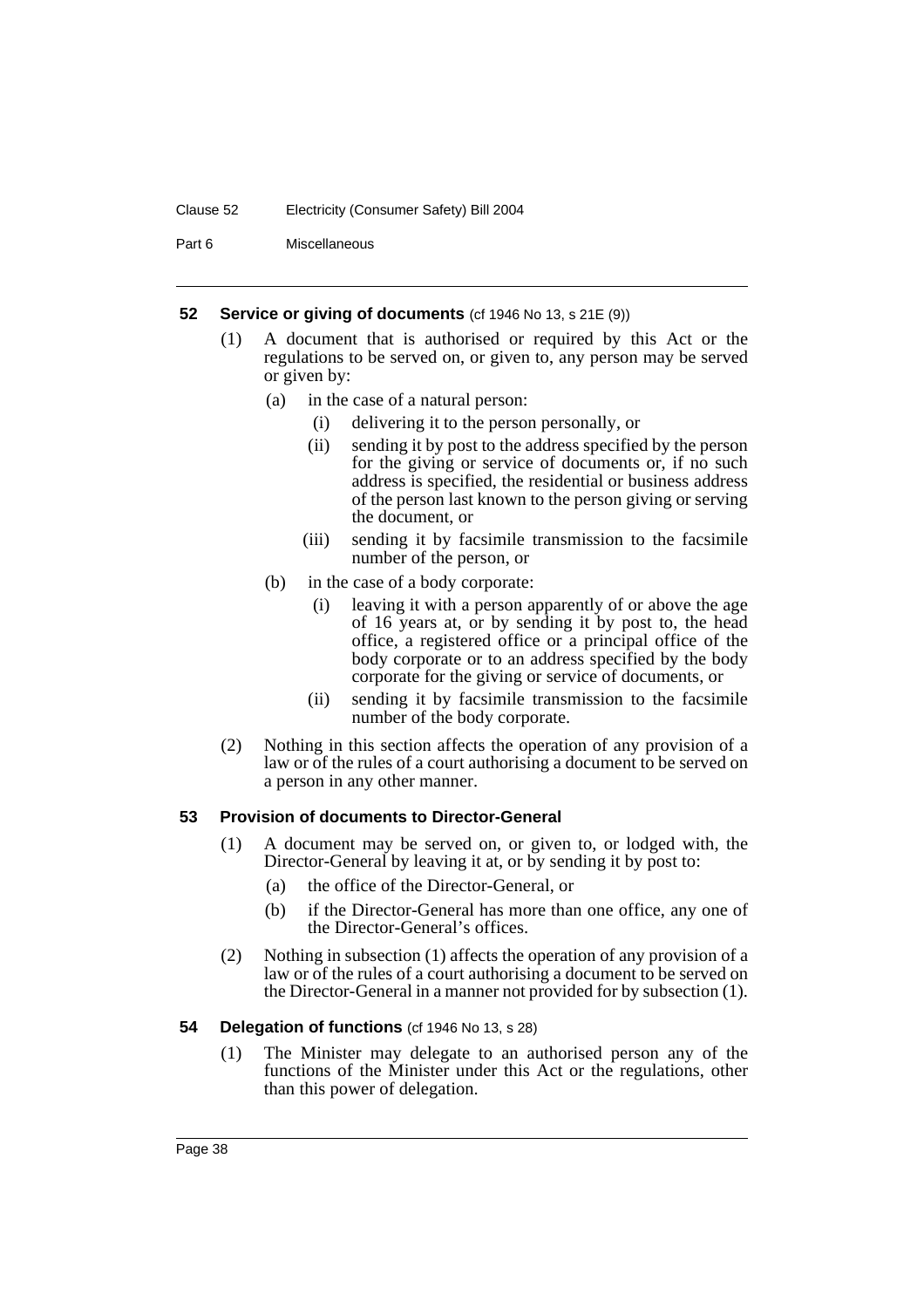### 52 Service or giving of documents (cf 1946 No 13, s 21E (9))

(1) A document that is authorised or required by this Act or the regulations to be served on, or given to, any person may be served or given by:

- (a) in the case of a natural person:
  - (i) delivering it to the person personally, or
  - (ii) sending it by post to the address specified by the person for the giving or service of documents or, if no such address is specified, the residential or business address of the person last known to the person giving or serving the document, or
  - (iii) sending it by facsimile transmission to the facsimile number of the person, or
- (b) in the case of a body corporate:
  - (i) leaving it with a person apparently of or above the age of 16 years at, or by sending it by post to, the head office, a registered office or a principal office of the body corporate or to an address specified by the body corporate for the giving or service of documents, or
  - (ii) sending it by facsimile transmission to the facsimile number of the body corporate.

(2) Nothing in this section affects the operation of any provision of a law or of the rules of a court authorising a document to be served on a person in any other manner.

### 53 Provision of documents to Director-General

(1) A document may be served on, or given to, or lodged with, the Director-General by leaving it at, or by sending it by post to:

- (a) the office of the Director-General, or
- (b) if the Director-General has more than one office, any one of the Director-General's offices.

(2) Nothing in subsection (1) affects the operation of any provision of a law or of the rules of a court authorising a document to be served on the Director-General in a manner not provided for by subsection (1).

### 54 Delegation of functions (cf 1946 No 13, s 28)

(1) The Minister may delegate to an authorised person any of the functions of the Minister under this Act or the regulations, other than this power of delegation.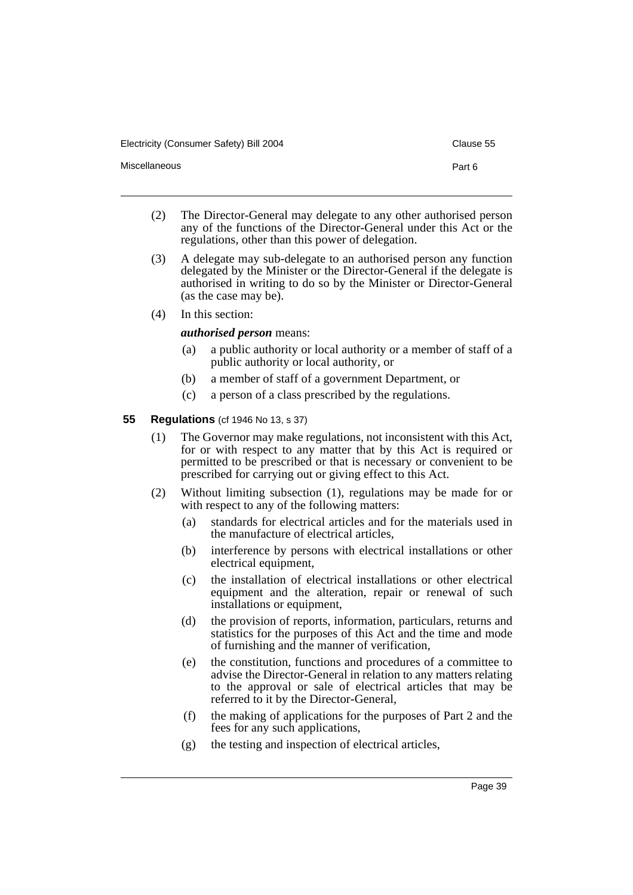(2) The Director-General may delegate to any other authorised person any of the functions of the Director-General under this Act or the regulations, other than this power of delegation.

(3) A delegate may sub-delegate to an authorised person any function delegated by the Minister or the Director-General if the delegate is authorised in writing to do so by the Minister or Director-General (as the case may be).

(4) In this section:

***authorised person*** means:

- (a) a public authority or local authority or a member of staff of a public authority or local authority, or
- (b) a member of staff of a government Department, or
- (c) a person of a class prescribed by the regulations.

### 55 Regulations (cf 1946 No 13, s 37)

(1) The Governor may make regulations, not inconsistent with this Act, for or with respect to any matter that by this Act is required or permitted to be prescribed or that is necessary or convenient to be prescribed for carrying out or giving effect to this Act.

(2) Without limiting subsection (1), regulations may be made for or with respect to any of the following matters:

- (a) standards for electrical articles and for the materials used in the manufacture of electrical articles,
- (b) interference by persons with electrical installations or other electrical equipment,
- (c) the installation of electrical installations or other electrical equipment and the alteration, repair or renewal of such installations or equipment,
- (d) the provision of reports, information, particulars, returns and statistics for the purposes of this Act and the time and mode of furnishing and the manner of verification,
- (e) the constitution, functions and procedures of a committee to advise the Director-General in relation to any matters relating to the approval or sale of electrical articles that may be referred to it by the Director-General,
- (f) the making of applications for the purposes of Part 2 and the fees for any such applications,
- (g) the testing and inspection of electrical articles,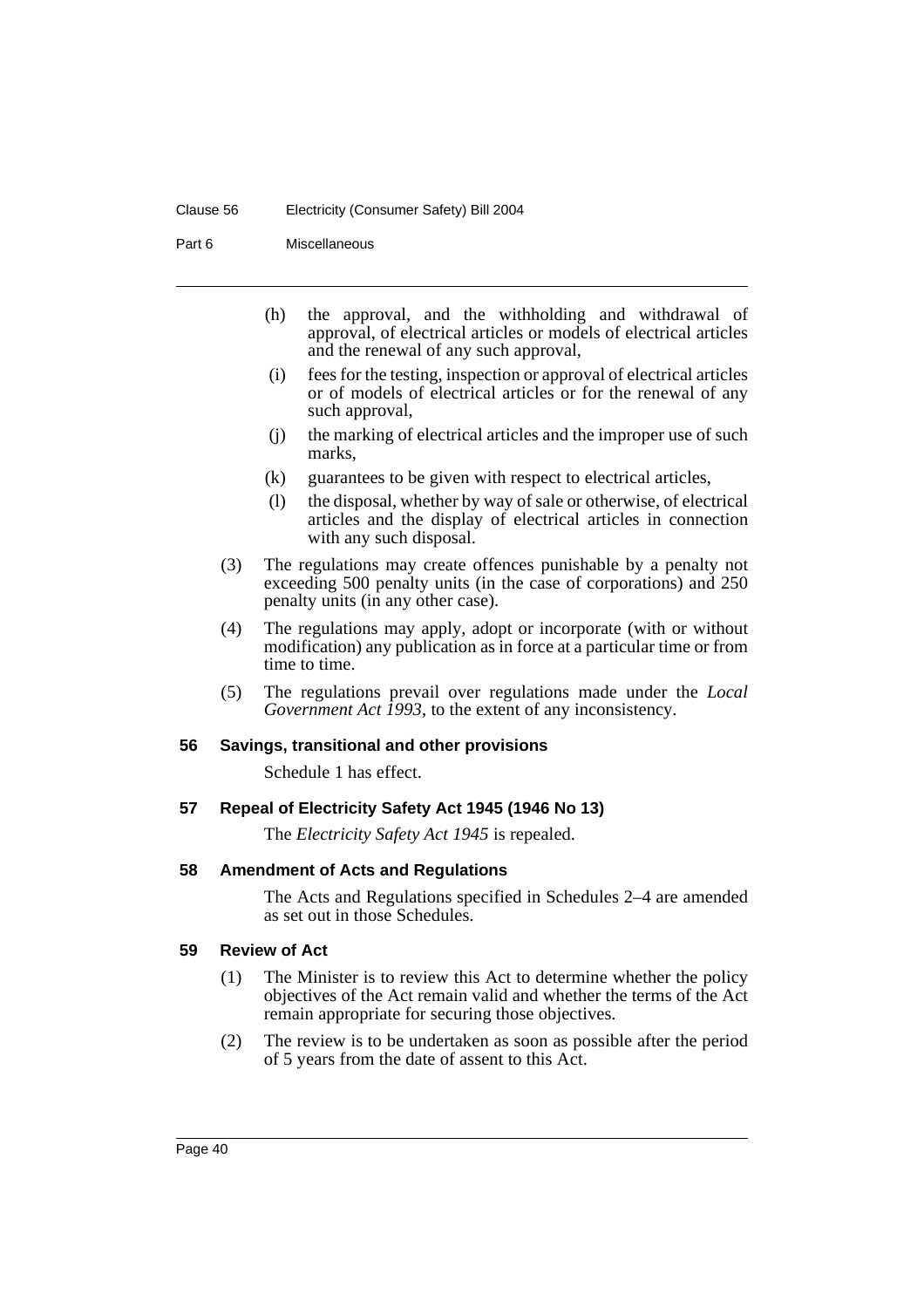(h) the approval, and the withholding and withdrawal of approval, of electrical articles or models of electrical articles and the renewal of any such approval,

(i) fees for the testing, inspection or approval of electrical articles or of models of electrical articles or for the renewal of any such approval,

(j) the marking of electrical articles and the improper use of such marks,

(k) guarantees to be given with respect to electrical articles,

(l) the disposal, whether by way of sale or otherwise, of electrical articles and the display of electrical articles in connection with any such disposal.

(3) The regulations may create offences punishable by a penalty not exceeding 500 penalty units (in the case of corporations) and 250 penalty units (in any other case).

(4) The regulations may apply, adopt or incorporate (with or without modification) any publication as in force at a particular time or from time to time.

(5) The regulations prevail over regulations made under the *Local Government Act 1993*, to the extent of any inconsistency.

### 56 Savings, transitional and other provisions

Schedule 1 has effect.

### 57 Repeal of Electricity Safety Act 1945 (1946 No 13)

The *Electricity Safety Act 1945* is repealed.

### 58 Amendment of Acts and Regulations

The Acts and Regulations specified in Schedules 2–4 are amended as set out in those Schedules.

### 59 Review of Act

(1) The Minister is to review this Act to determine whether the policy objectives of the Act remain valid and whether the terms of the Act remain appropriate for securing those objectives.

(2) The review is to be undertaken as soon as possible after the period of 5 years from the date of assent to this Act.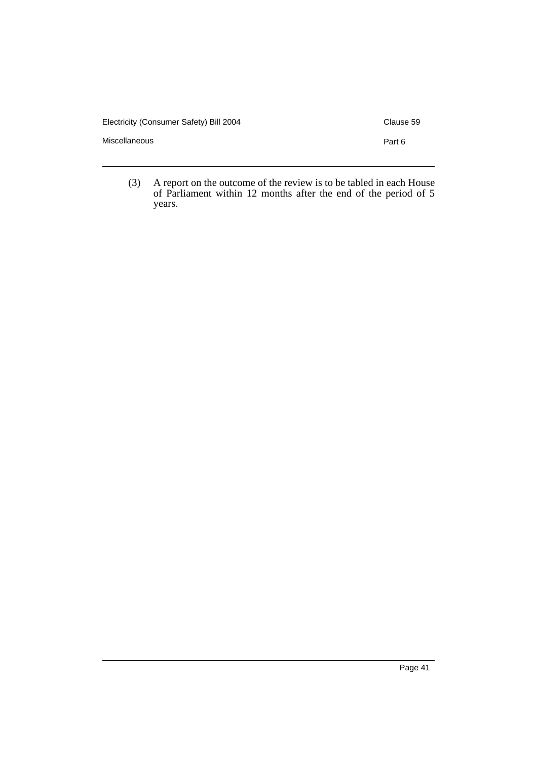(3) A report on the outcome of the review is to be tabled in each House of Parliament within 12 months after the end of the period of 5 years.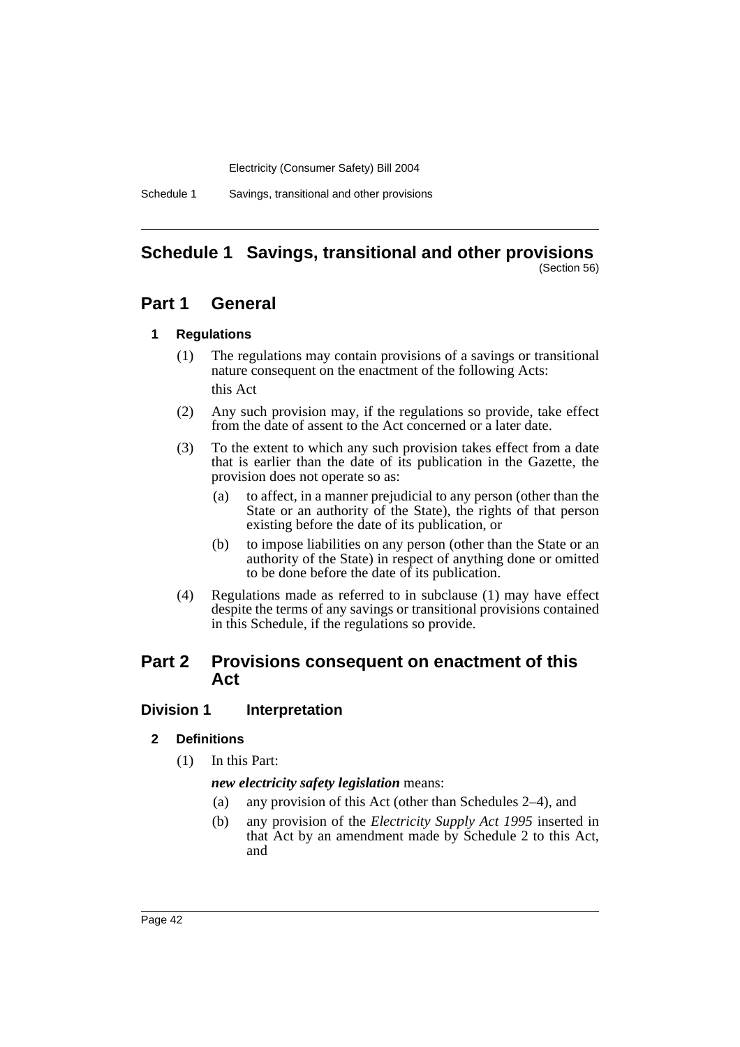# Schedule 1 Savings, transitional and other provisions

(Section 56)

## Part 1 General

### 1 Regulations

(1) The regulations may contain provisions of a savings or transitional nature consequent on the enactment of the following Acts:

this Act

(2) Any such provision may, if the regulations so provide, take effect from the date of assent to the Act concerned or a later date.

(3) To the extent to which any such provision takes effect from a date that is earlier than the date of its publication in the Gazette, the provision does not operate so as:

(a) to affect, in a manner prejudicial to any person (other than the State or an authority of the State), the rights of that person existing before the date of its publication, or

(b) to impose liabilities on any person (other than the State or an authority of the State) in respect of anything done or omitted to be done before the date of its publication.

(4) Regulations made as referred to in subclause (1) may have effect despite the terms of any savings or transitional provisions contained in this Schedule, if the regulations so provide.

## Part 2 Provisions consequent on enactment of this Act

### Division 1 Interpretation

### 2 Definitions

(1) In this Part:

***new electricity safety legislation*** means:

(a) any provision of this Act (other than Schedules 2–4), and

(b) any provision of the *Electricity Supply Act 1995* inserted in that Act by an amendment made by Schedule 2 to this Act, and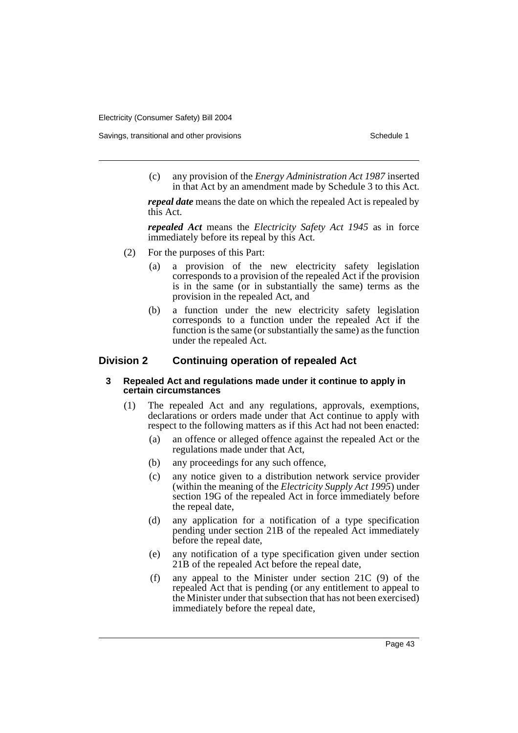(c) any provision of the *Energy Administration Act 1987* inserted in that Act by an amendment made by Schedule 3 to this Act.

***repeal date*** means the date on which the repealed Act is repealed by this Act.

***repealed Act*** means the *Electricity Safety Act 1945* as in force immediately before its repeal by this Act.

(2) For the purposes of this Part:

(a) a provision of the new electricity safety legislation corresponds to a provision of the repealed Act if the provision is in the same (or in substantially the same) terms as the provision in the repealed Act, and

(b) a function under the new electricity safety legislation corresponds to a function under the repealed Act if the function is the same (or substantially the same) as the function under the repealed Act.

## Division 2 Continuing operation of repealed Act

### 3 Repealed Act and regulations made under it continue to apply in certain circumstances

(1) The repealed Act and any regulations, approvals, exemptions, declarations or orders made under that Act continue to apply with respect to the following matters as if this Act had not been enacted:

(a) an offence or alleged offence against the repealed Act or the regulations made under that Act,

(b) any proceedings for any such offence,

(c) any notice given to a distribution network service provider (within the meaning of the *Electricity Supply Act 1995*) under section 19G of the repealed Act in force immediately before the repeal date,

(d) any application for a notification of a type specification pending under section 21B of the repealed Act immediately before the repeal date,

(e) any notification of a type specification given under section 21B of the repealed Act before the repeal date,

(f) any appeal to the Minister under section 21C (9) of the repealed Act that is pending (or any entitlement to appeal to the Minister under that subsection that has not been exercised) immediately before the repeal date,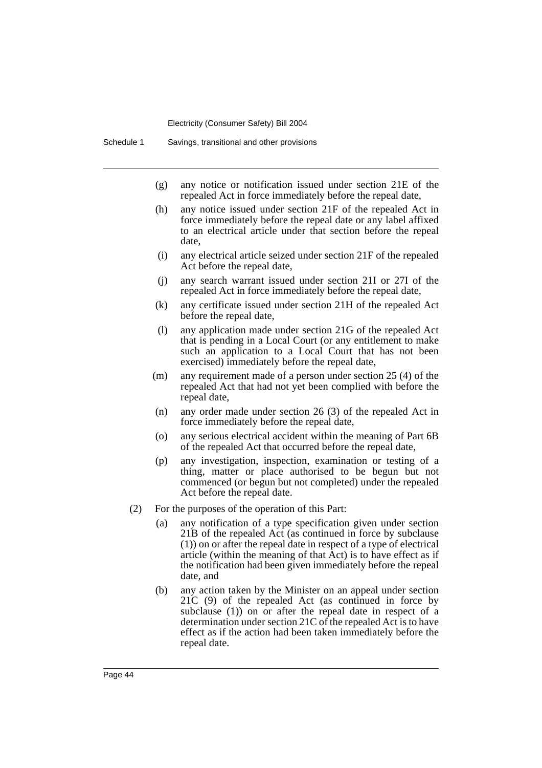(g) any notice or notification issued under section 21E of the repealed Act in force immediately before the repeal date,

(h) any notice issued under section 21F of the repealed Act in force immediately before the repeal date or any label affixed to an electrical article under that section before the repeal date,

(i) any electrical article seized under section 21F of the repealed Act before the repeal date,

(j) any search warrant issued under section 21I or 27I of the repealed Act in force immediately before the repeal date,

(k) any certificate issued under section 21H of the repealed Act before the repeal date,

(l) any application made under section 21G of the repealed Act that is pending in a Local Court (or any entitlement to make such an application to a Local Court that has not been exercised) immediately before the repeal date,

(m) any requirement made of a person under section 25 (4) of the repealed Act that had not yet been complied with before the repeal date,

(n) any order made under section 26 (3) of the repealed Act in force immediately before the repeal date,

(o) any serious electrical accident within the meaning of Part 6B of the repealed Act that occurred before the repeal date,

(p) any investigation, inspection, examination or testing of a thing, matter or place authorised to be begun but not commenced (or begun but not completed) under the repealed Act before the repeal date.

(2) For the purposes of the operation of this Part:

(a) any notification of a type specification given under section 21B of the repealed Act (as continued in force by subclause (1)) on or after the repeal date in respect of a type of electrical article (within the meaning of that Act) is to have effect as if the notification had been given immediately before the repeal date, and

(b) any action taken by the Minister on an appeal under section 21C (9) of the repealed Act (as continued in force by subclause (1)) on or after the repeal date in respect of a determination under section 21C of the repealed Act is to have effect as if the action had been taken immediately before the repeal date.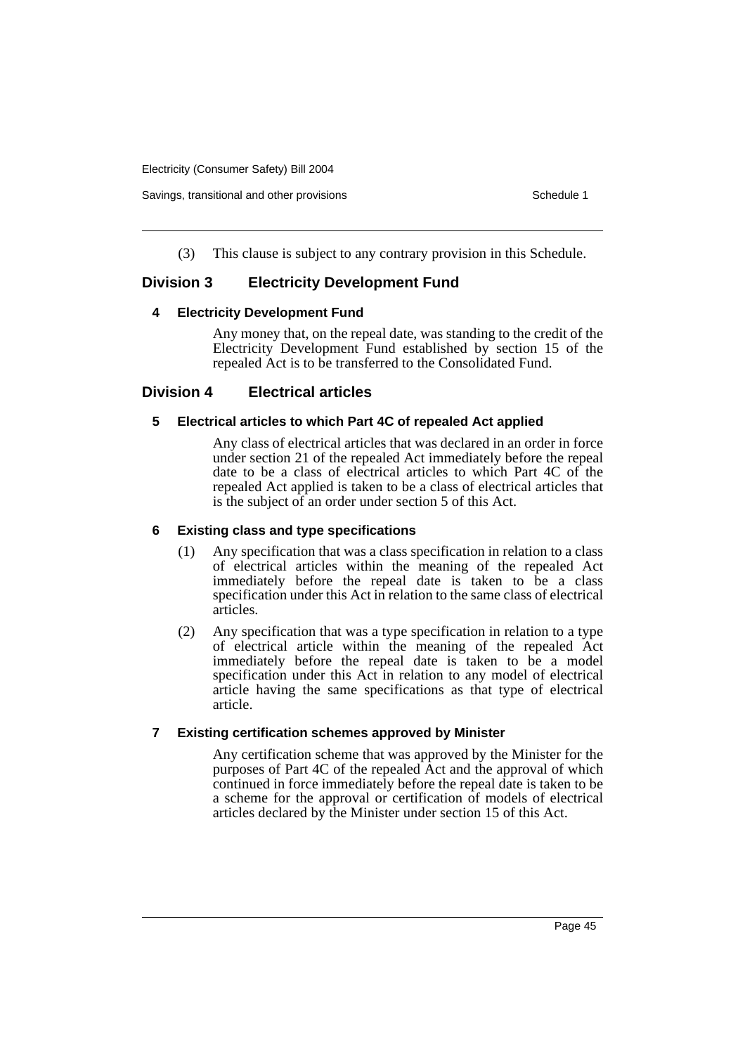(3) This clause is subject to any contrary provision in this Schedule.

## Division 3 Electricity Development Fund

### 4 Electricity Development Fund

Any money that, on the repeal date, was standing to the credit of the Electricity Development Fund established by section 15 of the repealed Act is to be transferred to the Consolidated Fund.

## Division 4 Electrical articles

### 5 Electrical articles to which Part 4C of repealed Act applied

Any class of electrical articles that was declared in an order in force under section 21 of the repealed Act immediately before the repeal date to be a class of electrical articles to which Part 4C of the repealed Act applied is taken to be a class of electrical articles that is the subject of an order under section 5 of this Act.

### 6 Existing class and type specifications

(1) Any specification that was a class specification in relation to a class of electrical articles within the meaning of the repealed Act immediately before the repeal date is taken to be a class specification under this Act in relation to the same class of electrical articles.

(2) Any specification that was a type specification in relation to a type of electrical article within the meaning of the repealed Act immediately before the repeal date is taken to be a model specification under this Act in relation to any model of electrical article having the same specifications as that type of electrical article.

### 7 Existing certification schemes approved by Minister

Any certification scheme that was approved by the Minister for the purposes of Part 4C of the repealed Act and the approval of which continued in force immediately before the repeal date is taken to be a scheme for the approval or certification of models of electrical articles declared by the Minister under section 15 of this Act.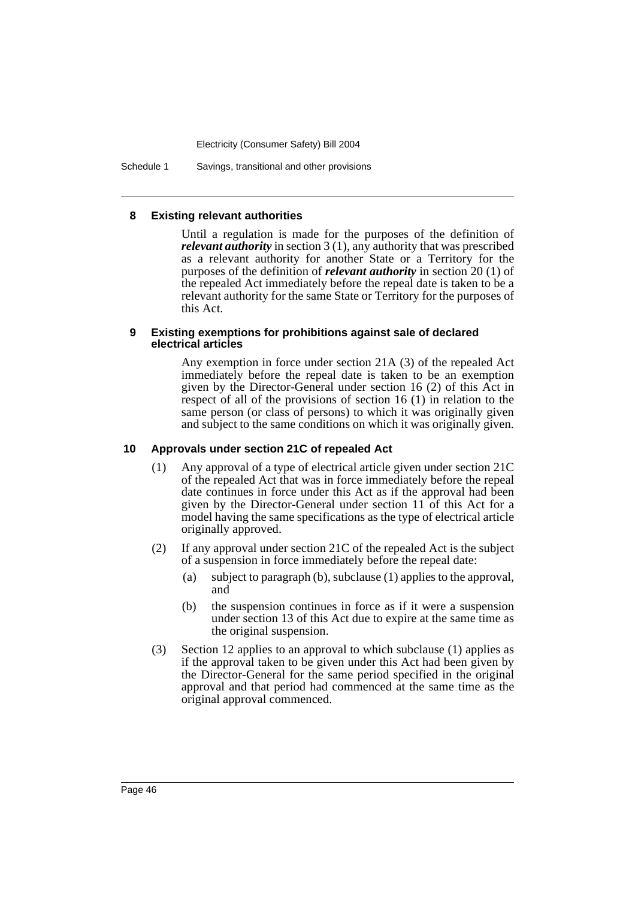#### 8 Existing relevant authorities

Until a regulation is made for the purposes of the definition of ***relevant authority*** in section 3 (1), any authority that was prescribed as a relevant authority for another State or a Territory for the purposes of the definition of ***relevant authority*** in section 20 (1) of the repealed Act immediately before the repeal date is taken to be a relevant authority for the same State or Territory for the purposes of this Act.

#### 9 Existing exemptions for prohibitions against sale of declared electrical articles

Any exemption in force under section 21A (3) of the repealed Act immediately before the repeal date is taken to be an exemption given by the Director-General under section 16 (2) of this Act in respect of all of the provisions of section 16 (1) in relation to the same person (or class of persons) to which it was originally given and subject to the same conditions on which it was originally given.

#### 10 Approvals under section 21C of repealed Act

(1) Any approval of a type of electrical article given under section 21C of the repealed Act that was in force immediately before the repeal date continues in force under this Act as if the approval had been given by the Director-General under section 11 of this Act for a model having the same specifications as the type of electrical article originally approved.

(2) If any approval under section 21C of the repealed Act is the subject of a suspension in force immediately before the repeal date:

(a) subject to paragraph (b), subclause (1) applies to the approval, and

(b) the suspension continues in force as if it were a suspension under section 13 of this Act due to expire at the same time as the original suspension.

(3) Section 12 applies to an approval to which subclause (1) applies as if the approval taken to be given under this Act had been given by the Director-General for the same period specified in the original approval and that period had commenced at the same time as the original approval commenced.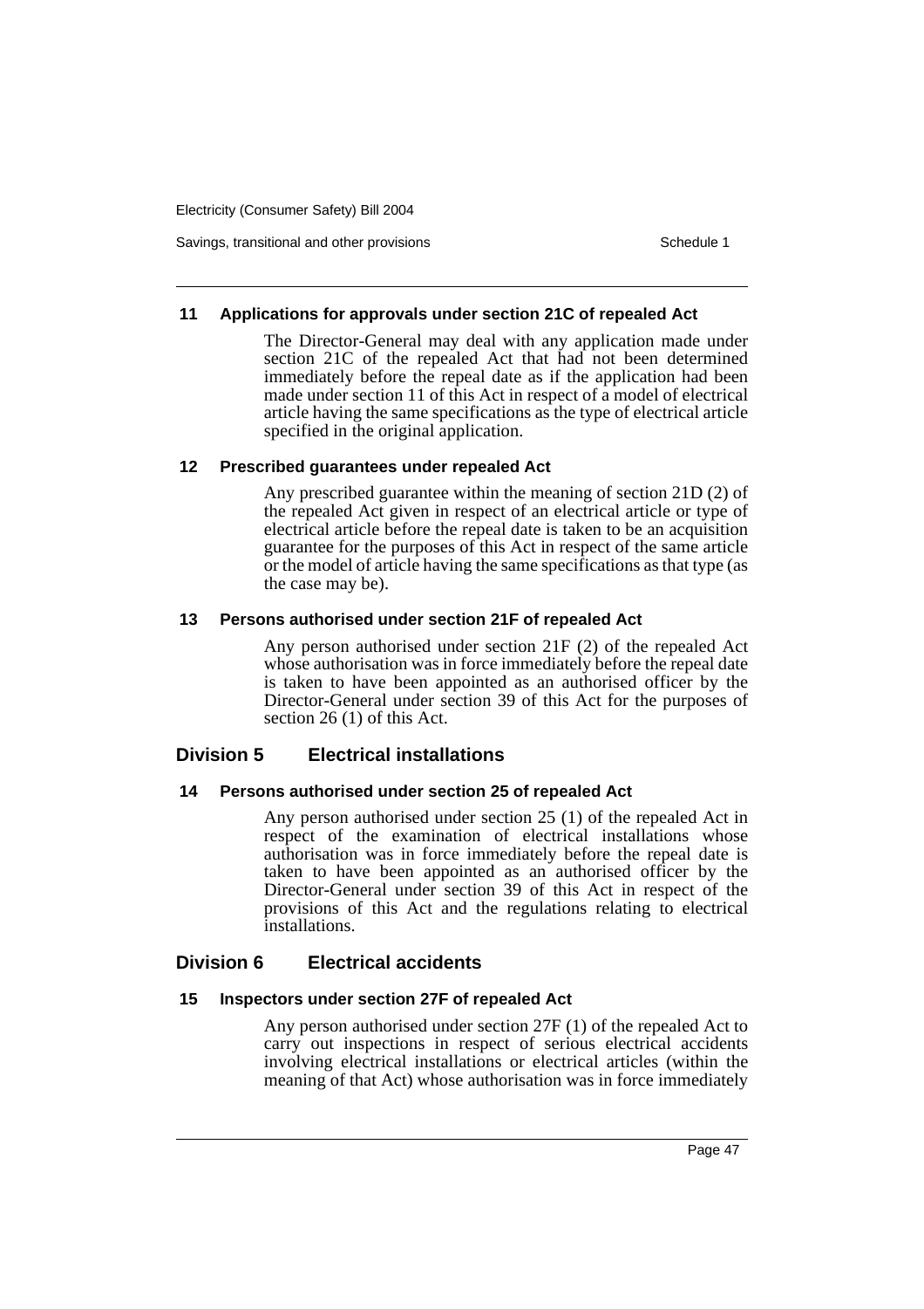#### 11 Applications for approvals under section 21C of repealed Act

The Director-General may deal with any application made under section 21C of the repealed Act that had not been determined immediately before the repeal date as if the application had been made under section 11 of this Act in respect of a model of electrical article having the same specifications as the type of electrical article specified in the original application.

#### 12 Prescribed guarantees under repealed Act

Any prescribed guarantee within the meaning of section 21D (2) of the repealed Act given in respect of an electrical article or type of electrical article before the repeal date is taken to be an acquisition guarantee for the purposes of this Act in respect of the same article or the model of article having the same specifications as that type (as the case may be).

#### 13 Persons authorised under section 21F of repealed Act

Any person authorised under section 21F (2) of the repealed Act whose authorisation was in force immediately before the repeal date is taken to have been appointed as an authorised officer by the Director-General under section 39 of this Act for the purposes of section 26 (1) of this Act.

### Division 5 Electrical installations

#### 14 Persons authorised under section 25 of repealed Act

Any person authorised under section 25 (1) of the repealed Act in respect of the examination of electrical installations whose authorisation was in force immediately before the repeal date is taken to have been appointed as an authorised officer by the Director-General under section 39 of this Act in respect of the provisions of this Act and the regulations relating to electrical installations.

### Division 6 Electrical accidents

#### 15 Inspectors under section 27F of repealed Act

Any person authorised under section 27F (1) of the repealed Act to carry out inspections in respect of serious electrical accidents involving electrical installations or electrical articles (within the meaning of that Act) whose authorisation was in force immediately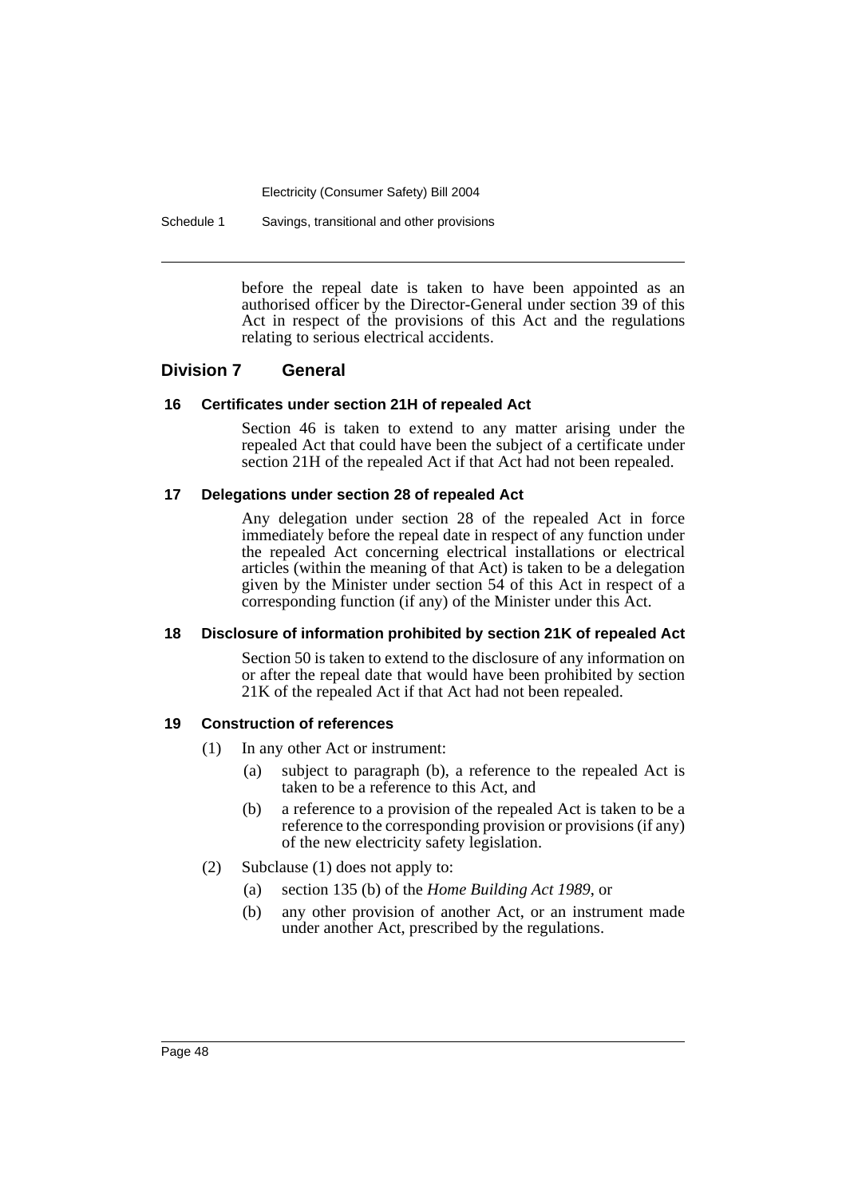before the repeal date is taken to have been appointed as an authorised officer by the Director-General under section 39 of this Act in respect of the provisions of this Act and the regulations relating to serious electrical accidents.

## Division 7 General

### 16 Certificates under section 21H of repealed Act

Section 46 is taken to extend to any matter arising under the repealed Act that could have been the subject of a certificate under section 21H of the repealed Act if that Act had not been repealed.

### 17 Delegations under section 28 of repealed Act

Any delegation under section 28 of the repealed Act in force immediately before the repeal date in respect of any function under the repealed Act concerning electrical installations or electrical articles (within the meaning of that Act) is taken to be a delegation given by the Minister under section 54 of this Act in respect of a corresponding function (if any) of the Minister under this Act.

### 18 Disclosure of information prohibited by section 21K of repealed Act

Section 50 is taken to extend to the disclosure of any information on or after the repeal date that would have been prohibited by section 21K of the repealed Act if that Act had not been repealed.

### 19 Construction of references

(1) In any other Act or instrument:

- (a) subject to paragraph (b), a reference to the repealed Act is taken to be a reference to this Act, and
- (b) a reference to a provision of the repealed Act is taken to be a reference to the corresponding provision or provisions (if any) of the new electricity safety legislation.

(2) Subclause (1) does not apply to:

- (a) section 135 (b) of the *Home Building Act 1989*, or
- (b) any other provision of another Act, or an instrument made under another Act, prescribed by the regulations.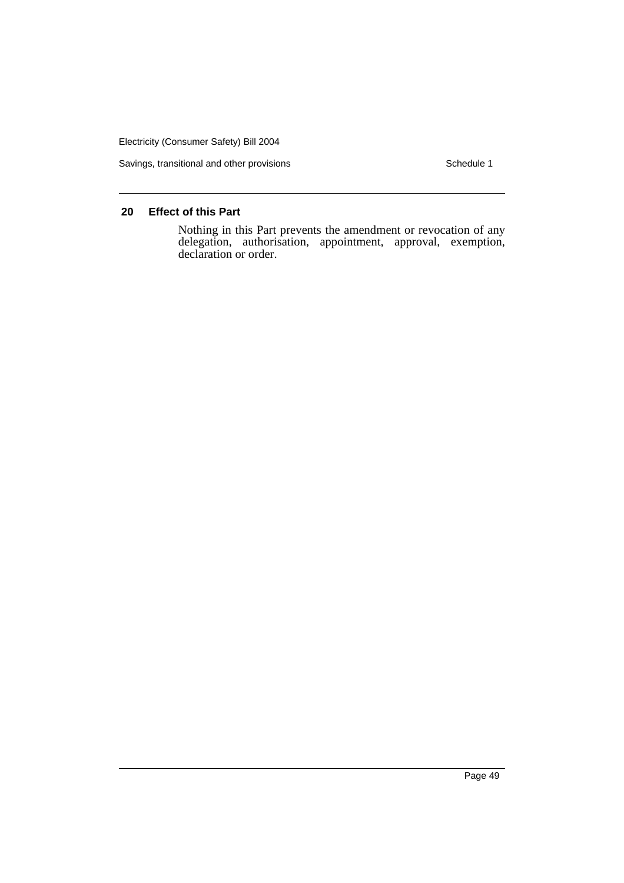### 20 Effect of this Part

Nothing in this Part prevents the amendment or revocation of any delegation, authorisation, appointment, approval, exemption, declaration or order.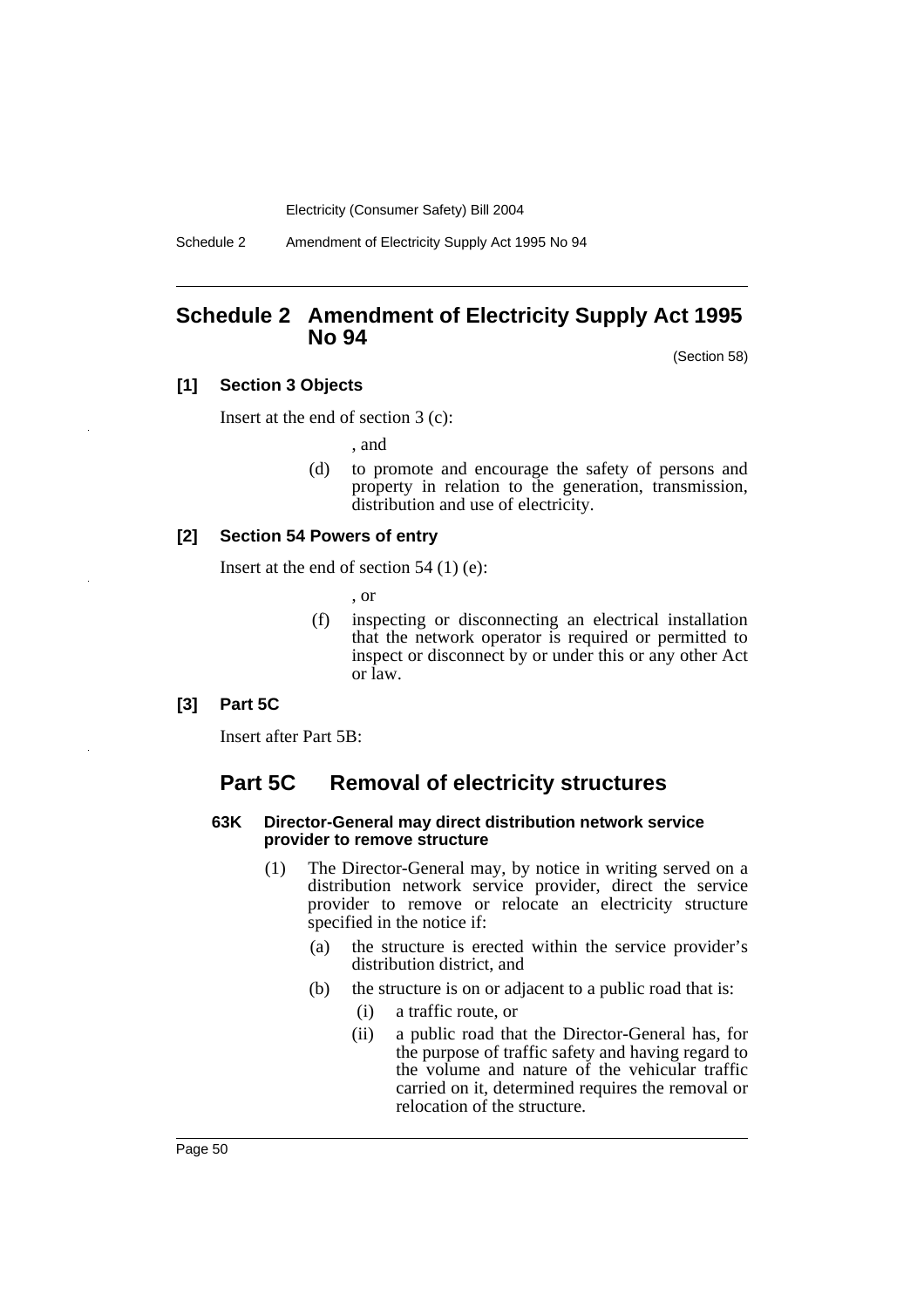# Schedule 2 Amendment of Electricity Supply Act 1995 No 94

(Section 58)

### [1] Section 3 Objects

Insert at the end of section 3 (c):

, and

(d) to promote and encourage the safety of persons and property in relation to the generation, transmission, distribution and use of electricity.

### [2] Section 54 Powers of entry

Insert at the end of section 54 (1) (e):

, or

(f) inspecting or disconnecting an electrical installation that the network operator is required or permitted to inspect or disconnect by or under this or any other Act or law.

### [3] Part 5C

Insert after Part 5B:

## Part 5C Removal of electricity structures

#### 63K Director-General may direct distribution network service provider to remove structure

(1) The Director-General may, by notice in writing served on a distribution network service provider, direct the service provider to remove or relocate an electricity structure specified in the notice if:

(a) the structure is erected within the service provider's distribution district, and

(b) the structure is on or adjacent to a public road that is:

(i) a traffic route, or

(ii) a public road that the Director-General has, for the purpose of traffic safety and having regard to the volume and nature of the vehicular traffic carried on it, determined requires the removal or relocation of the structure.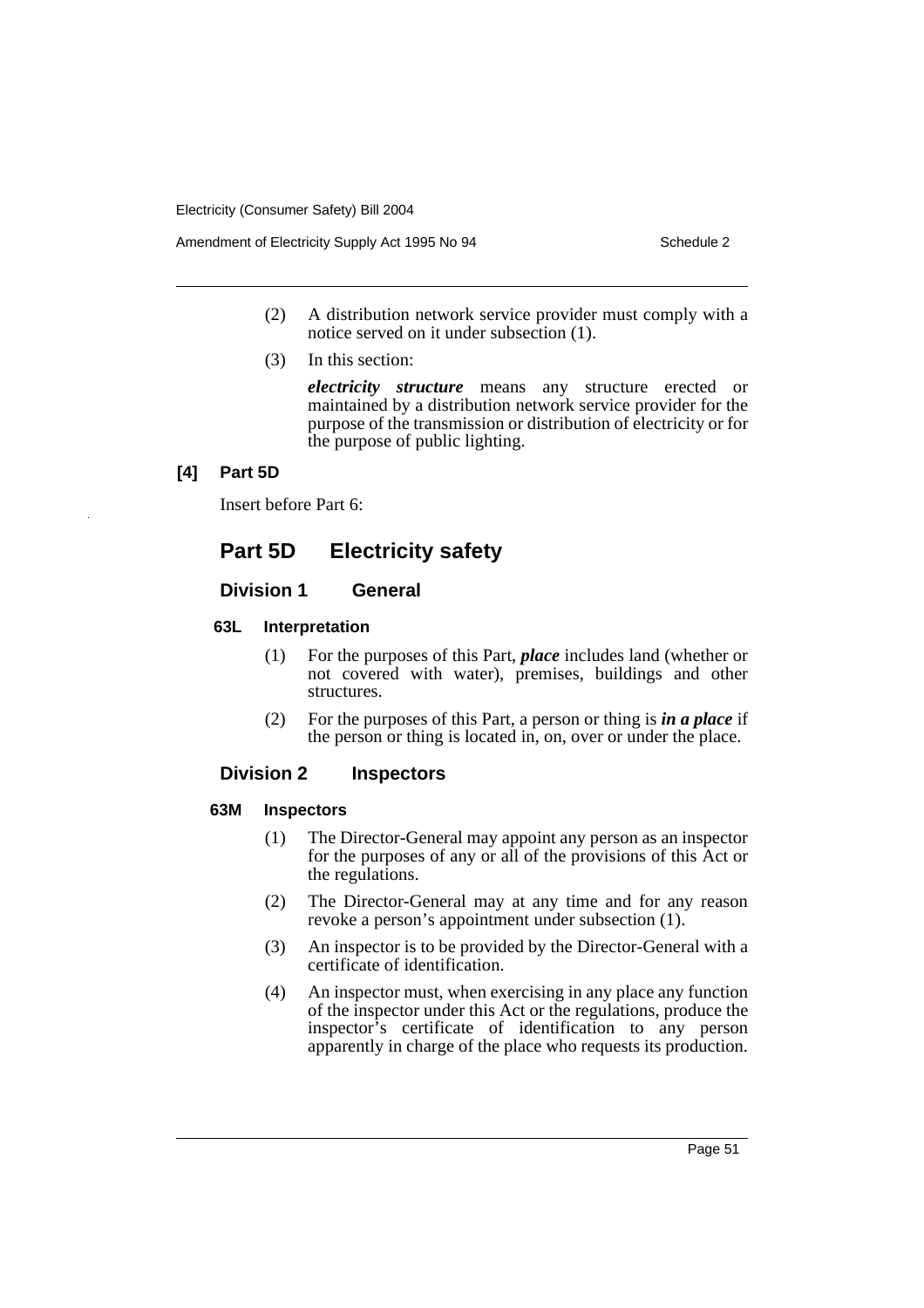(2) A distribution network service provider must comply with a notice served on it under subsection (1).

(3) In this section:

***electricity structure*** means any structure erected or maintained by a distribution network service provider for the purpose of the transmission or distribution of electricity or for the purpose of public lighting.

**[4] Part 5D**

Insert before Part 6:

## Part 5D Electricity safety

### Division 1 General

#### 63L Interpretation

(1) For the purposes of this Part, ***place*** includes land (whether or not covered with water), premises, buildings and other structures.

(2) For the purposes of this Part, a person or thing is ***in a place*** if the person or thing is located in, on, over or under the place.

### Division 2 Inspectors

#### 63M Inspectors

(1) The Director-General may appoint any person as an inspector for the purposes of any or all of the provisions of this Act or the regulations.

(2) The Director-General may at any time and for any reason revoke a person's appointment under subsection (1).

(3) An inspector is to be provided by the Director-General with a certificate of identification.

(4) An inspector must, when exercising in any place any function of the inspector under this Act or the regulations, produce the inspector's certificate of identification to any person apparently in charge of the place who requests its production.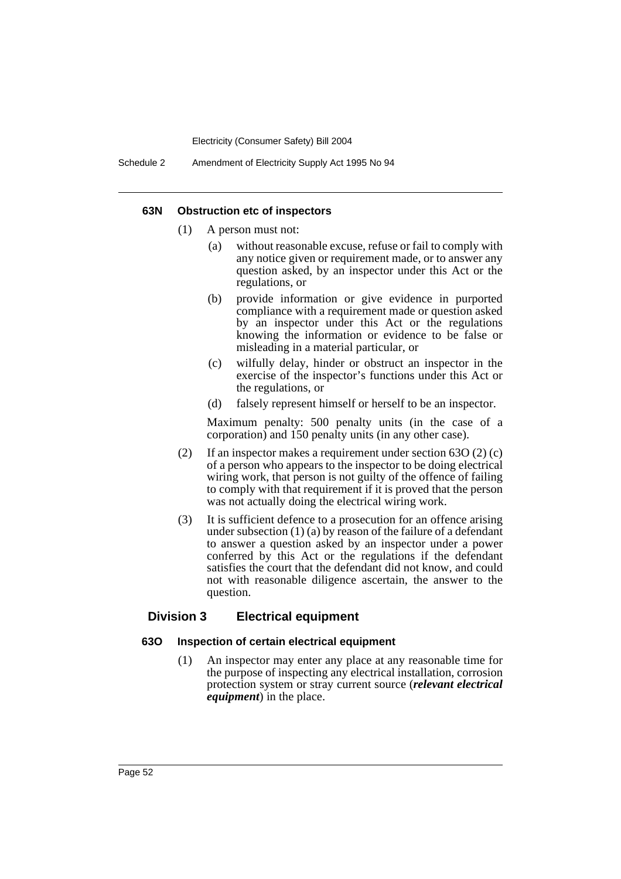#### 63N Obstruction etc of inspectors

(1) A person must not:

(a) without reasonable excuse, refuse or fail to comply with any notice given or requirement made, or to answer any question asked, by an inspector under this Act or the regulations, or

(b) provide information or give evidence in purported compliance with a requirement made or question asked by an inspector under this Act or the regulations knowing the information or evidence to be false or misleading in a material particular, or

(c) wilfully delay, hinder or obstruct an inspector in the exercise of the inspector's functions under this Act or the regulations, or

(d) falsely represent himself or herself to be an inspector.

Maximum penalty: 500 penalty units (in the case of a corporation) and 150 penalty units (in any other case).

(2) If an inspector makes a requirement under section 63O (2) (c) of a person who appears to the inspector to be doing electrical wiring work, that person is not guilty of the offence of failing to comply with that requirement if it is proved that the person was not actually doing the electrical wiring work.

(3) It is sufficient defence to a prosecution for an offence arising under subsection (1) (a) by reason of the failure of a defendant to answer a question asked by an inspector under a power conferred by this Act or the regulations if the defendant satisfies the court that the defendant did not know, and could not with reasonable diligence ascertain, the answer to the question.

### Division 3 Electrical equipment

#### 63O Inspection of certain electrical equipment

(1) An inspector may enter any place at any reasonable time for the purpose of inspecting any electrical installation, corrosion protection system or stray current source (***relevant electrical equipment***) in the place.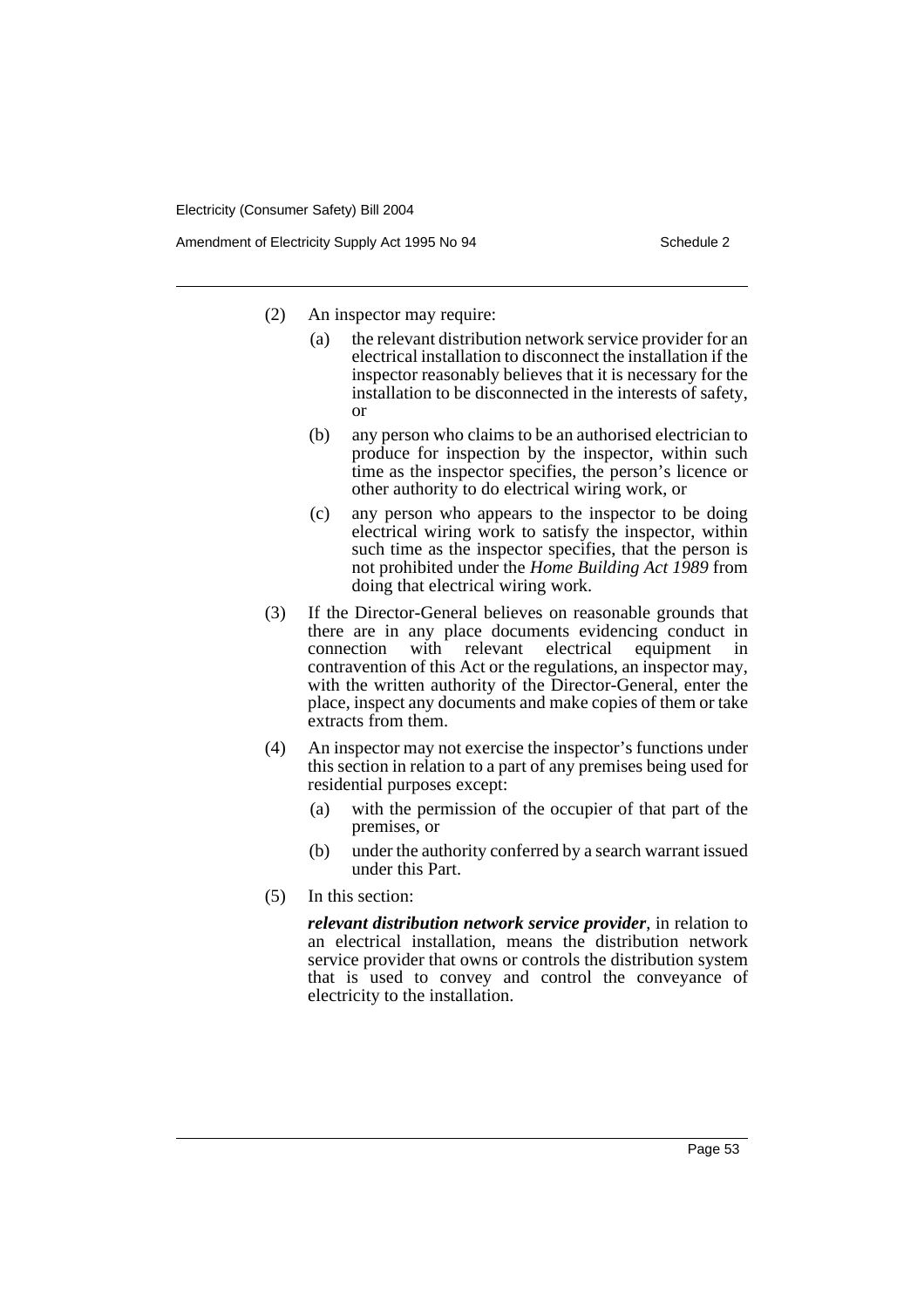(2) An inspector may require:

(a) the relevant distribution network service provider for an electrical installation to disconnect the installation if the inspector reasonably believes that it is necessary for the installation to be disconnected in the interests of safety, or

(b) any person who claims to be an authorised electrician to produce for inspection by the inspector, within such time as the inspector specifies, the person's licence or other authority to do electrical wiring work, or

(c) any person who appears to the inspector to be doing electrical wiring work to satisfy the inspector, within such time as the inspector specifies, that the person is not prohibited under the *Home Building Act 1989* from doing that electrical wiring work.

(3) If the Director-General believes on reasonable grounds that there are in any place documents evidencing conduct in connection with relevant electrical equipment in contravention of this Act or the regulations, an inspector may, with the written authority of the Director-General, enter the place, inspect any documents and make copies of them or take extracts from them.

(4) An inspector may not exercise the inspector's functions under this section in relation to a part of any premises being used for residential purposes except:

(a) with the permission of the occupier of that part of the premises, or

(b) under the authority conferred by a search warrant issued under this Part.

(5) In this section:

***relevant distribution network service provider***, in relation to an electrical installation, means the distribution network service provider that owns or controls the distribution system that is used to convey and control the conveyance of electricity to the installation.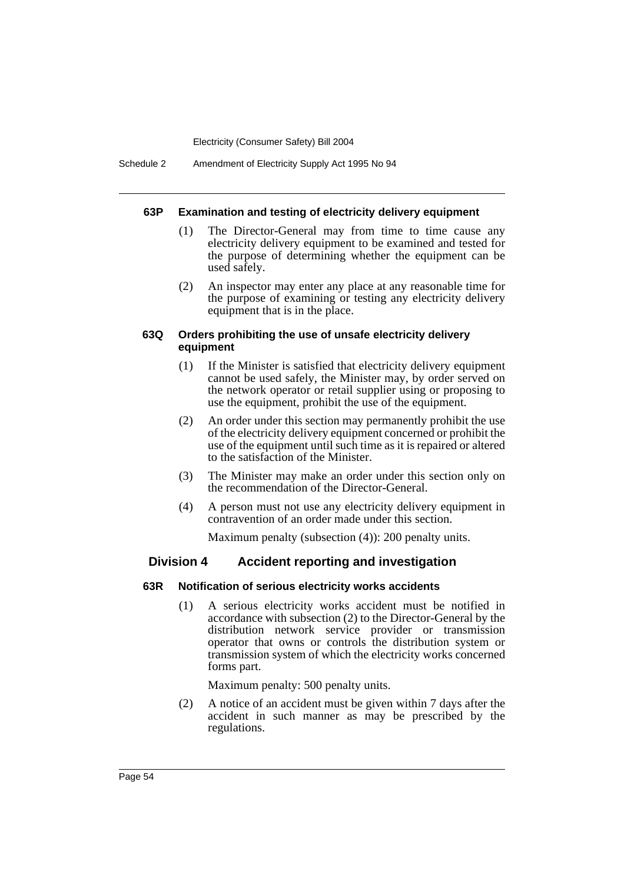#### 63P Examination and testing of electricity delivery equipment

(1) The Director-General may from time to time cause any electricity delivery equipment to be examined and tested for the purpose of determining whether the equipment can be used safely.

(2) An inspector may enter any place at any reasonable time for the purpose of examining or testing any electricity delivery equipment that is in the place.

#### 63Q Orders prohibiting the use of unsafe electricity delivery equipment

(1) If the Minister is satisfied that electricity delivery equipment cannot be used safely, the Minister may, by order served on the network operator or retail supplier using or proposing to use the equipment, prohibit the use of the equipment.

(2) An order under this section may permanently prohibit the use of the electricity delivery equipment concerned or prohibit the use of the equipment until such time as it is repaired or altered to the satisfaction of the Minister.

(3) The Minister may make an order under this section only on the recommendation of the Director-General.

(4) A person must not use any electricity delivery equipment in contravention of an order made under this section.

Maximum penalty (subsection (4)): 200 penalty units.

### Division 4 Accident reporting and investigation

#### 63R Notification of serious electricity works accidents

(1) A serious electricity works accident must be notified in accordance with subsection (2) to the Director-General by the distribution network service provider or transmission operator that owns or controls the distribution system or transmission system of which the electricity works concerned forms part.

Maximum penalty: 500 penalty units.

(2) A notice of an accident must be given within 7 days after the accident in such manner as may be prescribed by the regulations.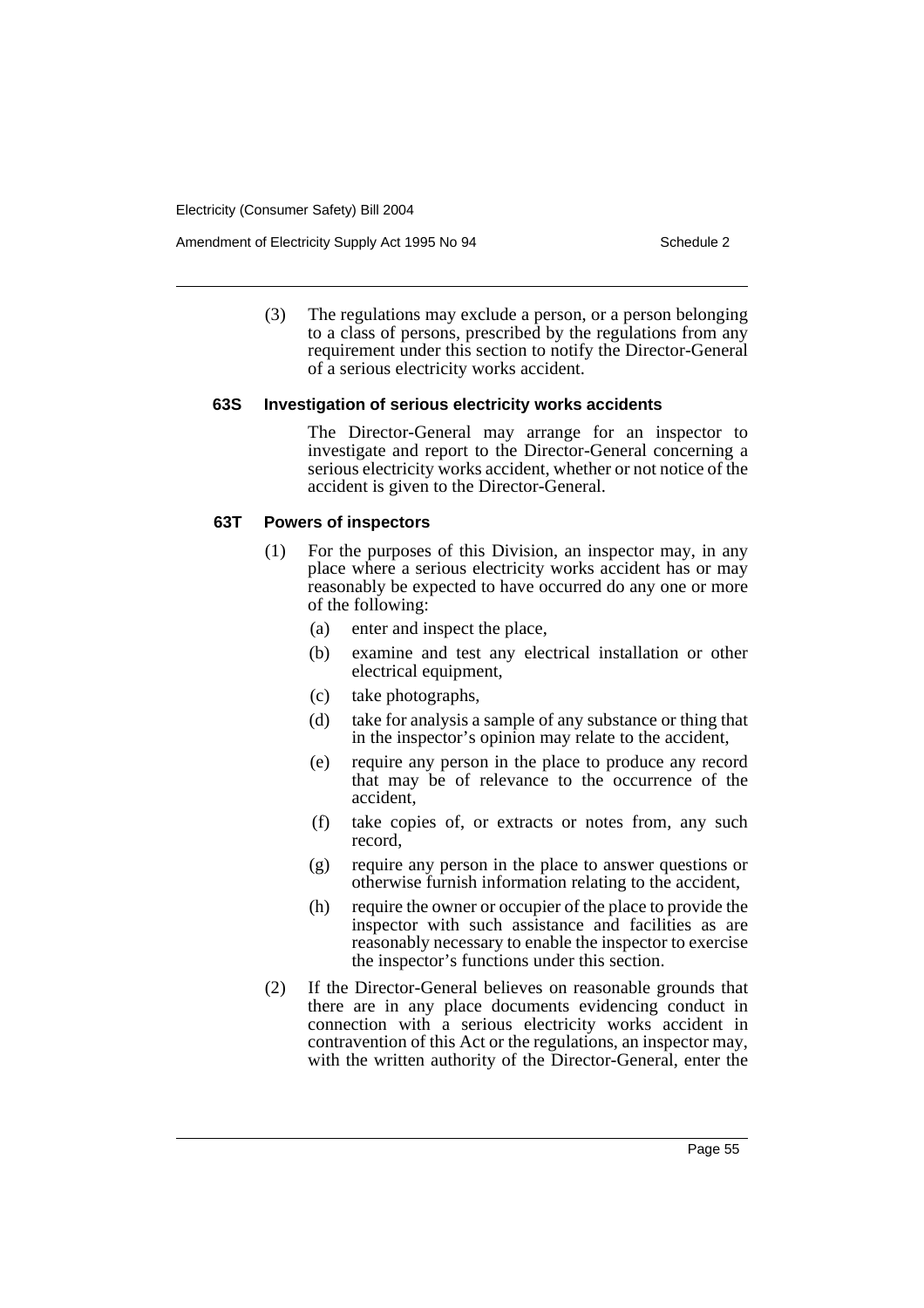(3) The regulations may exclude a person, or a person belonging to a class of persons, prescribed by the regulations from any requirement under this section to notify the Director-General of a serious electricity works accident.

#### 63S Investigation of serious electricity works accidents

The Director-General may arrange for an inspector to investigate and report to the Director-General concerning a serious electricity works accident, whether or not notice of the accident is given to the Director-General.

#### 63T Powers of inspectors

(1) For the purposes of this Division, an inspector may, in any place where a serious electricity works accident has or may reasonably be expected to have occurred do any one or more of the following:

(a) enter and inspect the place,

(b) examine and test any electrical installation or other electrical equipment,

(c) take photographs,

(d) take for analysis a sample of any substance or thing that in the inspector's opinion may relate to the accident,

(e) require any person in the place to produce any record that may be of relevance to the occurrence of the accident,

(f) take copies of, or extracts or notes from, any such record,

(g) require any person in the place to answer questions or otherwise furnish information relating to the accident,

(h) require the owner or occupier of the place to provide the inspector with such assistance and facilities as are reasonably necessary to enable the inspector to exercise the inspector's functions under this section.

(2) If the Director-General believes on reasonable grounds that there are in any place documents evidencing conduct in connection with a serious electricity works accident in contravention of this Act or the regulations, an inspector may, with the written authority of the Director-General, enter the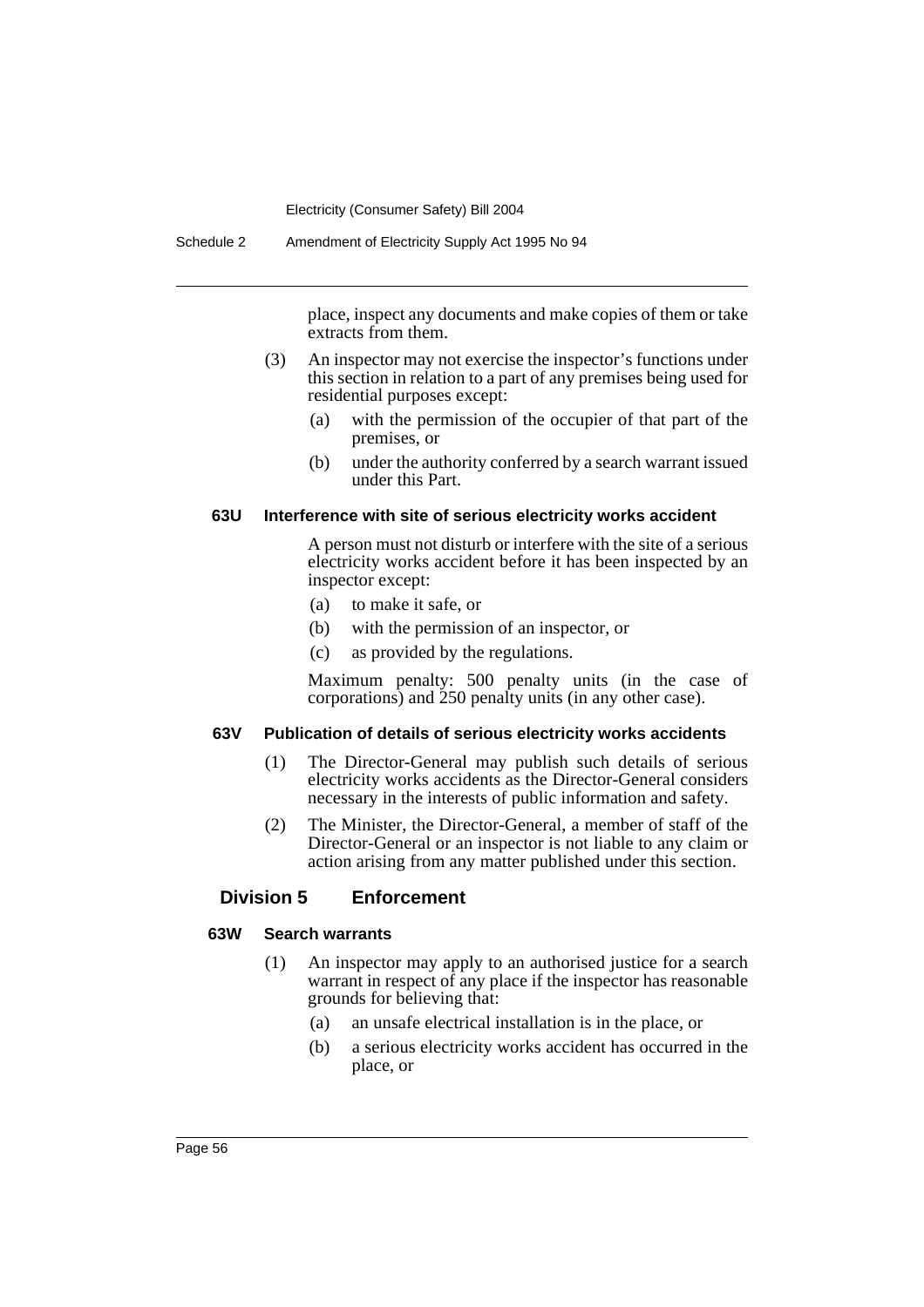place, inspect any documents and make copies of them or take extracts from them.

(3) An inspector may not exercise the inspector's functions under this section in relation to a part of any premises being used for residential purposes except:

(a) with the permission of the occupier of that part of the premises, or

(b) under the authority conferred by a search warrant issued under this Part.

#### 63U Interference with site of serious electricity works accident

A person must not disturb or interfere with the site of a serious electricity works accident before it has been inspected by an inspector except:

(a) to make it safe, or

(b) with the permission of an inspector, or

(c) as provided by the regulations.

Maximum penalty: 500 penalty units (in the case of corporations) and 250 penalty units (in any other case).

#### 63V Publication of details of serious electricity works accidents

(1) The Director-General may publish such details of serious electricity works accidents as the Director-General considers necessary in the interests of public information and safety.

(2) The Minister, the Director-General, a member of staff of the Director-General or an inspector is not liable to any claim or action arising from any matter published under this section.

### Division 5 Enforcement

#### 63W Search warrants

(1) An inspector may apply to an authorised justice for a search warrant in respect of any place if the inspector has reasonable grounds for believing that:

(a) an unsafe electrical installation is in the place, or

(b) a serious electricity works accident has occurred in the place, or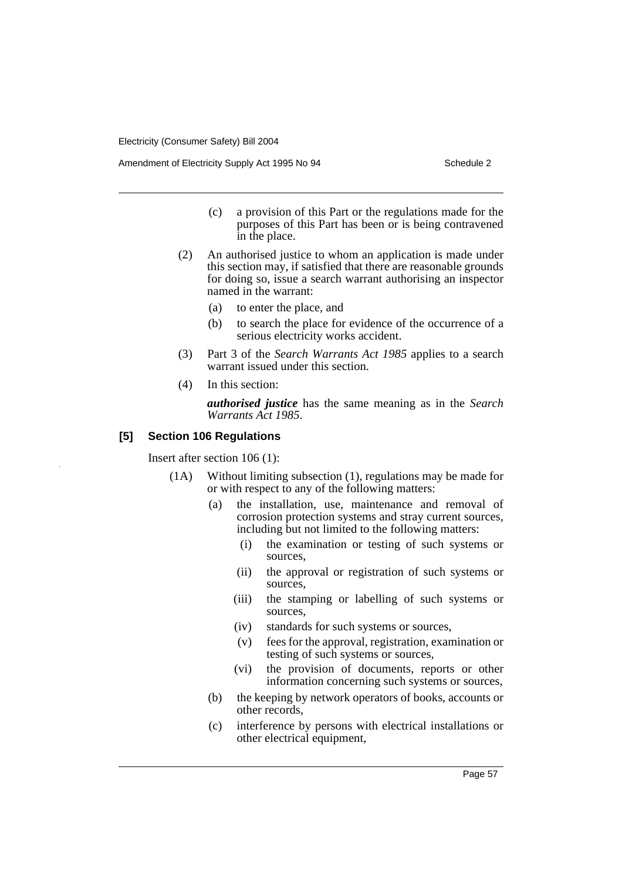(c) a provision of this Part or the regulations made for the purposes of this Part has been or is being contravened in the place.

(2) An authorised justice to whom an application is made under this section may, if satisfied that there are reasonable grounds for doing so, issue a search warrant authorising an inspector named in the warrant:

(a) to enter the place, and

(b) to search the place for evidence of the occurrence of a serious electricity works accident.

(3) Part 3 of the *Search Warrants Act 1985* applies to a search warrant issued under this section.

(4) In this section:

***authorised justice*** has the same meaning as in the *Search Warrants Act 1985*.

### [5] Section 106 Regulations

Insert after section 106 (1):

(1A) Without limiting subsection (1), regulations may be made for or with respect to any of the following matters:

(a) the installation, use, maintenance and removal of corrosion protection systems and stray current sources, including but not limited to the following matters:

(i) the examination or testing of such systems or sources,

(ii) the approval or registration of such systems or sources,

(iii) the stamping or labelling of such systems or sources,

(iv) standards for such systems or sources,

(v) fees for the approval, registration, examination or testing of such systems or sources,

(vi) the provision of documents, reports or other information concerning such systems or sources,

(b) the keeping by network operators of books, accounts or other records,

(c) interference by persons with electrical installations or other electrical equipment,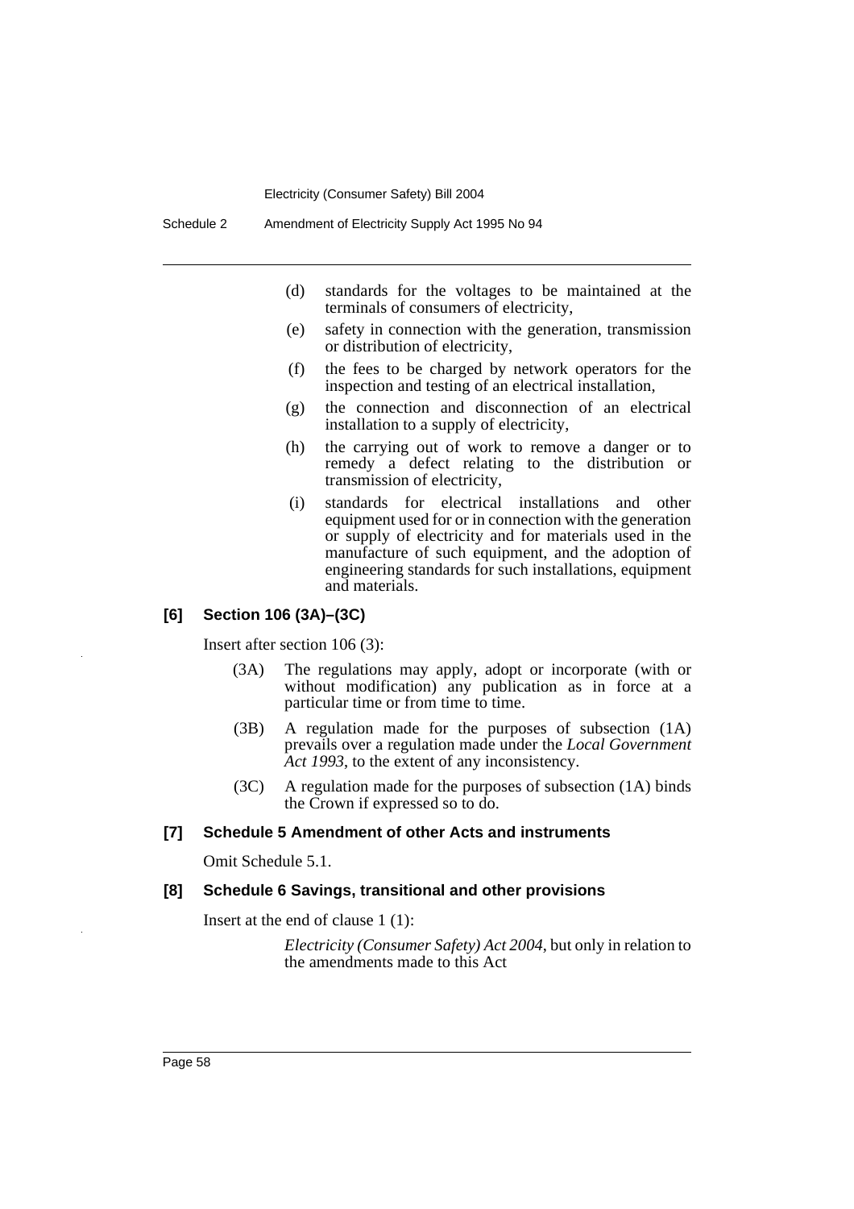(d) standards for the voltages to be maintained at the terminals of consumers of electricity,

(e) safety in connection with the generation, transmission or distribution of electricity,

(f) the fees to be charged by network operators for the inspection and testing of an electrical installation,

(g) the connection and disconnection of an electrical installation to a supply of electricity,

(h) the carrying out of work to remove a danger or to remedy a defect relating to the distribution or transmission of electricity,

(i) standards for electrical installations and other equipment used for or in connection with the generation or supply of electricity and for materials used in the manufacture of such equipment, and the adoption of engineering standards for such installations, equipment and materials.

### [6] Section 106 (3A)–(3C)

Insert after section 106 (3):

(3A) The regulations may apply, adopt or incorporate (with or without modification) any publication as in force at a particular time or from time to time.

(3B) A regulation made for the purposes of subsection (1A) prevails over a regulation made under the *Local Government Act 1993*, to the extent of any inconsistency.

(3C) A regulation made for the purposes of subsection (1A) binds the Crown if expressed so to do.

### [7] Schedule 5 Amendment of other Acts and instruments

Omit Schedule 5.1.

### [8] Schedule 6 Savings, transitional and other provisions

Insert at the end of clause 1 (1):

*Electricity (Consumer Safety) Act 2004*, but only in relation to the amendments made to this Act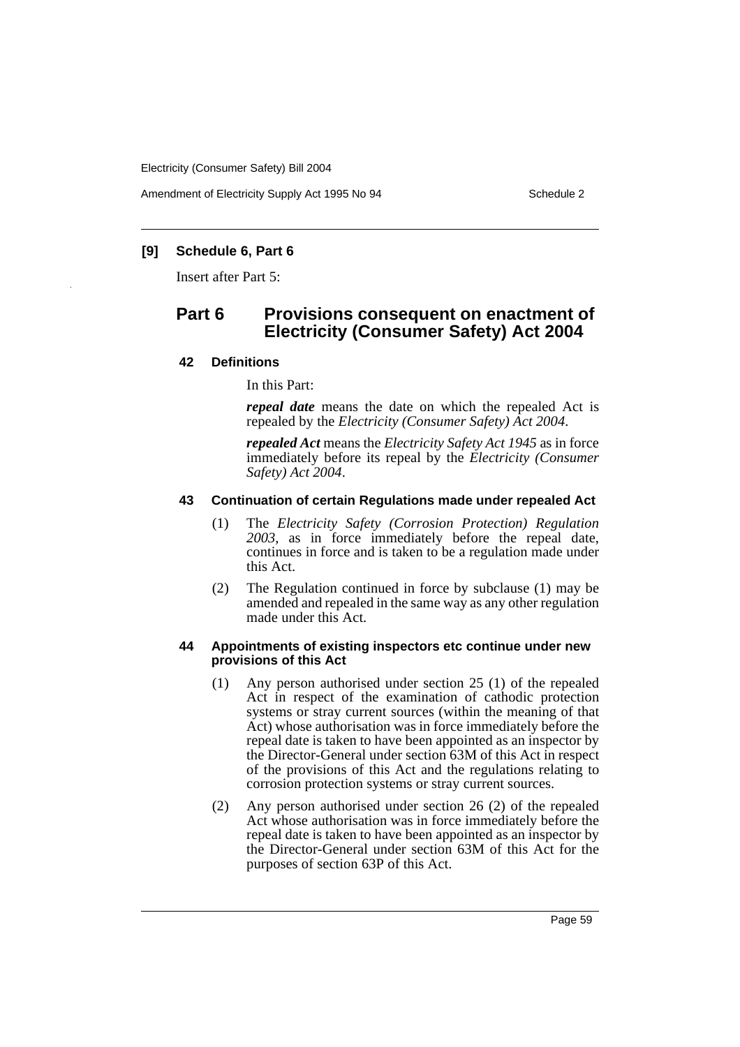**[9] Schedule 6, Part 6**

Insert after Part 5:

## Part 6 Provisions consequent on enactment of Electricity (Consumer Safety) Act 2004

### 42 Definitions

In this Part:

***repeal date*** means the date on which the repealed Act is repealed by the *Electricity (Consumer Safety) Act 2004*.

***repealed Act*** means the *Electricity Safety Act 1945* as in force immediately before its repeal by the *Electricity (Consumer Safety) Act 2004*.

### 43 Continuation of certain Regulations made under repealed Act

(1) The *Electricity Safety (Corrosion Protection) Regulation 2003*, as in force immediately before the repeal date, continues in force and is taken to be a regulation made under this Act.

(2) The Regulation continued in force by subclause (1) may be amended and repealed in the same way as any other regulation made under this Act.

### 44 Appointments of existing inspectors etc continue under new provisions of this Act

(1) Any person authorised under section 25 (1) of the repealed Act in respect of the examination of cathodic protection systems or stray current sources (within the meaning of that Act) whose authorisation was in force immediately before the repeal date is taken to have been appointed as an inspector by the Director-General under section 63M of this Act in respect of the provisions of this Act and the regulations relating to corrosion protection systems or stray current sources.

(2) Any person authorised under section 26 (2) of the repealed Act whose authorisation was in force immediately before the repeal date is taken to have been appointed as an inspector by the Director-General under section 63M of this Act for the purposes of section 63P of this Act.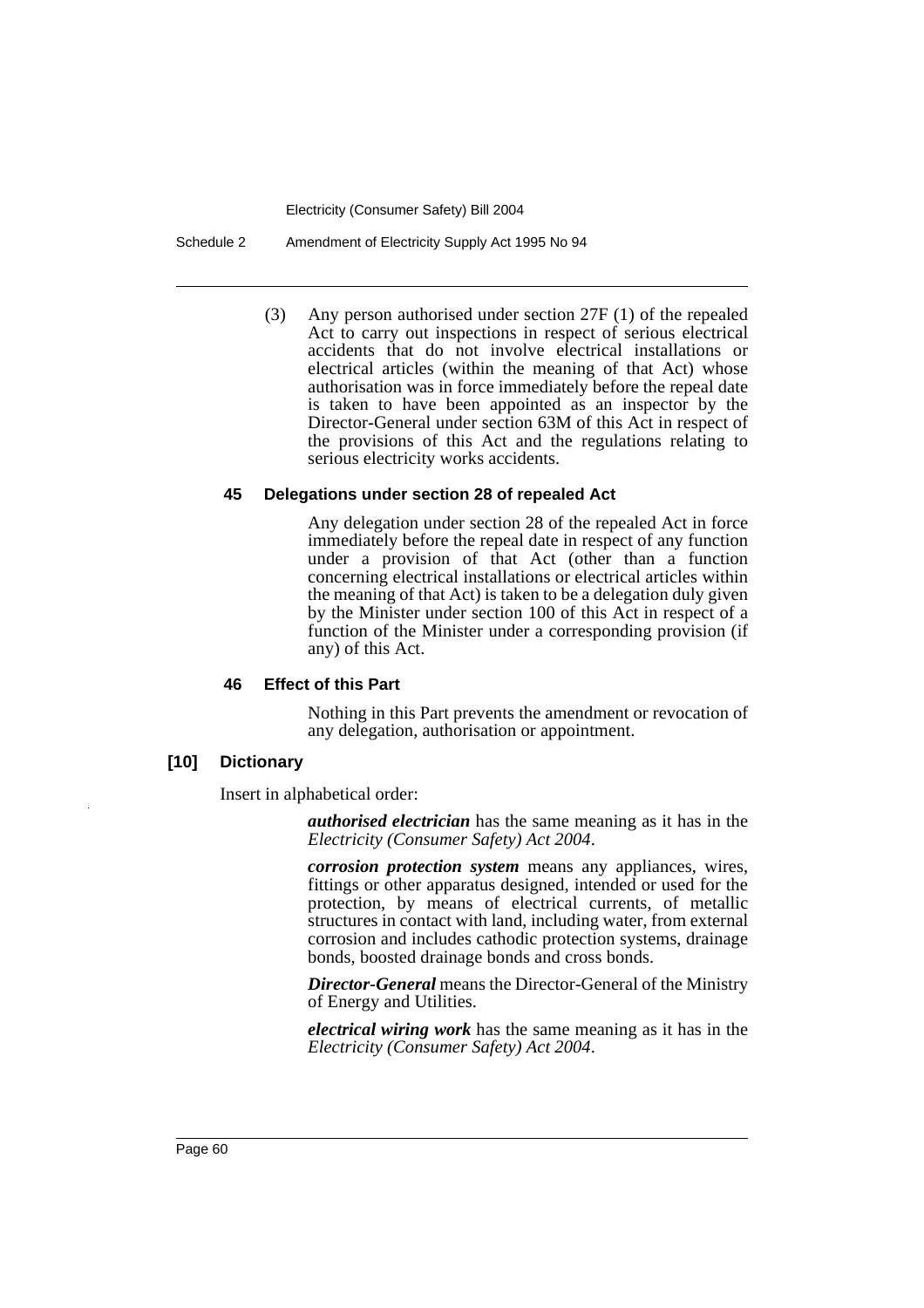(3) Any person authorised under section 27F (1) of the repealed Act to carry out inspections in respect of serious electrical accidents that do not involve electrical installations or electrical articles (within the meaning of that Act) whose authorisation was in force immediately before the repeal date is taken to have been appointed as an inspector by the Director-General under section 63M of this Act in respect of the provisions of this Act and the regulations relating to serious electricity works accidents.

### 45 Delegations under section 28 of repealed Act

Any delegation under section 28 of the repealed Act in force immediately before the repeal date in respect of any function under a provision of that Act (other than a function concerning electrical installations or electrical articles within the meaning of that Act) is taken to be a delegation duly given by the Minister under section 100 of this Act in respect of a function of the Minister under a corresponding provision (if any) of this Act.

### 46 Effect of this Part

Nothing in this Part prevents the amendment or revocation of any delegation, authorisation or appointment.

### [10] Dictionary

Insert in alphabetical order:

***authorised electrician*** has the same meaning as it has in the *Electricity (Consumer Safety) Act 2004*.

***corrosion protection system*** means any appliances, wires, fittings or other apparatus designed, intended or used for the protection, by means of electrical currents, of metallic structures in contact with land, including water, from external corrosion and includes cathodic protection systems, drainage bonds, boosted drainage bonds and cross bonds.

***Director-General*** means the Director-General of the Ministry of Energy and Utilities.

***electrical wiring work*** has the same meaning as it has in the *Electricity (Consumer Safety) Act 2004*.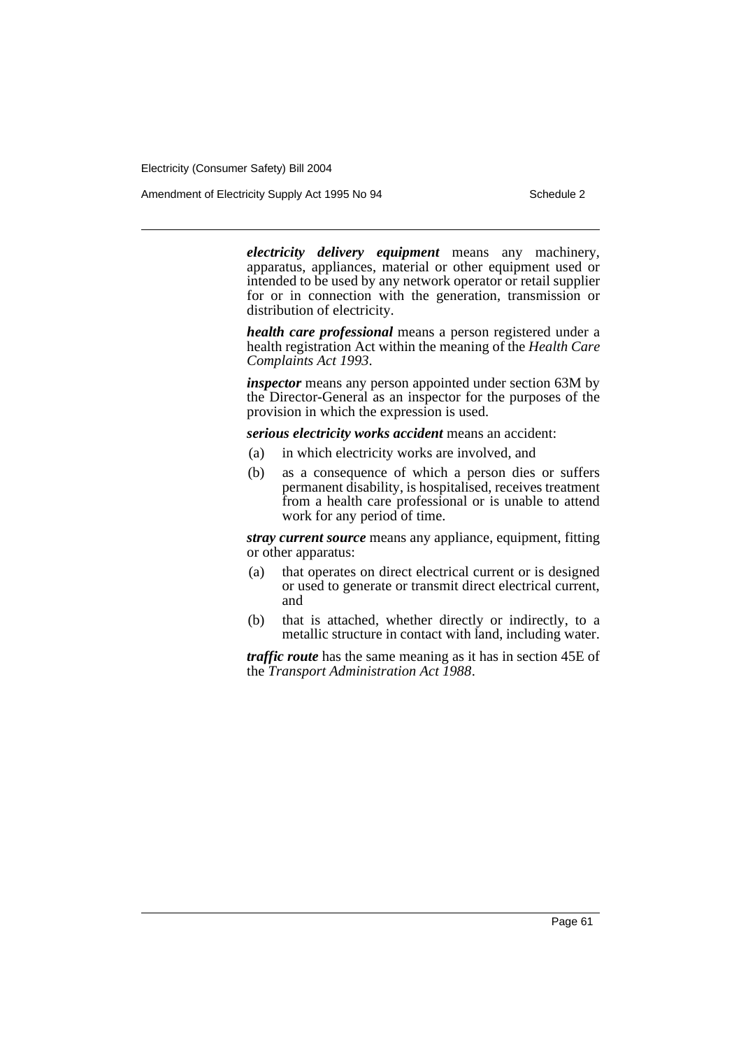***electricity delivery equipment*** means any machinery, apparatus, appliances, material or other equipment used or intended to be used by any network operator or retail supplier for or in connection with the generation, transmission or distribution of electricity.

***health care professional*** means a person registered under a health registration Act within the meaning of the *Health Care Complaints Act 1993*.

***inspector*** means any person appointed under section 63M by the Director-General as an inspector for the purposes of the provision in which the expression is used.

***serious electricity works accident*** means an accident:

(a) in which electricity works are involved, and

(b) as a consequence of which a person dies or suffers permanent disability, is hospitalised, receives treatment from a health care professional or is unable to attend work for any period of time.

***stray current source*** means any appliance, equipment, fitting or other apparatus:

(a) that operates on direct electrical current or is designed or used to generate or transmit direct electrical current, and

(b) that is attached, whether directly or indirectly, to a metallic structure in contact with land, including water.

***traffic route*** has the same meaning as it has in section 45E of the *Transport Administration Act 1988*.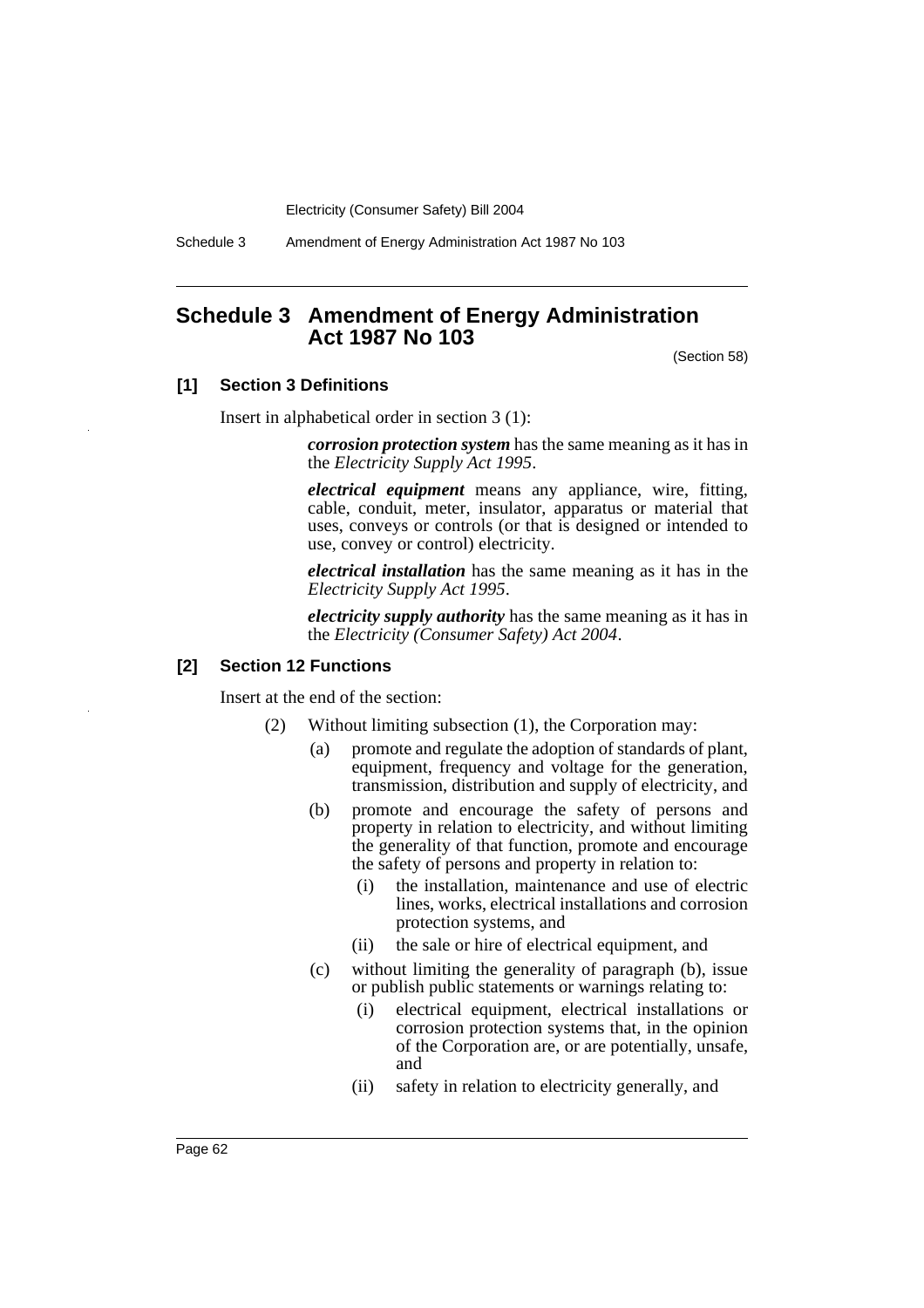## Schedule 3 Amendment of Energy Administration Act 1987 No 103

(Section 58)

### [1] Section 3 Definitions

Insert in alphabetical order in section 3 (1):

> ***corrosion protection system*** has the same meaning as it has in the *Electricity Supply Act 1995*.
>
> ***electrical equipment*** means any appliance, wire, fitting, cable, conduit, meter, insulator, apparatus or material that uses, conveys or controls (or that is designed or intended to use, convey or control) electricity.
>
> ***electrical installation*** has the same meaning as it has in the *Electricity Supply Act 1995*.
>
> ***electricity supply authority*** has the same meaning as it has in the *Electricity (Consumer Safety) Act 2004*.

### [2] Section 12 Functions

Insert at the end of the section:

(2) Without limiting subsection (1), the Corporation may:

- (a) promote and regulate the adoption of standards of plant, equipment, frequency and voltage for the generation, transmission, distribution and supply of electricity, and
- (b) promote and encourage the safety of persons and property in relation to electricity, and without limiting the generality of that function, promote and encourage the safety of persons and property in relation to:
  - (i) the installation, maintenance and use of electric lines, works, electrical installations and corrosion protection systems, and
  - (ii) the sale or hire of electrical equipment, and
- (c) without limiting the generality of paragraph (b), issue or publish public statements or warnings relating to:
  - (i) electrical equipment, electrical installations or corrosion protection systems that, in the opinion of the Corporation are, or are potentially, unsafe, and
  - (ii) safety in relation to electricity generally, and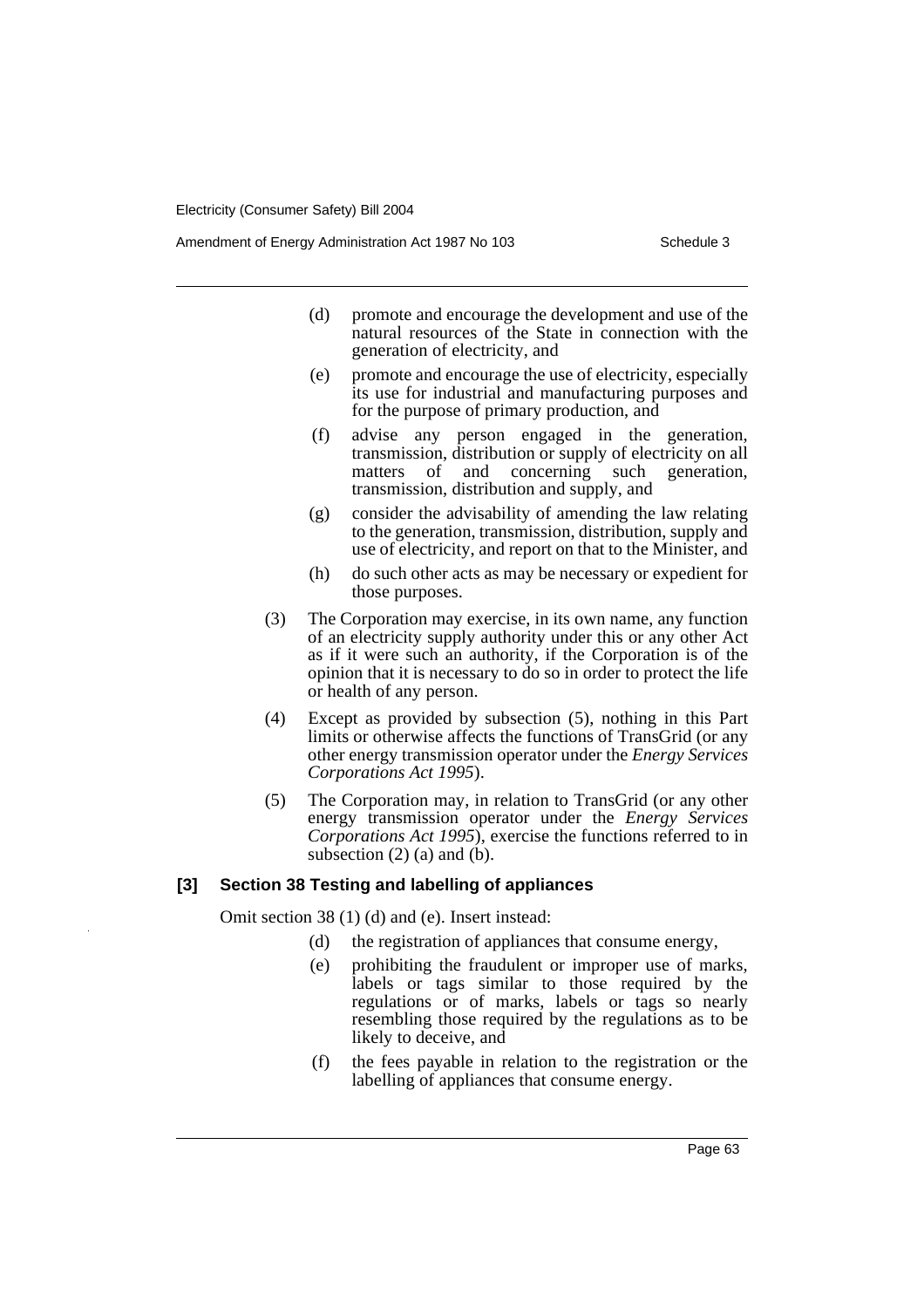(d) promote and encourage the development and use of the natural resources of the State in connection with the generation of electricity, and

(e) promote and encourage the use of electricity, especially its use for industrial and manufacturing purposes and for the purpose of primary production, and

(f) advise any person engaged in the generation, transmission, distribution or supply of electricity on all matters of and concerning such generation, transmission, distribution and supply, and

(g) consider the advisability of amending the law relating to the generation, transmission, distribution, supply and use of electricity, and report on that to the Minister, and

(h) do such other acts as may be necessary or expedient for those purposes.

(3) The Corporation may exercise, in its own name, any function of an electricity supply authority under this or any other Act as if it were such an authority, if the Corporation is of the opinion that it is necessary to do so in order to protect the life or health of any person.

(4) Except as provided by subsection (5), nothing in this Part limits or otherwise affects the functions of TransGrid (or any other energy transmission operator under the *Energy Services Corporations Act 1995*).

(5) The Corporation may, in relation to TransGrid (or any other energy transmission operator under the *Energy Services Corporations Act 1995*), exercise the functions referred to in subsection (2) (a) and (b).

**[3] Section 38 Testing and labelling of appliances**

Omit section 38 (1) (d) and (e). Insert instead:

(d) the registration of appliances that consume energy,

(e) prohibiting the fraudulent or improper use of marks, labels or tags similar to those required by the regulations or of marks, labels or tags so nearly resembling those required by the regulations as to be likely to deceive, and

(f) the fees payable in relation to the registration or the labelling of appliances that consume energy.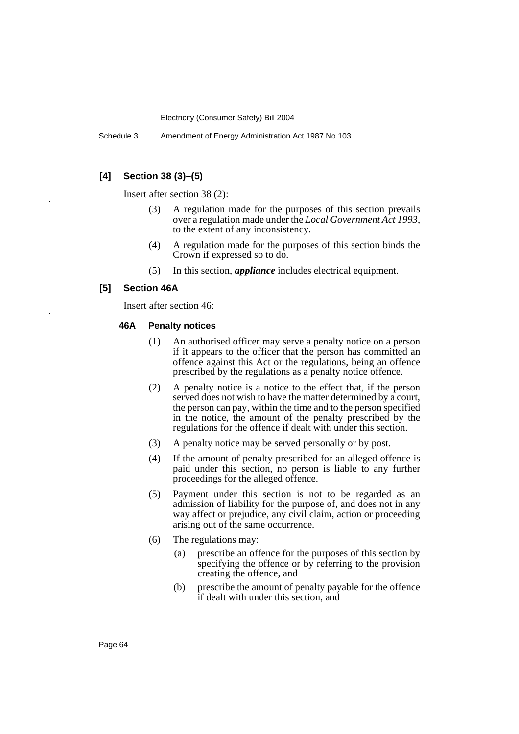### [4] Section 38 (3)–(5)

Insert after section 38 (2):

(3) A regulation made for the purposes of this section prevails over a regulation made under the *Local Government Act 1993*, to the extent of any inconsistency.

(4) A regulation made for the purposes of this section binds the Crown if expressed so to do.

(5) In this section, ***appliance*** includes electrical equipment.

### [5] Section 46A

Insert after section 46:

#### 46A Penalty notices

(1) An authorised officer may serve a penalty notice on a person if it appears to the officer that the person has committed an offence against this Act or the regulations, being an offence prescribed by the regulations as a penalty notice offence.

(2) A penalty notice is a notice to the effect that, if the person served does not wish to have the matter determined by a court, the person can pay, within the time and to the person specified in the notice, the amount of the penalty prescribed by the regulations for the offence if dealt with under this section.

(3) A penalty notice may be served personally or by post.

(4) If the amount of penalty prescribed for an alleged offence is paid under this section, no person is liable to any further proceedings for the alleged offence.

(5) Payment under this section is not to be regarded as an admission of liability for the purpose of, and does not in any way affect or prejudice, any civil claim, action or proceeding arising out of the same occurrence.

(6) The regulations may:

(a) prescribe an offence for the purposes of this section by specifying the offence or by referring to the provision creating the offence, and

(b) prescribe the amount of penalty payable for the offence if dealt with under this section, and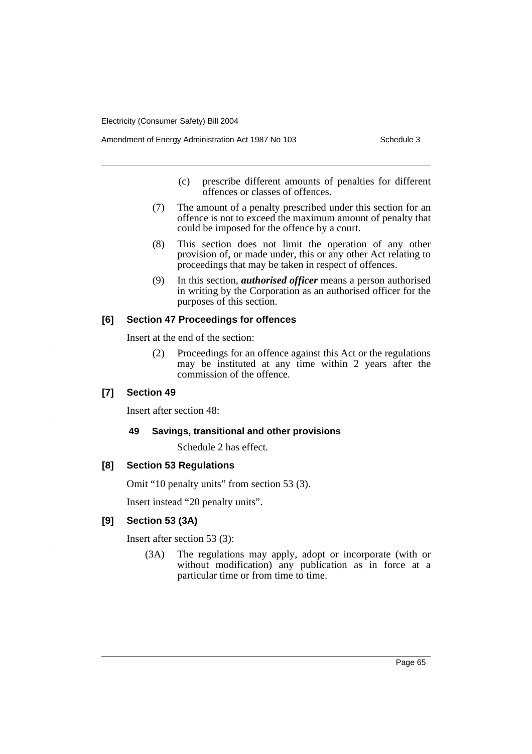(c) prescribe different amounts of penalties for different offences or classes of offences.

(7) The amount of a penalty prescribed under this section for an offence is not to exceed the maximum amount of penalty that could be imposed for the offence by a court.

(8) This section does not limit the operation of any other provision of, or made under, this or any other Act relating to proceedings that may be taken in respect of offences.

(9) In this section, ***authorised officer*** means a person authorised in writing by the Corporation as an authorised officer for the purposes of this section.

### [6] Section 47 Proceedings for offences

Insert at the end of the section:

(2) Proceedings for an offence against this Act or the regulations may be instituted at any time within 2 years after the commission of the offence.

### [7] Section 49

Insert after section 48:

#### 49 Savings, transitional and other provisions

Schedule 2 has effect.

### [8] Section 53 Regulations

Omit "10 penalty units" from section 53 (3).

Insert instead "20 penalty units".

### [9] Section 53 (3A)

Insert after section 53 (3):

(3A) The regulations may apply, adopt or incorporate (with or without modification) any publication as in force at a particular time or from time to time.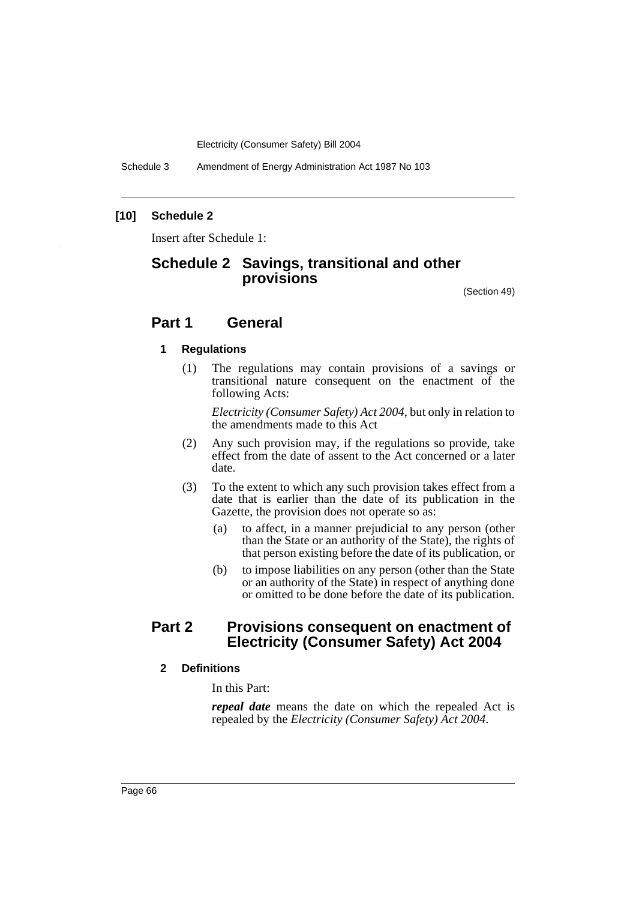**[10] Schedule 2**

Insert after Schedule 1:

# Schedule 2 Savings, transitional and other provisions

(Section 49)

## Part 1 General

### 1 Regulations

(1) The regulations may contain provisions of a savings or transitional nature consequent on the enactment of the following Acts:

*Electricity (Consumer Safety) Act 2004*, but only in relation to the amendments made to this Act

(2) Any such provision may, if the regulations so provide, take effect from the date of assent to the Act concerned or a later date.

(3) To the extent to which any such provision takes effect from a date that is earlier than the date of its publication in the Gazette, the provision does not operate so as:

(a) to affect, in a manner prejudicial to any person (other than the State or an authority of the State), the rights of that person existing before the date of its publication, or

(b) to impose liabilities on any person (other than the State or an authority of the State) in respect of anything done or omitted to be done before the date of its publication.

## Part 2 Provisions consequent on enactment of Electricity (Consumer Safety) Act 2004

### 2 Definitions

In this Part:

***repeal date*** means the date on which the repealed Act is repealed by the *Electricity (Consumer Safety) Act 2004*.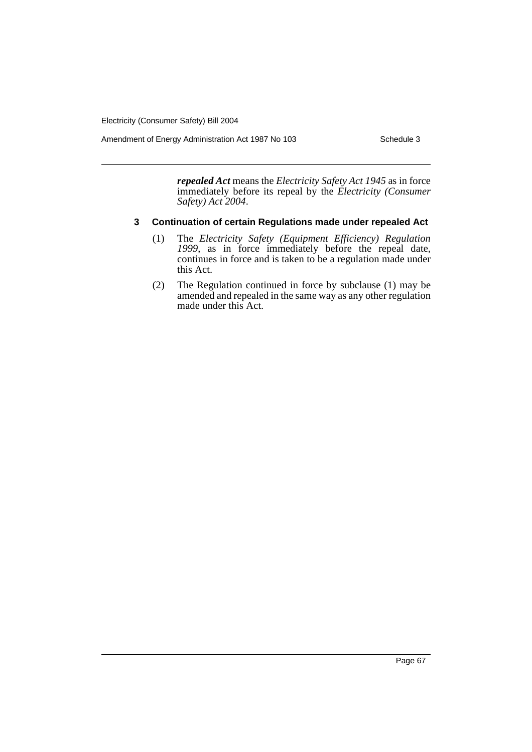***repealed Act*** means the *Electricity Safety Act 1945* as in force immediately before its repeal by the *Electricity (Consumer Safety) Act 2004*.

**3 Continuation of certain Regulations made under repealed Act**

(1) The *Electricity Safety (Equipment Efficiency) Regulation 1999*, as in force immediately before the repeal date, continues in force and is taken to be a regulation made under this Act.

(2) The Regulation continued in force by subclause (1) may be amended and repealed in the same way as any other regulation made under this Act.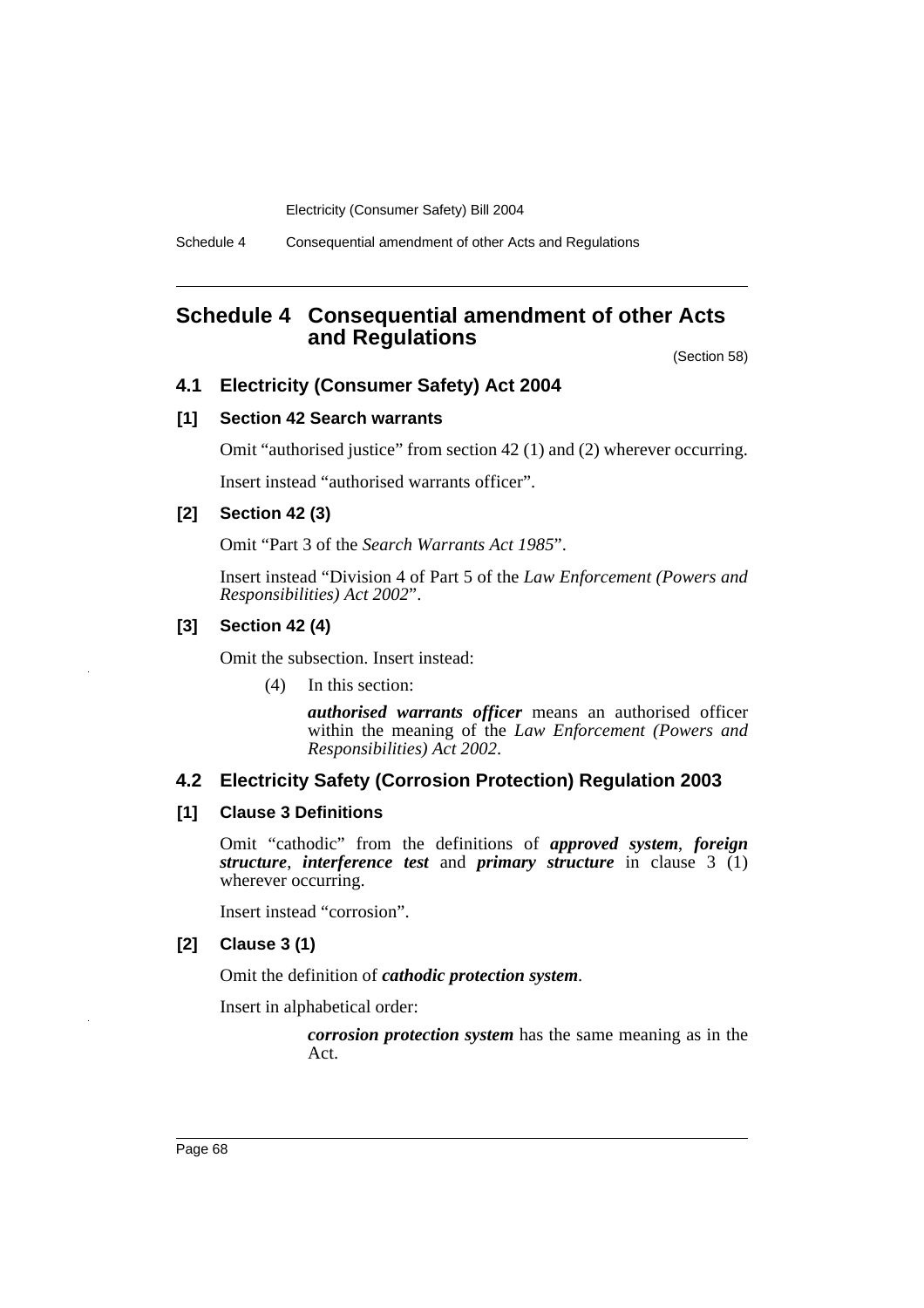## Schedule 4 Consequential amendment of other Acts and Regulations

(Section 58)

### 4.1 Electricity (Consumer Safety) Act 2004

#### [1] Section 42 Search warrants

Omit "authorised justice" from section 42 (1) and (2) wherever occurring.

Insert instead "authorised warrants officer".

#### [2] Section 42 (3)

Omit "Part 3 of the *Search Warrants Act 1985*".

Insert instead "Division 4 of Part 5 of the *Law Enforcement (Powers and Responsibilities) Act 2002*".

#### [3] Section 42 (4)

Omit the subsection. Insert instead:

(4) In this section:

***authorised warrants officer*** means an authorised officer within the meaning of the *Law Enforcement (Powers and Responsibilities) Act 2002*.

### 4.2 Electricity Safety (Corrosion Protection) Regulation 2003

#### [1] Clause 3 Definitions

Omit "cathodic" from the definitions of ***approved system***, ***foreign structure***, ***interference test*** and ***primary structure*** in clause 3 (1) wherever occurring.

Insert instead "corrosion".

#### [2] Clause 3 (1)

Omit the definition of ***cathodic protection system***.

Insert in alphabetical order:

***corrosion protection system*** has the same meaning as in the Act.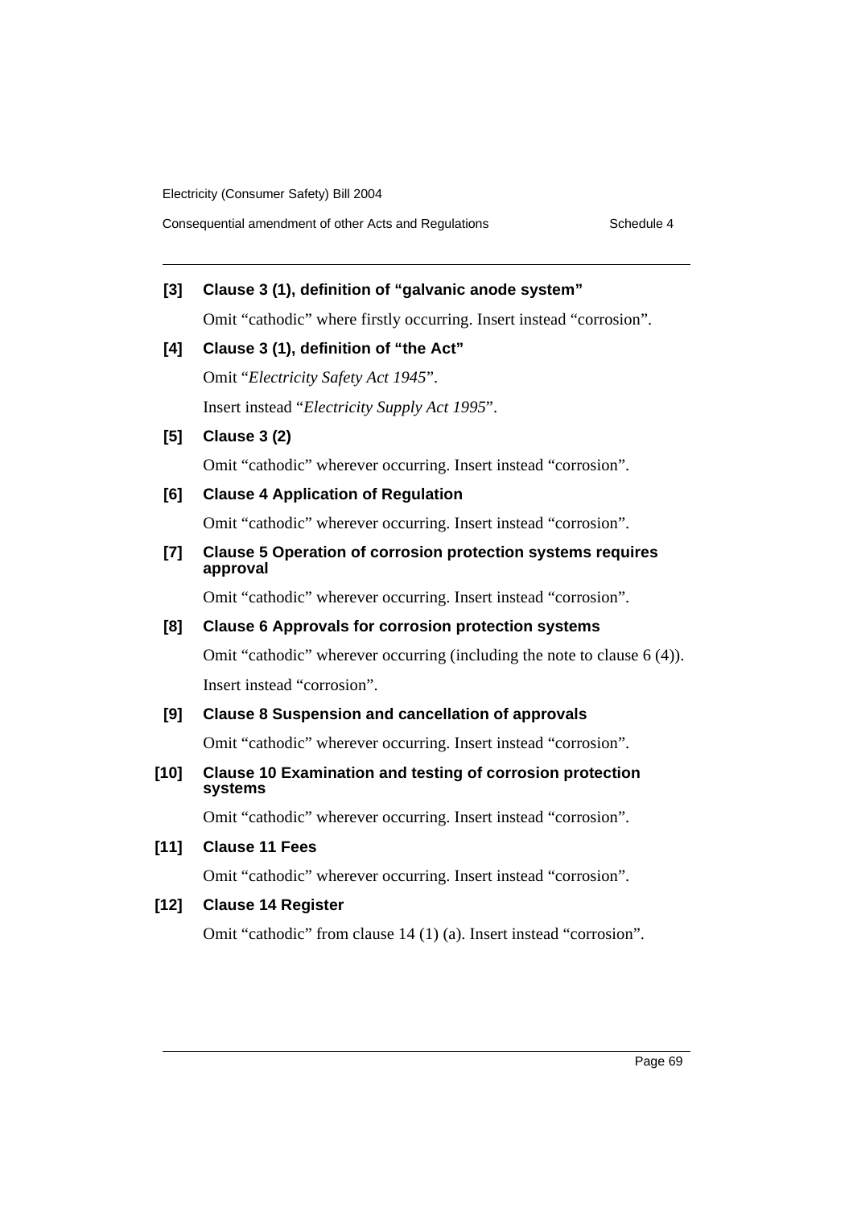**[3] Clause 3 (1), definition of "galvanic anode system"**

Omit "cathodic" where firstly occurring. Insert instead "corrosion".

**[4] Clause 3 (1), definition of "the Act"**

Omit "*Electricity Safety Act 1945*".

Insert instead "*Electricity Supply Act 1995*".

**[5] Clause 3 (2)**

Omit "cathodic" wherever occurring. Insert instead "corrosion".

**[6] Clause 4 Application of Regulation**

Omit "cathodic" wherever occurring. Insert instead "corrosion".

**[7] Clause 5 Operation of corrosion protection systems requires approval**

Omit "cathodic" wherever occurring. Insert instead "corrosion".

**[8] Clause 6 Approvals for corrosion protection systems**

Omit "cathodic" wherever occurring (including the note to clause 6 (4)). Insert instead "corrosion".

**[9] Clause 8 Suspension and cancellation of approvals**

Omit "cathodic" wherever occurring. Insert instead "corrosion".

**[10] Clause 10 Examination and testing of corrosion protection systems**

Omit "cathodic" wherever occurring. Insert instead "corrosion".

**[11] Clause 11 Fees**

Omit "cathodic" wherever occurring. Insert instead "corrosion".

**[12] Clause 14 Register**

Omit "cathodic" from clause 14 (1) (a). Insert instead "corrosion".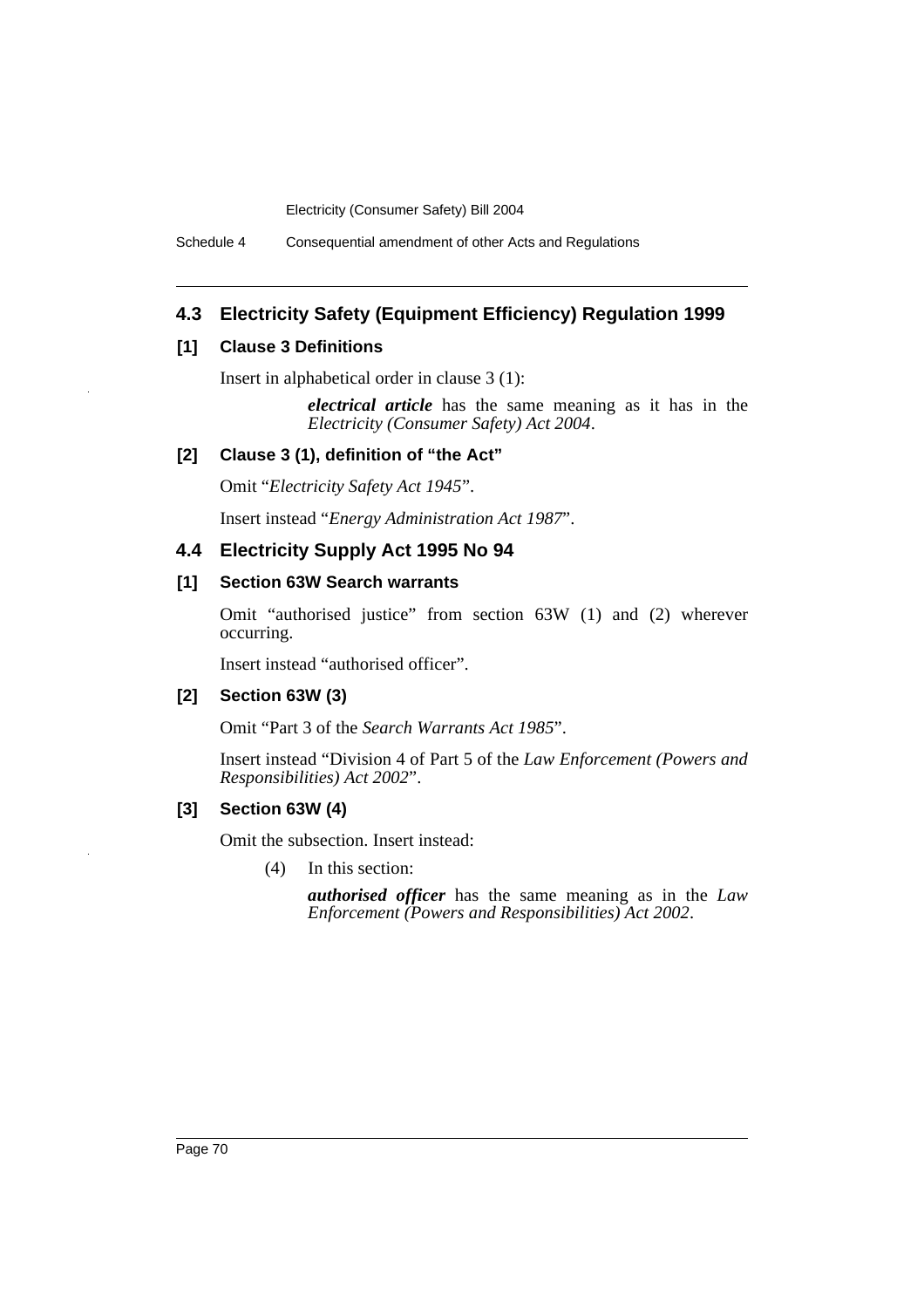## 4.3 Electricity Safety (Equipment Efficiency) Regulation 1999

### [1] Clause 3 Definitions

Insert in alphabetical order in clause 3 (1):

> ***electrical article*** has the same meaning as it has in the *Electricity (Consumer Safety) Act 2004*.

### [2] Clause 3 (1), definition of "the Act"

Omit "*Electricity Safety Act 1945*".

Insert instead "*Energy Administration Act 1987*".

## 4.4 Electricity Supply Act 1995 No 94

### [1] Section 63W Search warrants

Omit "authorised justice" from section 63W (1) and (2) wherever occurring.

Insert instead "authorised officer".

### [2] Section 63W (3)

Omit "Part 3 of the *Search Warrants Act 1985*".

Insert instead "Division 4 of Part 5 of the *Law Enforcement (Powers and Responsibilities) Act 2002*".

### [3] Section 63W (4)

Omit the subsection. Insert instead:

> (4) In this section:
>
> ***authorised officer*** has the same meaning as in the *Law Enforcement (Powers and Responsibilities) Act 2002*.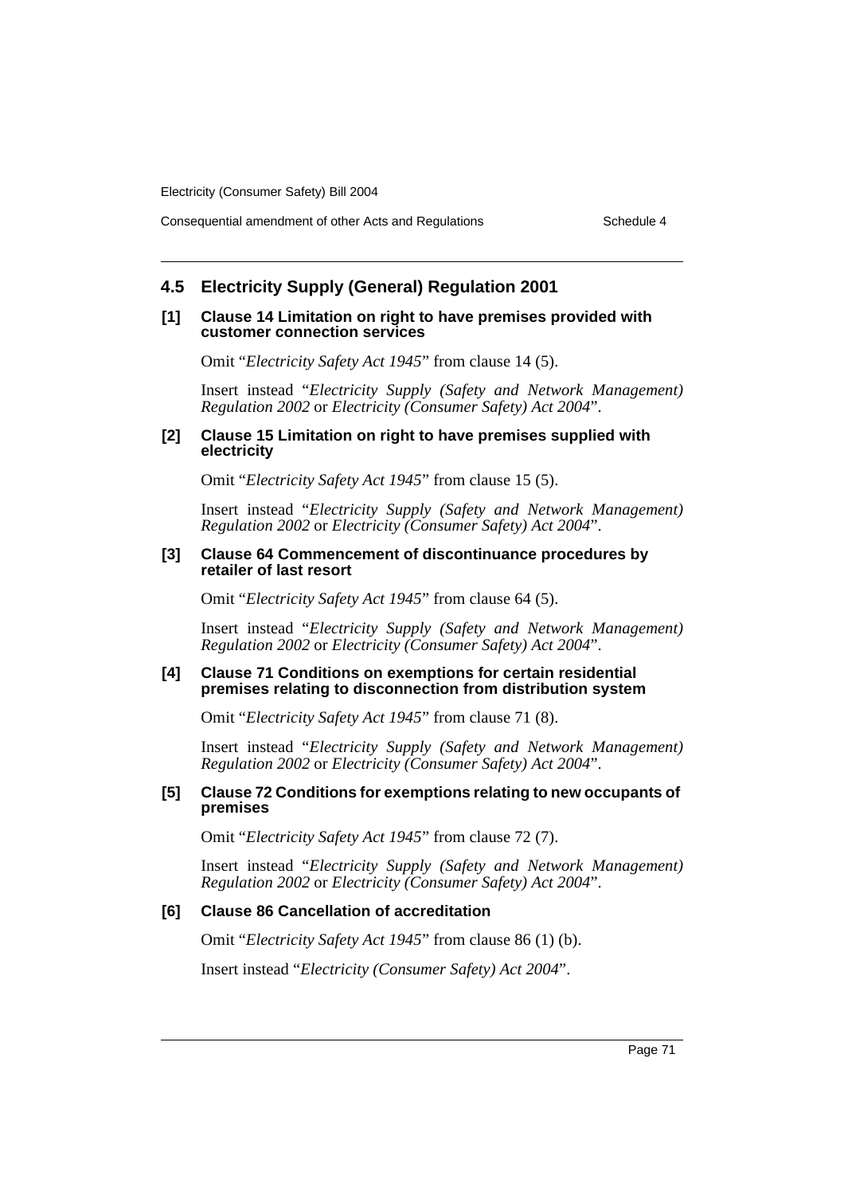## 4.5 Electricity Supply (General) Regulation 2001

### [1] Clause 14 Limitation on right to have premises provided with customer connection services

Omit "*Electricity Safety Act 1945*" from clause 14 (5).

Insert instead "*Electricity Supply (Safety and Network Management) Regulation 2002* or *Electricity (Consumer Safety) Act 2004*".

### [2] Clause 15 Limitation on right to have premises supplied with electricity

Omit "*Electricity Safety Act 1945*" from clause 15 (5).

Insert instead "*Electricity Supply (Safety and Network Management) Regulation 2002* or *Electricity (Consumer Safety) Act 2004*".

### [3] Clause 64 Commencement of discontinuance procedures by retailer of last resort

Omit "*Electricity Safety Act 1945*" from clause 64 (5).

Insert instead "*Electricity Supply (Safety and Network Management) Regulation 2002* or *Electricity (Consumer Safety) Act 2004*".

### [4] Clause 71 Conditions on exemptions for certain residential premises relating to disconnection from distribution system

Omit "*Electricity Safety Act 1945*" from clause 71 (8).

Insert instead "*Electricity Supply (Safety and Network Management) Regulation 2002* or *Electricity (Consumer Safety) Act 2004*".

### [5] Clause 72 Conditions for exemptions relating to new occupants of premises

Omit "*Electricity Safety Act 1945*" from clause 72 (7).

Insert instead "*Electricity Supply (Safety and Network Management) Regulation 2002* or *Electricity (Consumer Safety) Act 2004*".

### [6] Clause 86 Cancellation of accreditation

Omit "*Electricity Safety Act 1945*" from clause 86 (1) (b).

Insert instead "*Electricity (Consumer Safety) Act 2004*".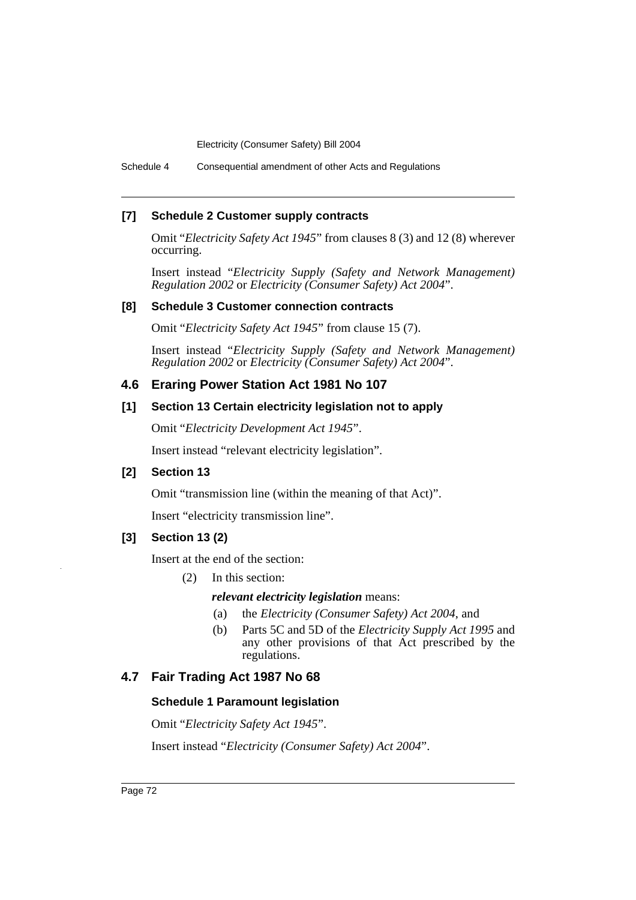### [7] Schedule 2 Customer supply contracts

Omit "*Electricity Safety Act 1945*" from clauses 8 (3) and 12 (8) wherever occurring.

Insert instead "*Electricity Supply (Safety and Network Management) Regulation 2002* or *Electricity (Consumer Safety) Act 2004*".

### [8] Schedule 3 Customer connection contracts

Omit "*Electricity Safety Act 1945*" from clause 15 (7).

Insert instead "*Electricity Supply (Safety and Network Management) Regulation 2002* or *Electricity (Consumer Safety) Act 2004*".

## 4.6 Eraring Power Station Act 1981 No 107

### [1] Section 13 Certain electricity legislation not to apply

Omit "*Electricity Development Act 1945*".

Insert instead "relevant electricity legislation".

### [2] Section 13

Omit "transmission line (within the meaning of that Act)".

Insert "electricity transmission line".

### [3] Section 13 (2)

Insert at the end of the section:

(2) In this section:

***relevant electricity legislation*** means:

(a) the *Electricity (Consumer Safety) Act 2004*, and

(b) Parts 5C and 5D of the *Electricity Supply Act 1995* and any other provisions of that Act prescribed by the regulations.

## 4.7 Fair Trading Act 1987 No 68

### Schedule 1 Paramount legislation

Omit "*Electricity Safety Act 1945*".

Insert instead "*Electricity (Consumer Safety) Act 2004*".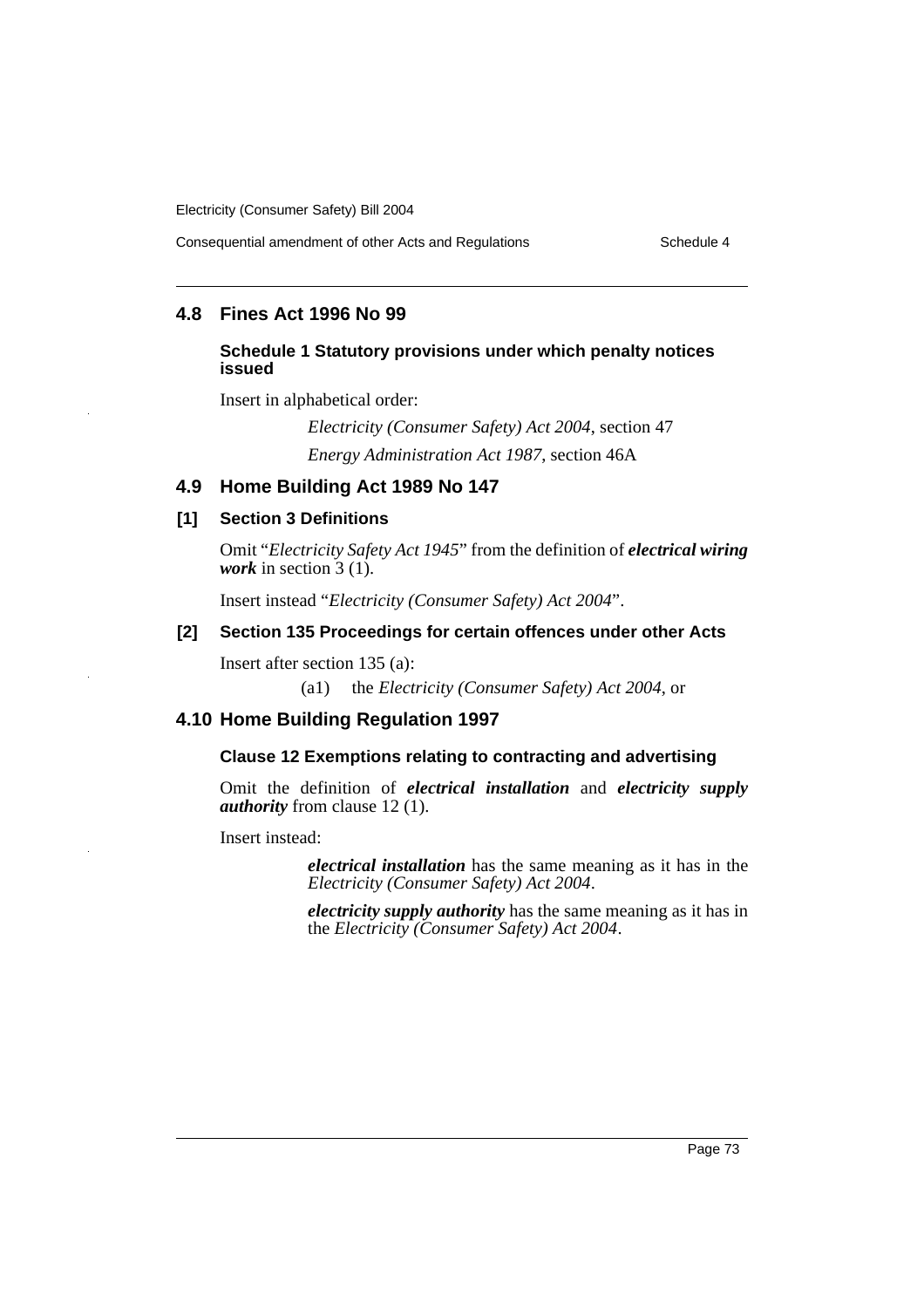## 4.8 Fines Act 1996 No 99

#### Schedule 1 Statutory provisions under which penalty notices issued

Insert in alphabetical order:

> *Electricity (Consumer Safety) Act 2004*, section 47
>
> *Energy Administration Act 1987*, section 46A

## 4.9 Home Building Act 1989 No 147

#### [1] Section 3 Definitions

Omit "*Electricity Safety Act 1945*" from the definition of ***electrical wiring work*** in section 3 (1).

Insert instead "*Electricity (Consumer Safety) Act 2004*".

#### [2] Section 135 Proceedings for certain offences under other Acts

Insert after section 135 (a):

> (a1) the *Electricity (Consumer Safety) Act 2004*, or

## 4.10 Home Building Regulation 1997

#### Clause 12 Exemptions relating to contracting and advertising

Omit the definition of ***electrical installation*** and ***electricity supply authority*** from clause 12 (1).

Insert instead:

> ***electrical installation*** has the same meaning as it has in the *Electricity (Consumer Safety) Act 2004*.
>
> ***electricity supply authority*** has the same meaning as it has in the *Electricity (Consumer Safety) Act 2004*.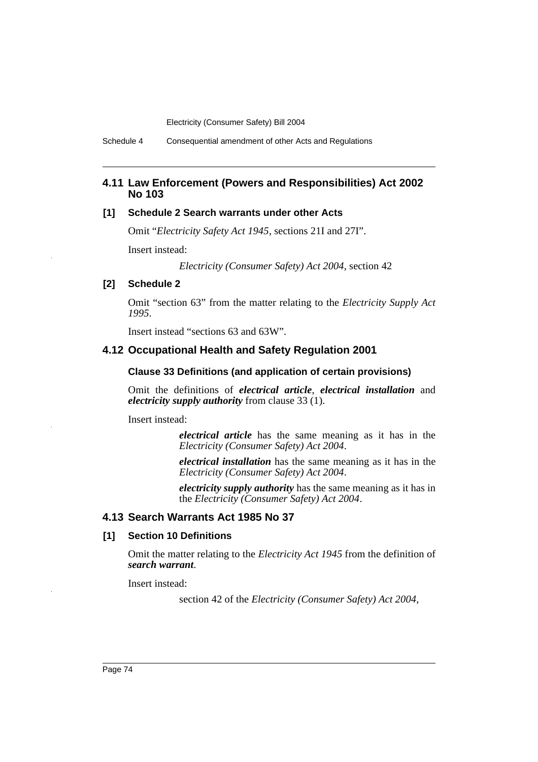## 4.11 Law Enforcement (Powers and Responsibilities) Act 2002 No 103

### [1] Schedule 2 Search warrants under other Acts

Omit "*Electricity Safety Act 1945*, sections 21I and 27I".

Insert instead:

> *Electricity (Consumer Safety) Act 2004*, section 42

### [2] Schedule 2

Omit "section 63" from the matter relating to the *Electricity Supply Act 1995*.

Insert instead "sections 63 and 63W".

## 4.12 Occupational Health and Safety Regulation 2001

### Clause 33 Definitions (and application of certain provisions)

Omit the definitions of ***electrical article***, ***electrical installation*** and ***electricity supply authority*** from clause 33 (1).

Insert instead:

> ***electrical article*** has the same meaning as it has in the *Electricity (Consumer Safety) Act 2004*.
>
> ***electrical installation*** has the same meaning as it has in the *Electricity (Consumer Safety) Act 2004*.
>
> ***electricity supply authority*** has the same meaning as it has in the *Electricity (Consumer Safety) Act 2004*.

## 4.13 Search Warrants Act 1985 No 37

### [1] Section 10 Definitions

Omit the matter relating to the *Electricity Act 1945* from the definition of ***search warrant***.

Insert instead:

> section 42 of the *Electricity (Consumer Safety) Act 2004*,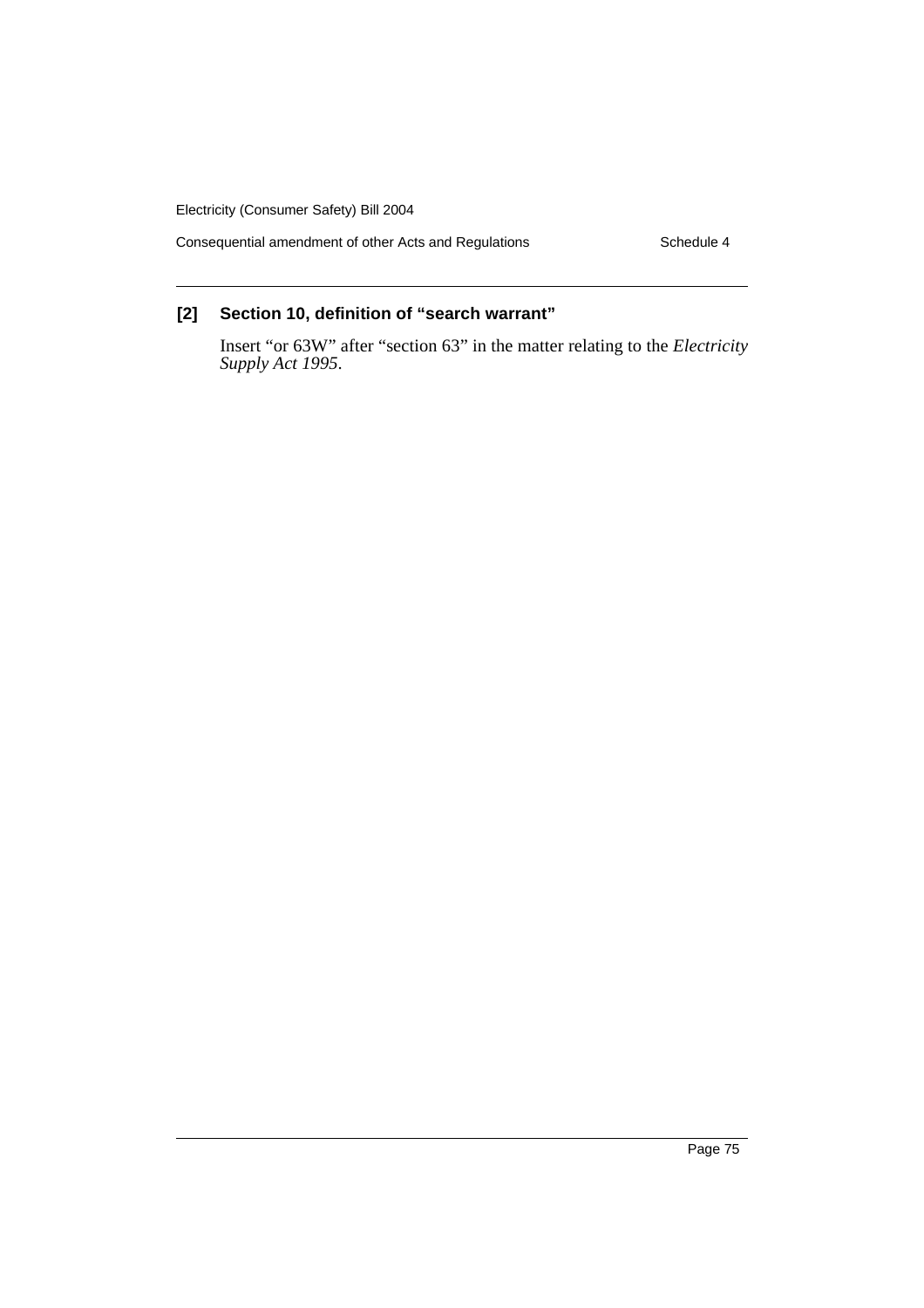### [2] Section 10, definition of "search warrant"

Insert "or 63W" after "section 63" in the matter relating to the *Electricity Supply Act 1995*.